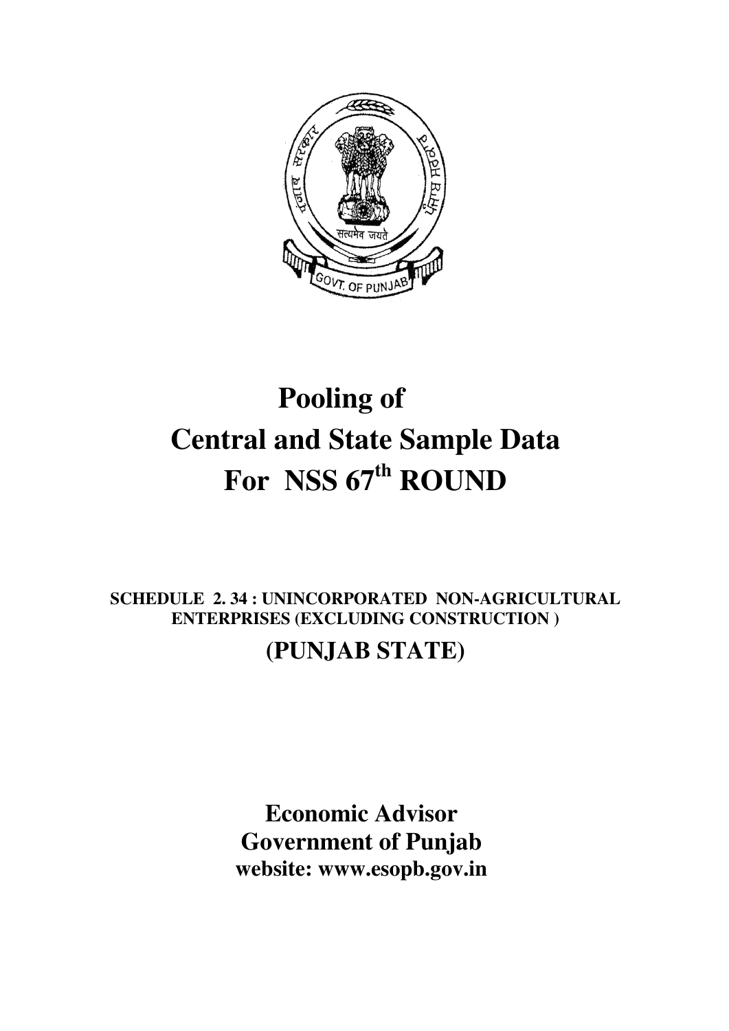# Pooling of Central and State Sample Data For NSS 67th ROUND

**SCHEDULE 2. 34 : UNINCORPORATED NON-AGRICULTURAL ENTERPRISES (EXCLUDING CONSTRUCTION )**

## (PUNJAB STATE)

**Economic Advisor**
**Government of Punjab**
**website: www.esopb.gov.in**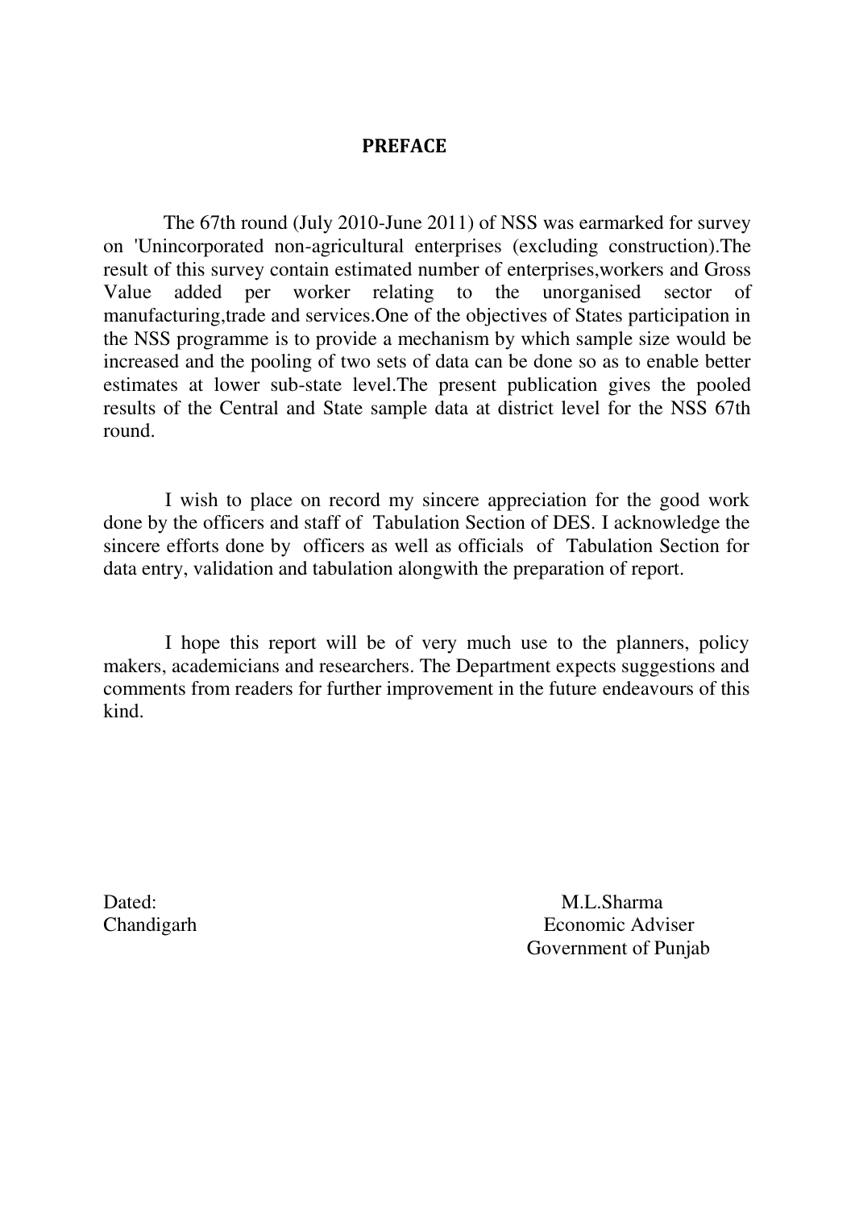# PREFACE

The 67th round (July 2010-June 2011) of NSS was earmarked for survey on 'Unincorporated non-agricultural enterprises (excluding construction).The result of this survey contain estimated number of enterprises,workers and Gross Value added per worker relating to the unorganised sector of manufacturing,trade and services.One of the objectives of States participation in the NSS programme is to provide a mechanism by which sample size would be increased and the pooling of two sets of data can be done so as to enable better estimates at lower sub-state level.The present publication gives the pooled results of the Central and State sample data at district level for the NSS 67th round.

I wish to place on record my sincere appreciation for the good work done by the officers and staff of Tabulation Section of DES. I acknowledge the sincere efforts done by officers as well as officials of Tabulation Section for data entry, validation and tabulation alongwith the preparation of report.

I hope this report will be of very much use to the planners, policy makers, academicians and researchers. The Department expects suggestions and comments from readers for further improvement in the future endeavours of this kind.

Dated:
Chandigarh

M.L.Sharma
Economic Adviser
Government of Punjab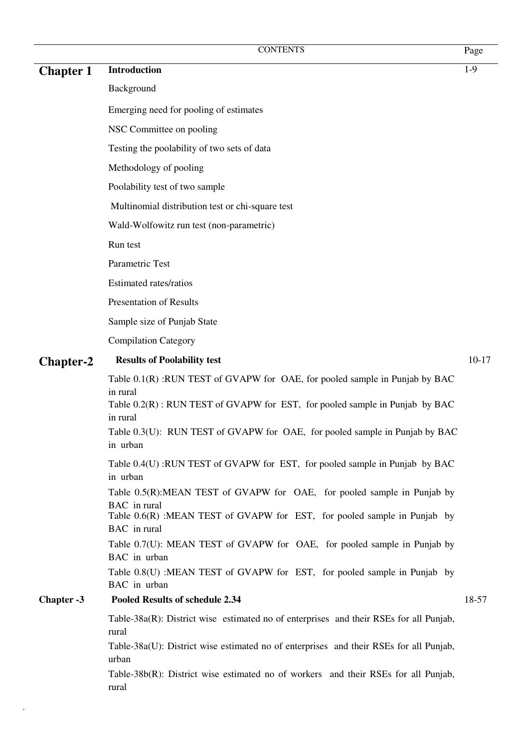| | CONTENTS | Page |
|---|---|---|
| **Chapter 1** | **Introduction** | 1-9 |
| | Background | |
| | Emerging need for pooling of estimates | |
| | NSC Committee on pooling | |
| | Testing the poolability of two sets of data | |
| | Methodology of pooling | |
| | Poolability test of two sample | |
| | Multinomial distribution test or chi-square test | |
| | Wald-Wolfowitz run test (non-parametric) | |
| | Run test | |
| | Parametric Test | |
| | Estimated rates/ratios | |
| | Presentation of Results | |
| | Sample size of Punjab State | |
| | Compilation Category | |
| **Chapter-2** | **Results of Poolability test** | 10-17 |
| | Table 0.1(R) :RUN TEST of GVAPW for OAE, for pooled sample in Punjab by BAC in rural | |
| | Table 0.2(R) : RUN TEST of GVAPW for EST, for pooled sample in Punjab by BAC in rural | |
| | Table 0.3(U): RUN TEST of GVAPW for OAE, for pooled sample in Punjab by BAC in urban | |
| | Table 0.4(U) :RUN TEST of GVAPW for EST, for pooled sample in Punjab by BAC in urban | |
| | Table 0.5(R):MEAN TEST of GVAPW for OAE, for pooled sample in Punjab by BAC in rural | |
| | Table 0.6(R) :MEAN TEST of GVAPW for EST, for pooled sample in Punjab by BAC in rural | |
| | Table 0.7(U): MEAN TEST of GVAPW for OAE, for pooled sample in Punjab by BAC in urban | |
| | Table 0.8(U) :MEAN TEST of GVAPW for EST, for pooled sample in Punjab by BAC in urban | |
| **Chapter -3** | **Pooled Results of schedule 2.34** | 18-57 |
| | Table-38a(R): District wise estimated no of enterprises and their RSEs for all Punjab, rural | |
| | Table-38a(U): District wise estimated no of enterprises and their RSEs for all Punjab, urban | |
| | Table-38b(R): District wise estimated no of workers and their RSEs for all Punjab, rural | |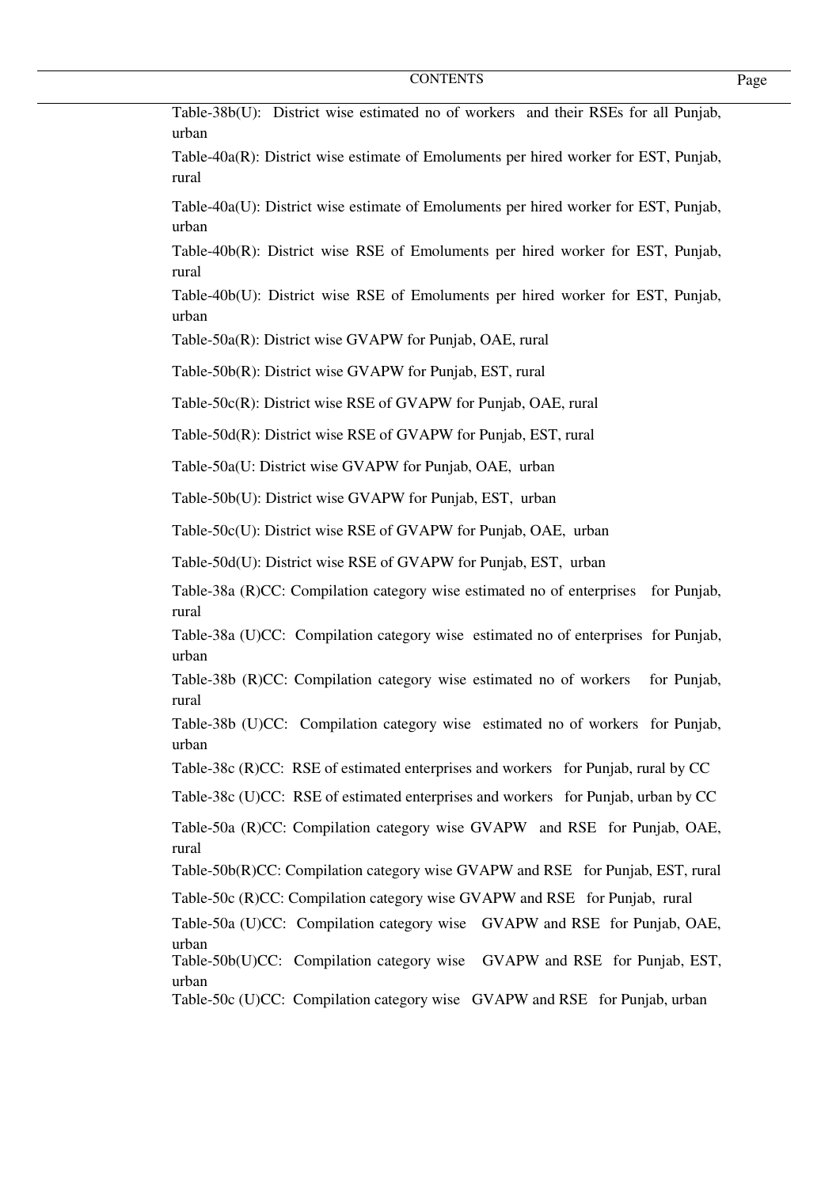| CONTENTS | Page |
|---|---|
| Table-38b(U): District wise estimated no of workers and their RSEs for all Punjab, urban | |
| Table-40a(R): District wise estimate of Emoluments per hired worker for EST, Punjab, rural | |
| Table-40a(U): District wise estimate of Emoluments per hired worker for EST, Punjab, urban | |
| Table-40b(R): District wise RSE of Emoluments per hired worker for EST, Punjab, rural | |
| Table-40b(U): District wise RSE of Emoluments per hired worker for EST, Punjab, urban | |
| Table-50a(R): District wise GVAPW for Punjab, OAE, rural | |
| Table-50b(R): District wise GVAPW for Punjab, EST, rural | |
| Table-50c(R): District wise RSE of GVAPW for Punjab, OAE, rural | |
| Table-50d(R): District wise RSE of GVAPW for Punjab, EST, rural | |
| Table-50a(U: District wise GVAPW for Punjab, OAE, urban | |
| Table-50b(U): District wise GVAPW for Punjab, EST, urban | |
| Table-50c(U): District wise RSE of GVAPW for Punjab, OAE, urban | |
| Table-50d(U): District wise RSE of GVAPW for Punjab, EST, urban | |
| Table-38a (R)CC: Compilation category wise estimated no of enterprises for Punjab, rural | |
| Table-38a (U)CC: Compilation category wise estimated no of enterprises for Punjab, urban | |
| Table-38b (R)CC: Compilation category wise estimated no of workers for Punjab, rural | |
| Table-38b (U)CC: Compilation category wise estimated no of workers for Punjab, urban | |
| Table-38c (R)CC: RSE of estimated enterprises and workers for Punjab, rural by CC | |
| Table-38c (U)CC: RSE of estimated enterprises and workers for Punjab, urban by CC | |
| Table-50a (R)CC: Compilation category wise GVAPW and RSE for Punjab, OAE, rural | |
| Table-50b(R)CC: Compilation category wise GVAPW and RSE for Punjab, EST, rural | |
| Table-50c (R)CC: Compilation category wise GVAPW and RSE for Punjab, rural | |
| Table-50a (U)CC: Compilation category wise GVAPW and RSE for Punjab, OAE, urban | |
| Table-50b(U)CC: Compilation category wise GVAPW and RSE for Punjab, EST, urban | |
| Table-50c (U)CC: Compilation category wise GVAPW and RSE for Punjab, urban | |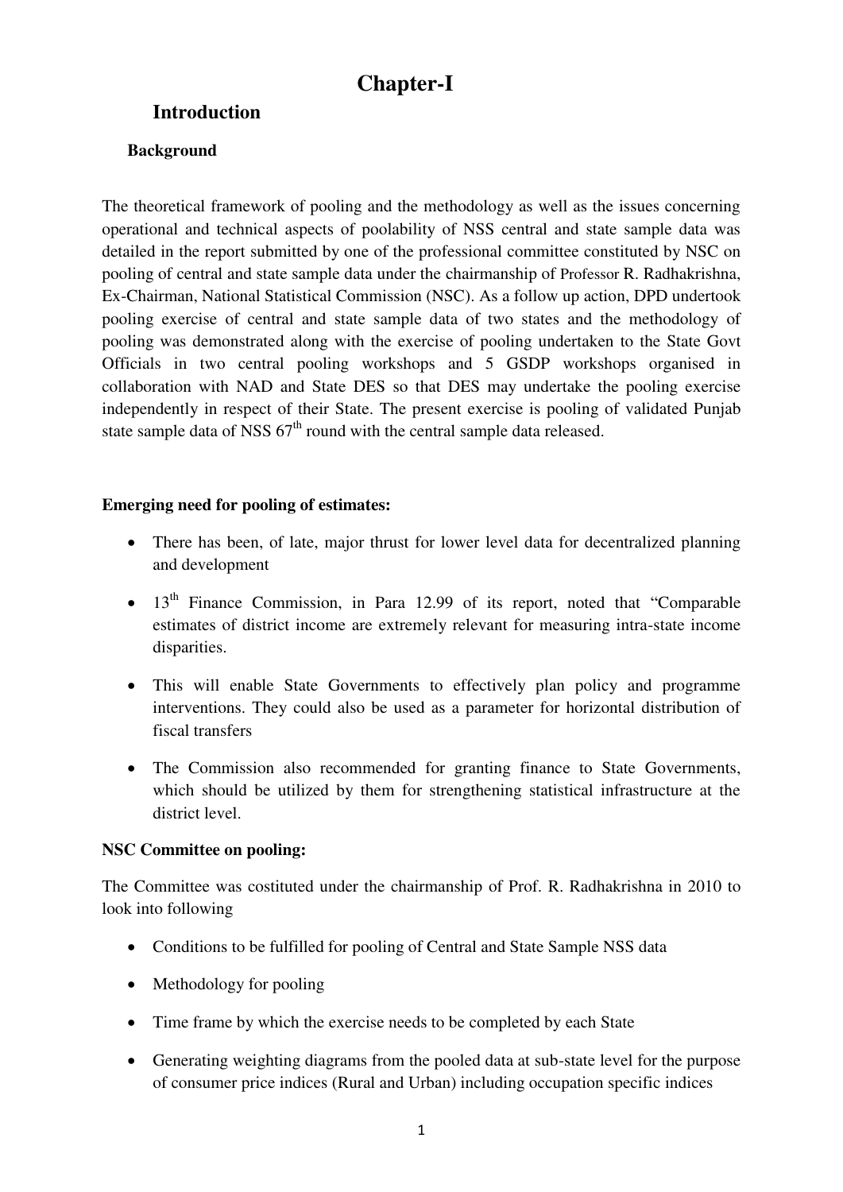# Chapter-I

## Introduction

### Background

The theoretical framework of pooling and the methodology as well as the issues concerning operational and technical aspects of poolability of NSS central and state sample data was detailed in the report submitted by one of the professional committee constituted by NSC on pooling of central and state sample data under the chairmanship of Professor R. Radhakrishna, Ex-Chairman, National Statistical Commission (NSC). As a follow up action, DPD undertook pooling exercise of central and state sample data of two states and the methodology of pooling was demonstrated along with the exercise of pooling undertaken to the State Govt Officials in two central pooling workshops and 5 GSDP workshops organised in collaboration with NAD and State DES so that DES may undertake the pooling exercise independently in respect of their State. The present exercise is pooling of validated Punjab state sample data of NSS 67th round with the central sample data released.

**Emerging need for pooling of estimates:**

- There has been, of late, major thrust for lower level data for decentralized planning and development
- 13th Finance Commission, in Para 12.99 of its report, noted that "Comparable estimates of district income are extremely relevant for measuring intra-state income disparities.
- This will enable State Governments to effectively plan policy and programme interventions. They could also be used as a parameter for horizontal distribution of fiscal transfers
- The Commission also recommended for granting finance to State Governments, which should be utilized by them for strengthening statistical infrastructure at the district level.

**NSC Committee on pooling:**

The Committee was costituted under the chairmanship of Prof. R. Radhakrishna in 2010 to look into following

- Conditions to be fulfilled for pooling of Central and State Sample NSS data
- Methodology for pooling
- Time frame by which the exercise needs to be completed by each State
- Generating weighting diagrams from the pooled data at sub-state level for the purpose of consumer price indices (Rural and Urban) including occupation specific indices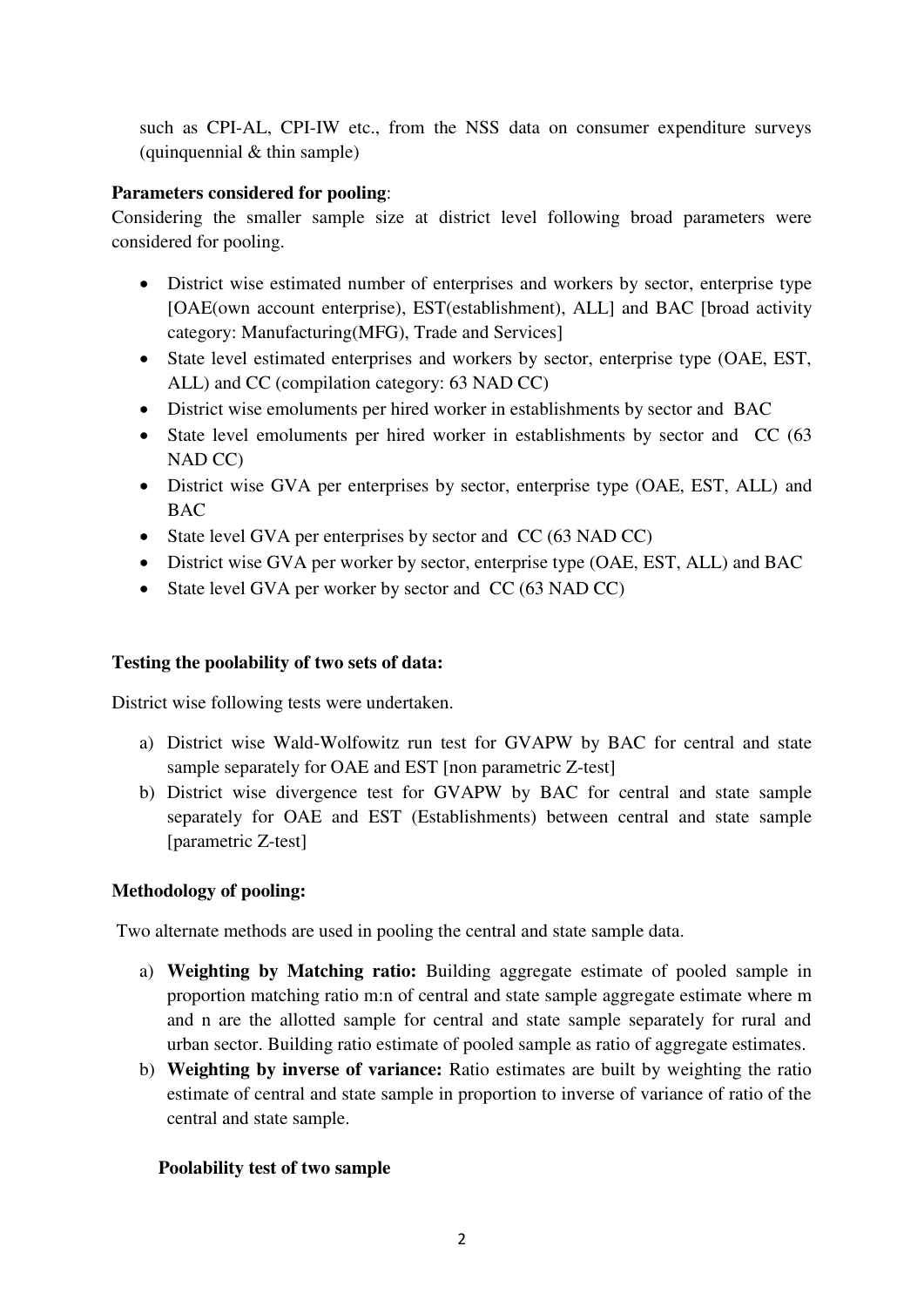such as CPI-AL, CPI-IW etc., from the NSS data on consumer expenditure surveys (quinquennial & thin sample)

**Parameters considered for pooling**:

Considering the smaller sample size at district level following broad parameters were considered for pooling.

- District wise estimated number of enterprises and workers by sector, enterprise type [OAE(own account enterprise), EST(establishment), ALL] and BAC [broad activity category: Manufacturing(MFG), Trade and Services]
- State level estimated enterprises and workers by sector, enterprise type (OAE, EST, ALL) and CC (compilation category: 63 NAD CC)
- District wise emoluments per hired worker in establishments by sector and BAC
- State level emoluments per hired worker in establishments by sector and CC (63 NAD CC)
- District wise GVA per enterprises by sector, enterprise type (OAE, EST, ALL) and BAC
- State level GVA per enterprises by sector and CC (63 NAD CC)
- District wise GVA per worker by sector, enterprise type (OAE, EST, ALL) and BAC
- State level GVA per worker by sector and CC (63 NAD CC)

**Testing the poolability of two sets of data:**

District wise following tests were undertaken.

a) District wise Wald-Wolfowitz run test for GVAPW by BAC for central and state sample separately for OAE and EST [non parametric Z-test]
b) District wise divergence test for GVAPW by BAC for central and state sample separately for OAE and EST (Establishments) between central and state sample [parametric Z-test]

**Methodology of pooling:**

Two alternate methods are used in pooling the central and state sample data.

a) **Weighting by Matching ratio:** Building aggregate estimate of pooled sample in proportion matching ratio m:n of central and state sample aggregate estimate where m and n are the allotted sample for central and state sample separately for rural and urban sector. Building ratio estimate of pooled sample as ratio of aggregate estimates.
b) **Weighting by inverse of variance:** Ratio estimates are built by weighting the ratio estimate of central and state sample in proportion to inverse of variance of ratio of the central and state sample.

**Poolability test of two sample**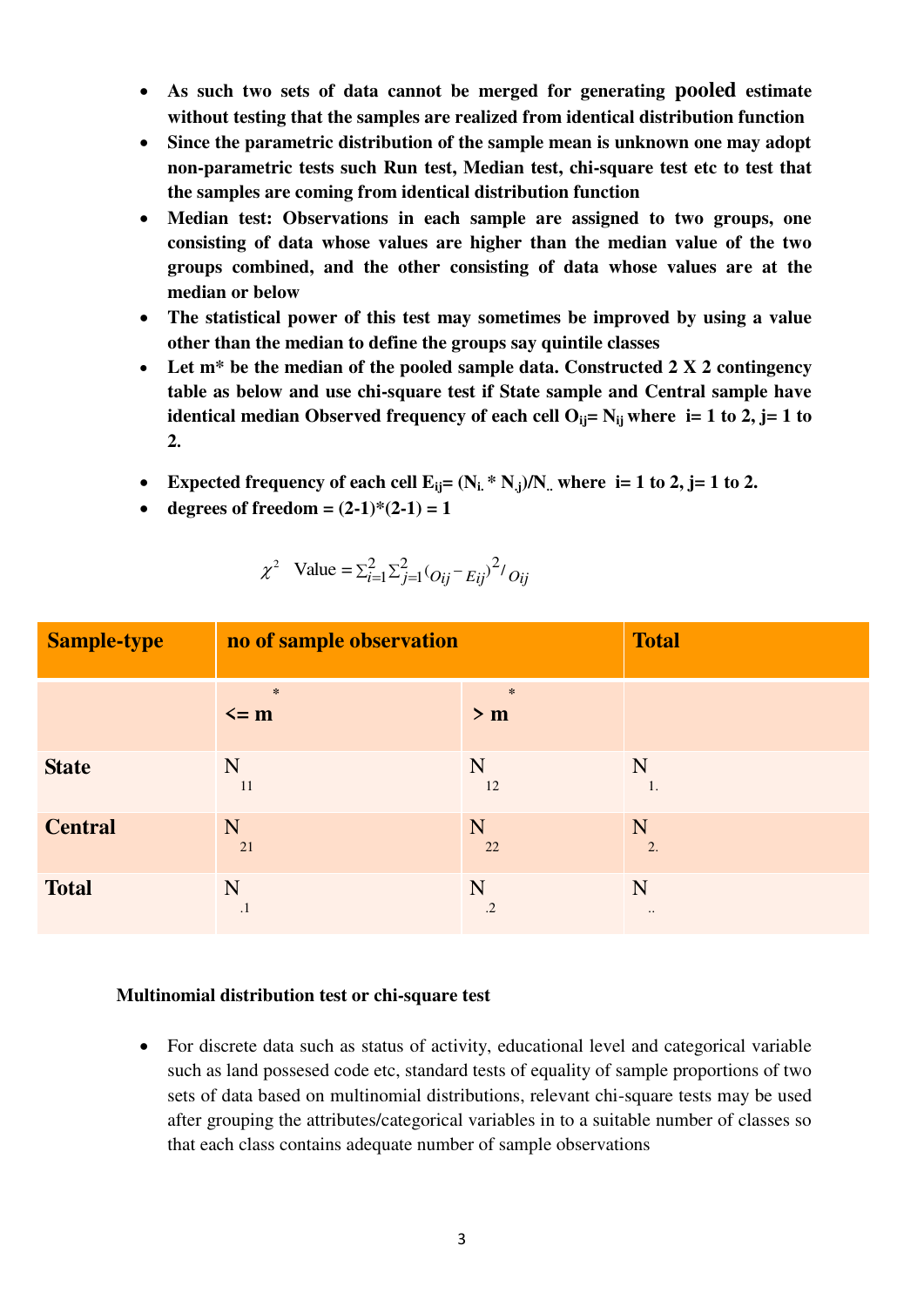- **As such two sets of data cannot be merged for generating pooled estimate without testing that the samples are realized from identical distribution function**
- **Since the parametric distribution of the sample mean is unknown one may adopt non-parametric tests such Run test, Median test, chi-square test etc to test that the samples are coming from identical distribution function**
- **Median test: Observations in each sample are assigned to two groups, one consisting of data whose values are higher than the median value of the two groups combined, and the other consisting of data whose values are at the median or below**
- **The statistical power of this test may sometimes be improved by using a value other than the median to define the groups say quintile classes**
- **Let m* be the median of the pooled sample data. Constructed 2 X 2 contingency table as below and use chi-square test if State sample and Central sample have identical median Observed frequency of each cell $O_{ij} = N_{ij}$ where i= 1 to 2, j= 1 to 2.**
- **Expected frequency of each cell $E_{ij} = (N_{i.} * N_{.j})/N_{..}$ where i= 1 to 2, j= 1 to 2.**
- **degrees of freedom = (2-1)*(2-1) = 1**

$$\chi^2 \quad \text{Value} = \sum_{i=1}^{2}\sum_{j=1}^{2}(O_{ij} - E_{ij})^2 / O_{ij}$$

| Sample-type | no of sample observation | | Total |
|---|---|---|---|
| | $<= m^*$ | $> m^*$ | |
| State | $N_{11}$ | $N_{12}$ | $N_{1.}$ |
| Central | $N_{21}$ | $N_{22}$ | $N_{2.}$ |
| Total | $N_{.1}$ | $N_{.2}$ | $N_{..}$ |

**Multinomial distribution test or chi-square test**

- For discrete data such as status of activity, educational level and categorical variable such as land possesed code etc, standard tests of equality of sample proportions of two sets of data based on multinomial distributions, relevant chi-square tests may be used after grouping the attributes/categorical variables in to a suitable number of classes so that each class contains adequate number of sample observations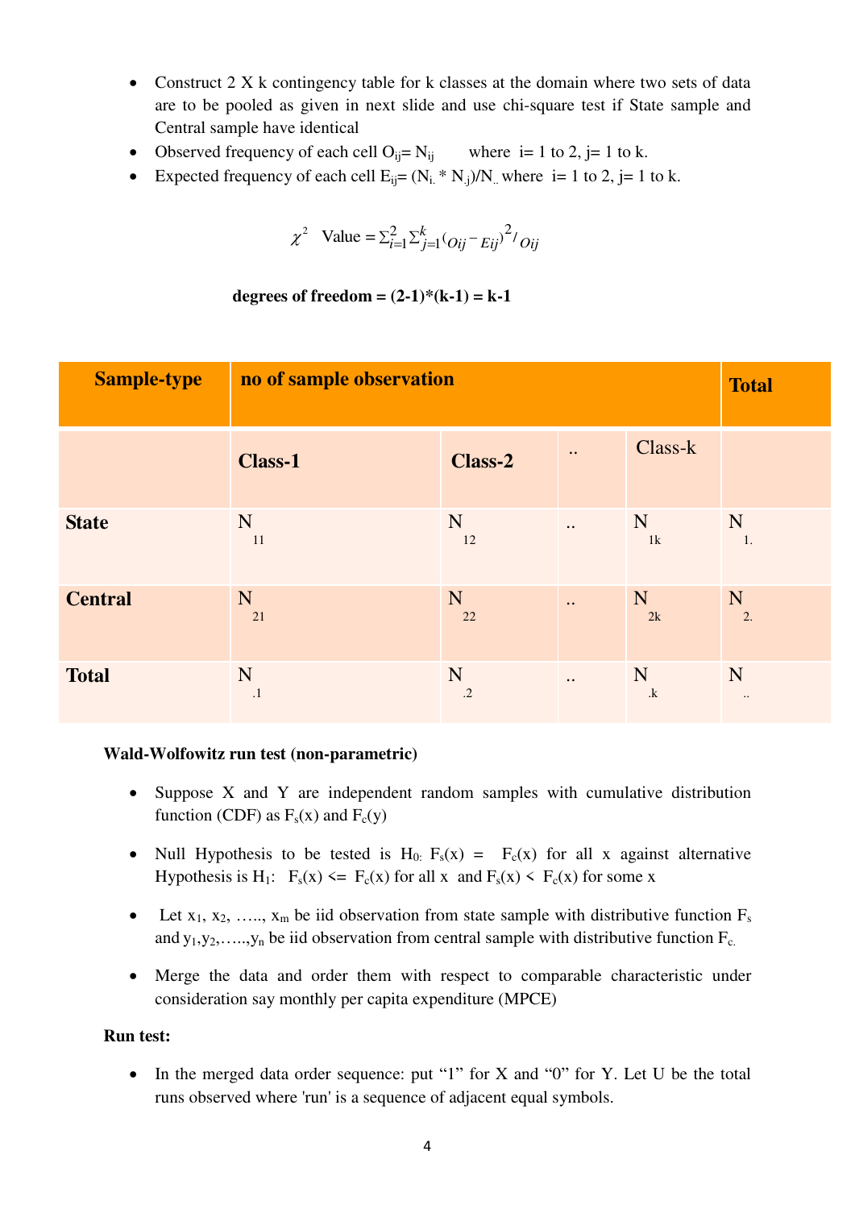- Construct 2 X k contingency table for k classes at the domain where two sets of data are to be pooled as given in next slide and use chi-square test if State sample and Central sample have identical
- Observed frequency of each cell $O_{ij} = N_{ij}$ where i= 1 to 2, j= 1 to k.
- Expected frequency of each cell $E_{ij} = (N_{i.} * N_{.j})/N_{..}$ where i= 1 to 2, j= 1 to k.

$$\chi^2 \text{ Value} = \sum_{i=1}^{2} \sum_{j=1}^{k} (O_{ij} - E_{ij})^2 / O_{ij}$$

**degrees of freedom = (2-1)*(k-1) = k-1**

| Sample-type | no of sample observation | | | | Total |
|---|---|---|---|---|---|
| | **Class-1** | **Class-2** | .. | Class-k | |
| **State** | $N_{11}$ | $N_{12}$ | .. | $N_{1k}$ | $N_{1.}$ |
| **Central** | $N_{21}$ | $N_{22}$ | .. | $N_{2k}$ | $N_{2.}$ |
| **Total** | $N_{.1}$ | $N_{.2}$ | .. | $N_{.k}$ | $N_{..}$ |

**Wald-Wolfowitz run test (non-parametric)**

- Suppose X and Y are independent random samples with cumulative distribution function (CDF) as $F_s(x)$ and $F_c(y)$
- Null Hypothesis to be tested is $H_0$: $F_s(x) = F_c(x)$ for all x against alternative Hypothesis is $H_1$: $F_s(x) <= F_c(x)$ for all x and $F_s(x) < F_c(x)$ for some x
- Let $x_1, x_2, \ldots, x_m$ be iid observation from state sample with distributive function $F_s$ and $y_1, y_2, \ldots, y_n$ be iid observation from central sample with distributive function $F_c$.
- Merge the data and order them with respect to comparable characteristic under consideration say monthly per capita expenditure (MPCE)

**Run test:**

- In the merged data order sequence: put "1" for X and "0" for Y. Let U be the total runs observed where 'run' is a sequence of adjacent equal symbols.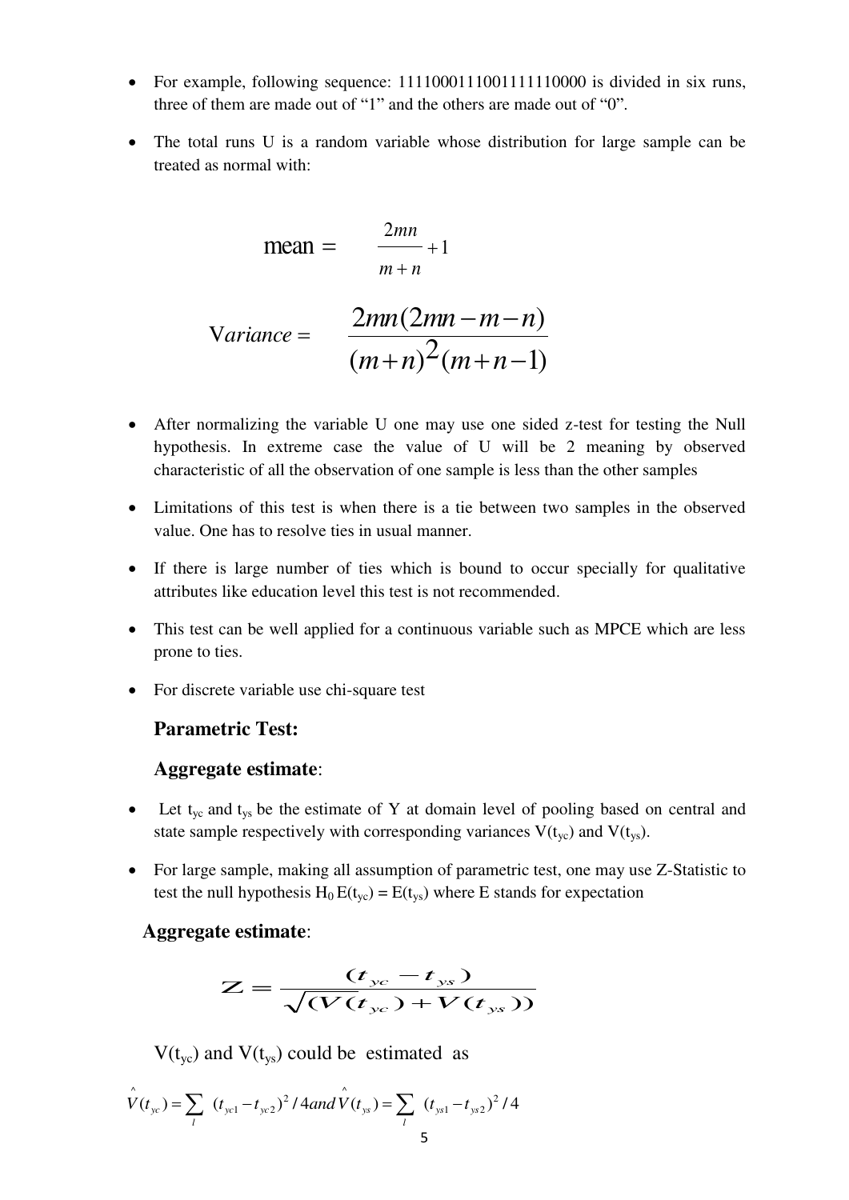- For example, following sequence: 1111000111001111110000 is divided in six runs, three of them are made out of "1" and the others are made out of "0".

- The total runs U is a random variable whose distribution for large sample can be treated as normal with:

$$\text{mean} = \frac{2mn}{m+n} + 1$$

$$\text{Variance} = \frac{2mn(2mn - m - n)}{(m+n)^2(m+n-1)}$$

- After normalizing the variable U one may use one sided z-test for testing the Null hypothesis. In extreme case the value of U will be 2 meaning by observed characteristic of all the observation of one sample is less than the other samples

- Limitations of this test is when there is a tie between two samples in the observed value. One has to resolve ties in usual manner.

- If there is large number of ties which is bound to occur specially for qualitative attributes like education level this test is not recommended.

- This test can be well applied for a continuous variable such as MPCE which are less prone to ties.

- For discrete variable use chi-square test

**Parametric Test:**

**Aggregate estimate**:

- Let $t_{yc}$ and $t_{ys}$ be the estimate of Y at domain level of pooling based on central and state sample respectively with corresponding variances $V(t_{yc})$ and $V(t_{ys})$.

- For large sample, making all assumption of parametric test, one may use Z-Statistic to test the null hypothesis $H_0$ $E(t_{yc}) = E(t_{ys})$ where E stands for expectation

**Aggregate estimate**:

$$Z = \frac{(t_{yc} - t_{ys})}{\sqrt{(V(t_{yc}) + V(t_{ys}))}}$$

$V(t_{yc})$ and $V(t_{ys})$ could be estimated as

$$\hat{V}(t_{yc}) = \sum_{l} (t_{yc1} - t_{yc2})^2 / 4 \text{ and } \hat{V}(t_{ys}) = \sum_{l} (t_{ys1} - t_{ys2})^2 / 4$$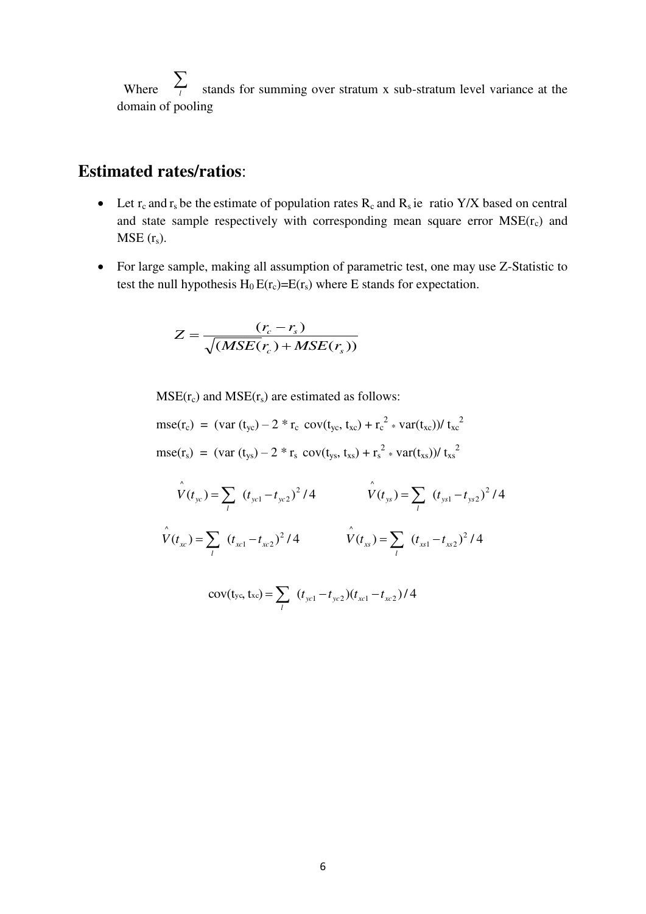Where $\sum_{l}$ stands for summing over stratum x sub-stratum level variance at the domain of pooling

## Estimated rates/ratios:

- Let $r_c$ and $r_s$ be the estimate of population rates $R_c$ and $R_s$ ie ratio Y/X based on central and state sample respectively with corresponding mean square error $MSE(r_c)$ and $MSE(r_s)$.
- For large sample, making all assumption of parametric test, one may use Z-Statistic to test the null hypothesis $H_0$ $E(r_c)=E(r_s)$ where E stands for expectation.

$$Z = \frac{(r_c - r_s)}{\sqrt{(MSE(r_c) + MSE(r_s))}}$$

$MSE(r_c)$ and $MSE(r_s)$ are estimated as follows:

$$mse(r_c) = (var(t_{yc}) - 2 * r_c \; cov(t_{yc}, t_{xc}) + r_c^2 * var(t_{xc}))/ t_{xc}^2$$

$$mse(r_s) = (var(t_{ys}) - 2 * r_s \; cov(t_{ys}, t_{xs}) + r_s^2 * var(t_{xs}))/ t_{xs}^2$$

$$\hat{V}(t_{yc}) = \sum_{l} (t_{yc1} - t_{yc2})^2 / 4 \qquad \hat{V}(t_{ys}) = \sum_{l} (t_{ys1} - t_{ys2})^2 / 4$$

$$\hat{V}(t_{xc}) = \sum_{l} (t_{xc1} - t_{xc2})^2 / 4 \qquad \hat{V}(t_{xs}) = \sum_{l} (t_{xs1} - t_{xs2})^2 / 4$$

$$cov(t_{yc}, t_{xc}) = \sum_{l} (t_{yc1} - t_{yc2})(t_{xc1} - t_{xc2}) / 4$$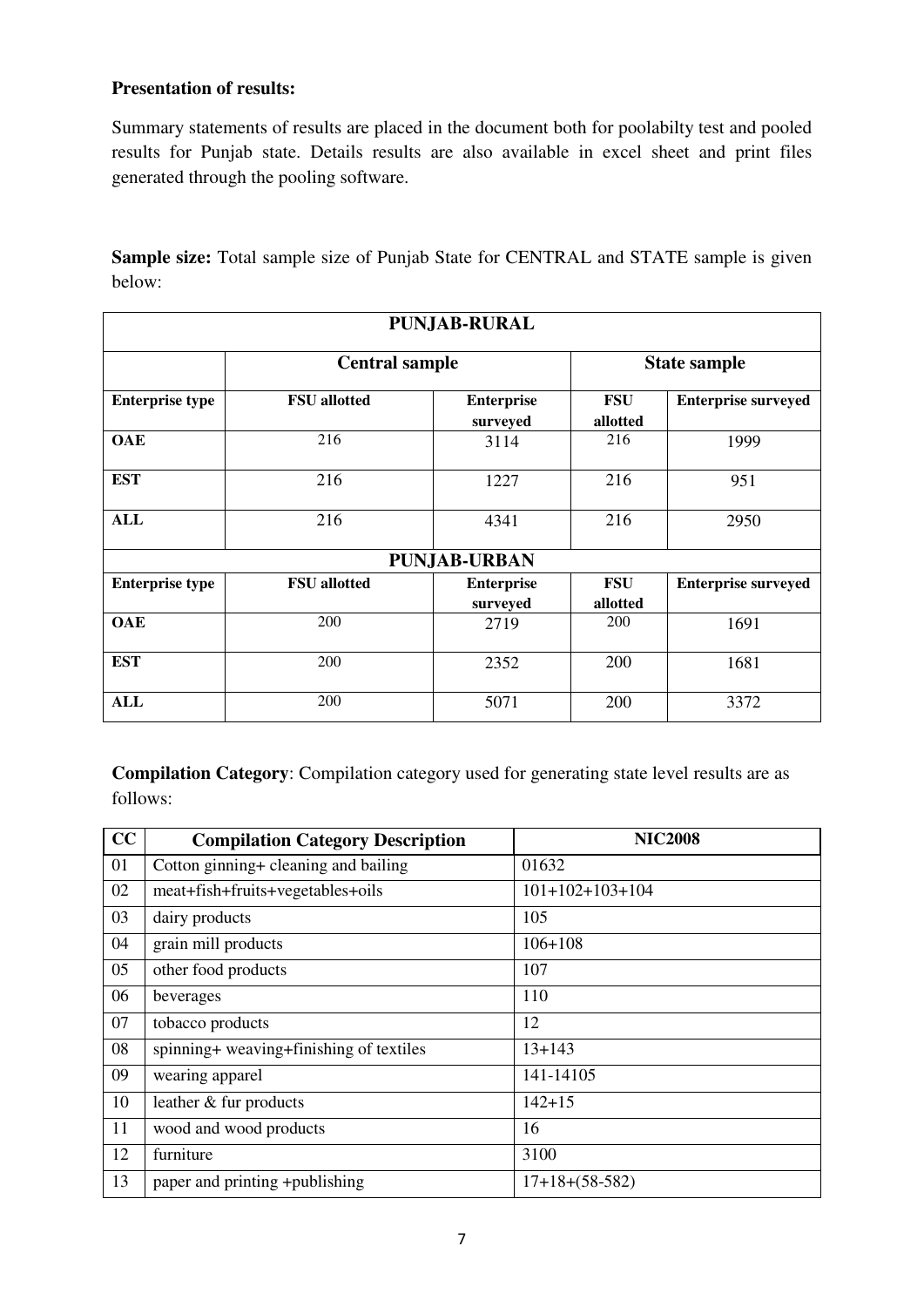**Presentation of results:**

Summary statements of results are placed in the document both for poolabilty test and pooled results for Punjab state. Details results are also available in excel sheet and print files generated through the pooling software.

**Sample size:** Total sample size of Punjab State for CENTRAL and STATE sample is given below:

| PUNJAB-RURAL | | | | |
|---|---|---|---|---|
| | **Central sample** | | **State sample** | |
| **Enterprise type** | **FSU allotted** | **Enterprise surveyed** | **FSU allotted** | **Enterprise surveyed** |
| **OAE** | 216 | 3114 | 216 | 1999 |
| **EST** | 216 | 1227 | 216 | 951 |
| **ALL** | 216 | 4341 | 216 | 2950 |
| **PUNJAB-URBAN** | | | | |
| **Enterprise type** | **FSU allotted** | **Enterprise surveyed** | **FSU allotted** | **Enterprise surveyed** |
| **OAE** | 200 | 2719 | 200 | 1691 |
| **EST** | 200 | 2352 | 200 | 1681 |
| **ALL** | 200 | 5071 | 200 | 3372 |

**Compilation Category**: Compilation category used for generating state level results are as follows:

| CC | Compilation Category Description | NIC2008 |
|---|---|---|
| 01 | Cotton ginning+ cleaning and bailing | 01632 |
| 02 | meat+fish+fruits+vegetables+oils | 101+102+103+104 |
| 03 | dairy products | 105 |
| 04 | grain mill products | 106+108 |
| 05 | other food products | 107 |
| 06 | beverages | 110 |
| 07 | tobacco products | 12 |
| 08 | spinning+ weaving+finishing of textiles | 13+143 |
| 09 | wearing apparel | 141-14105 |
| 10 | leather & fur products | 142+15 |
| 11 | wood and wood products | 16 |
| 12 | furniture | 3100 |
| 13 | paper and printing +publishing | 17+18+(58-582) |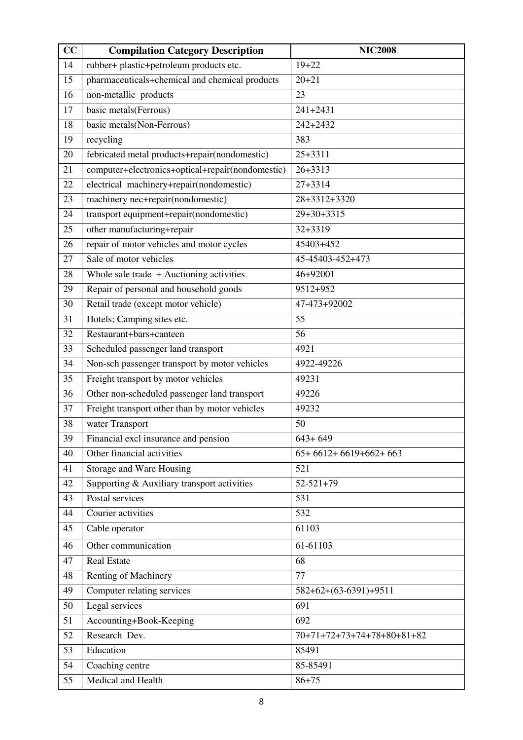| CC | Compilation Category Description | NIC2008 |
|---|---|---|
| 14 | rubber+ plastic+petroleum products etc. | 19+22 |
| 15 | pharmaceuticals+chemical and chemical products | 20+21 |
| 16 | non-metallic products | 23 |
| 17 | basic metals(Ferrous) | 241+2431 |
| 18 | basic metals(Non-Ferrous) | 242+2432 |
| 19 | recycling | 383 |
| 20 | febricated metal products+repair(nondomestic) | 25+3311 |
| 21 | computer+electronics+optical+repair(nondomestic) | 26+3313 |
| 22 | electrical machinery+repair(nondomestic) | 27+3314 |
| 23 | machinery nec+repair(nondomestic) | 28+3312+3320 |
| 24 | transport equipment+repair(nondomestic) | 29+30+3315 |
| 25 | other manufacturing+repair | 32+3319 |
| 26 | repair of motor vehicles and motor cycles | 45403+452 |
| 27 | Sale of motor vehicles | 45-45403-452+473 |
| 28 | Whole sale trade + Auctioning activities | 46+92001 |
| 29 | Repair of personal and household goods | 9512+952 |
| 30 | Retail trade (except motor vehicle) | 47-473+92002 |
| 31 | Hotels; Camping sites etc. | 55 |
| 32 | Restaurant+bars+canteen | 56 |
| 33 | Scheduled passenger land transport | 4921 |
| 34 | Non-sch passenger transport by motor vehicles | 4922-49226 |
| 35 | Freight transport by motor vehicles | 49231 |
| 36 | Other non-scheduled passenger land transport | 49226 |
| 37 | Freight transport other than by motor vehicles | 49232 |
| 38 | water Transport | 50 |
| 39 | Financial excl insurance and pension | 643+ 649 |
| 40 | Other financial activities | 65+ 6612+ 6619+662+ 663 |
| 41 | Storage and Ware Housing | 521 |
| 42 | Supporting & Auxiliary transport activities | 52-521+79 |
| 43 | Postal services | 531 |
| 44 | Courier activities | 532 |
| 45 | Cable operator | 61103 |
| 46 | Other communication | 61-61103 |
| 47 | Real Estate | 68 |
| 48 | Renting of Machinery | 77 |
| 49 | Computer relating services | 582+62+(63-6391)+9511 |
| 50 | Legal services | 691 |
| 51 | Accounting+Book-Keeping | 692 |
| 52 | Research Dev. | 70+71+72+73+74+78+80+81+82 |
| 53 | Education | 85491 |
| 54 | Coaching centre | 85-85491 |
| 55 | Medical and Health | 86+75 |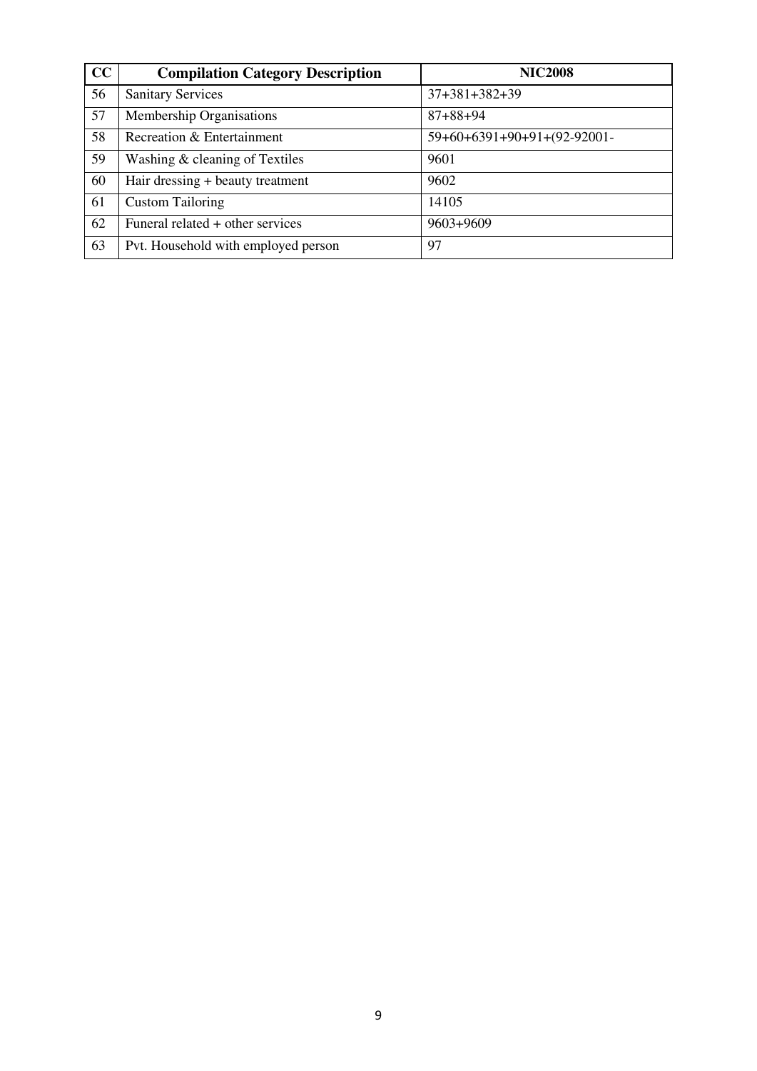| CC | Compilation Category Description | NIC2008 |
|---|---|---|
| 56 | Sanitary Services | 37+381+382+39 |
| 57 | Membership Organisations | 87+88+94 |
| 58 | Recreation & Entertainment | 59+60+6391+90+91+(92-92001- |
| 59 | Washing & cleaning of Textiles | 9601 |
| 60 | Hair dressing + beauty treatment | 9602 |
| 61 | Custom Tailoring | 14105 |
| 62 | Funeral related + other services | 9603+9609 |
| 63 | Pvt. Household with employed person | 97 |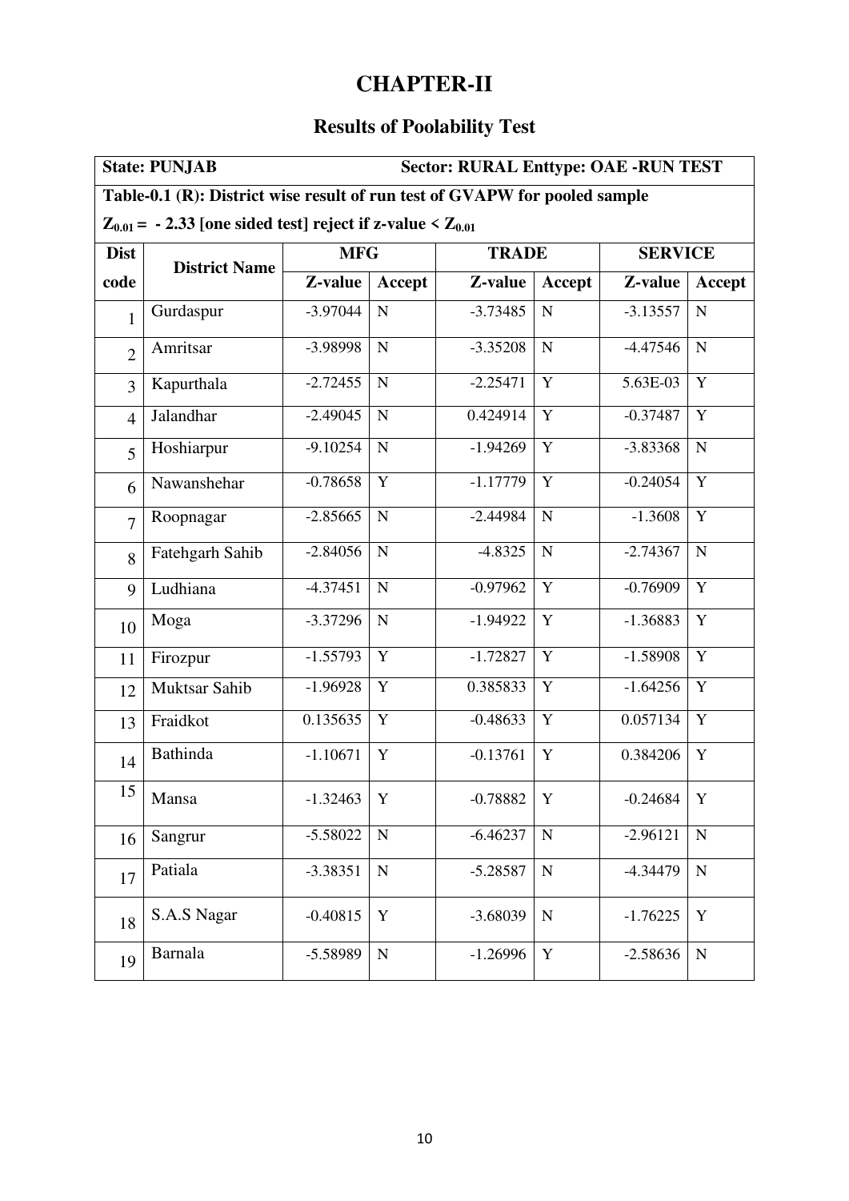# CHAPTER-II

## Results of Poolability Test

**State: PUNJAB** **Sector: RURAL Enttype: OAE -RUN TEST**

**Table-0.1 (R): District wise result of run test of GVAPW for pooled sample**

**$Z_{0.01}$ = - 2.33 [one sided test] reject if z-value < $Z_{0.01}$**

| Dist code | District Name | MFG | | TRADE | | SERVICE | |
|---|---|---|---|---|---|---|---|
| | | Z-value | Accept | Z-value | Accept | Z-value | Accept |
| 1 | Gurdaspur | -3.97044 | N | -3.73485 | N | -3.13557 | N |
| 2 | Amritsar | -3.98998 | N | -3.35208 | N | -4.47546 | N |
| 3 | Kapurthala | -2.72455 | N | -2.25471 | Y | 5.63E-03 | Y |
| 4 | Jalandhar | -2.49045 | N | 0.424914 | Y | -0.37487 | Y |
| 5 | Hoshiarpur | -9.10254 | N | -1.94269 | Y | -3.83368 | N |
| 6 | Nawanshehar | -0.78658 | Y | -1.17779 | Y | -0.24054 | Y |
| 7 | Roopnagar | -2.85665 | N | -2.44984 | N | -1.3608 | Y |
| 8 | Fatehgarh Sahib | -2.84056 | N | -4.8325 | N | -2.74367 | N |
| 9 | Ludhiana | -4.37451 | N | -0.97962 | Y | -0.76909 | Y |
| 10 | Moga | -3.37296 | N | -1.94922 | Y | -1.36883 | Y |
| 11 | Firozpur | -1.55793 | Y | -1.72827 | Y | -1.58908 | Y |
| 12 | Muktsar Sahib | -1.96928 | Y | 0.385833 | Y | -1.64256 | Y |
| 13 | Fraidkot | 0.135635 | Y | -0.48633 | Y | 0.057134 | Y |
| 14 | Bathinda | -1.10671 | Y | -0.13761 | Y | 0.384206 | Y |
| 15 | Mansa | -1.32463 | Y | -0.78882 | Y | -0.24684 | Y |
| 16 | Sangrur | -5.58022 | N | -6.46237 | N | -2.96121 | N |
| 17 | Patiala | -3.38351 | N | -5.28587 | N | -4.34479 | N |
| 18 | S.A.S Nagar | -0.40815 | Y | -3.68039 | N | -1.76225 | Y |
| 19 | Barnala | -5.58989 | N | -1.26996 | Y | -2.58636 | N |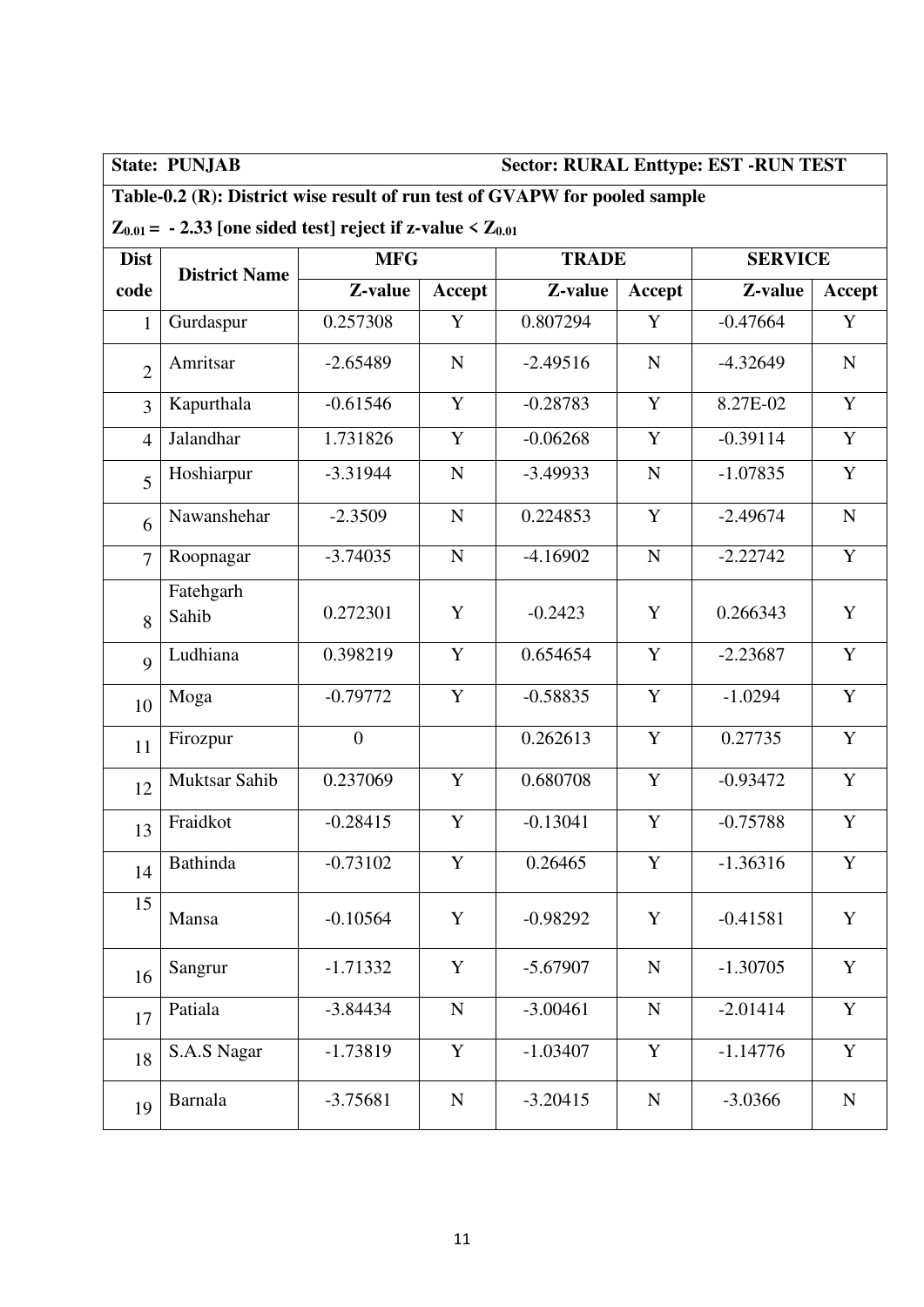**State: PUNJAB** **Sector: RURAL Enttype: EST -RUN TEST**

**Table-0.2 (R): District wise result of run test of GVAPW for pooled sample**

**$Z_{0.01}$ = - 2.33 [one sided test] reject if z-value < $Z_{0.01}$**

| Dist code | District Name | MFG | | TRADE | | SERVICE | |
|---|---|---|---|---|---|---|---|
| | | Z-value | Accept | Z-value | Accept | Z-value | Accept |
| 1 | Gurdaspur | 0.257308 | Y | 0.807294 | Y | -0.47664 | Y |
| 2 | Amritsar | -2.65489 | N | -2.49516 | N | -4.32649 | N |
| 3 | Kapurthala | -0.61546 | Y | -0.28783 | Y | 8.27E-02 | Y |
| 4 | Jalandhar | 1.731826 | Y | -0.06268 | Y | -0.39114 | Y |
| 5 | Hoshiarpur | -3.31944 | N | -3.49933 | N | -1.07835 | Y |
| 6 | Nawanshehar | -2.3509 | N | 0.224853 | Y | -2.49674 | N |
| 7 | Roopnagar | -3.74035 | N | -4.16902 | N | -2.22742 | Y |
| 8 | Fatehgarh Sahib | 0.272301 | Y | -0.2423 | Y | 0.266343 | Y |
| 9 | Ludhiana | 0.398219 | Y | 0.654654 | Y | -2.23687 | Y |
| 10 | Moga | -0.79772 | Y | -0.58835 | Y | -1.0294 | Y |
| 11 | Firozpur | 0 | | 0.262613 | Y | 0.27735 | Y |
| 12 | Muktsar Sahib | 0.237069 | Y | 0.680708 | Y | -0.93472 | Y |
| 13 | Fraidkot | -0.28415 | Y | -0.13041 | Y | -0.75788 | Y |
| 14 | Bathinda | -0.73102 | Y | 0.26465 | Y | -1.36316 | Y |
| 15 | Mansa | -0.10564 | Y | -0.98292 | Y | -0.41581 | Y |
| 16 | Sangrur | -1.71332 | Y | -5.67907 | N | -1.30705 | Y |
| 17 | Patiala | -3.84434 | N | -3.00461 | N | -2.01414 | Y |
| 18 | S.A.S Nagar | -1.73819 | Y | -1.03407 | Y | -1.14776 | Y |
| 19 | Barnala | -3.75681 | N | -3.20415 | N | -3.0366 | N |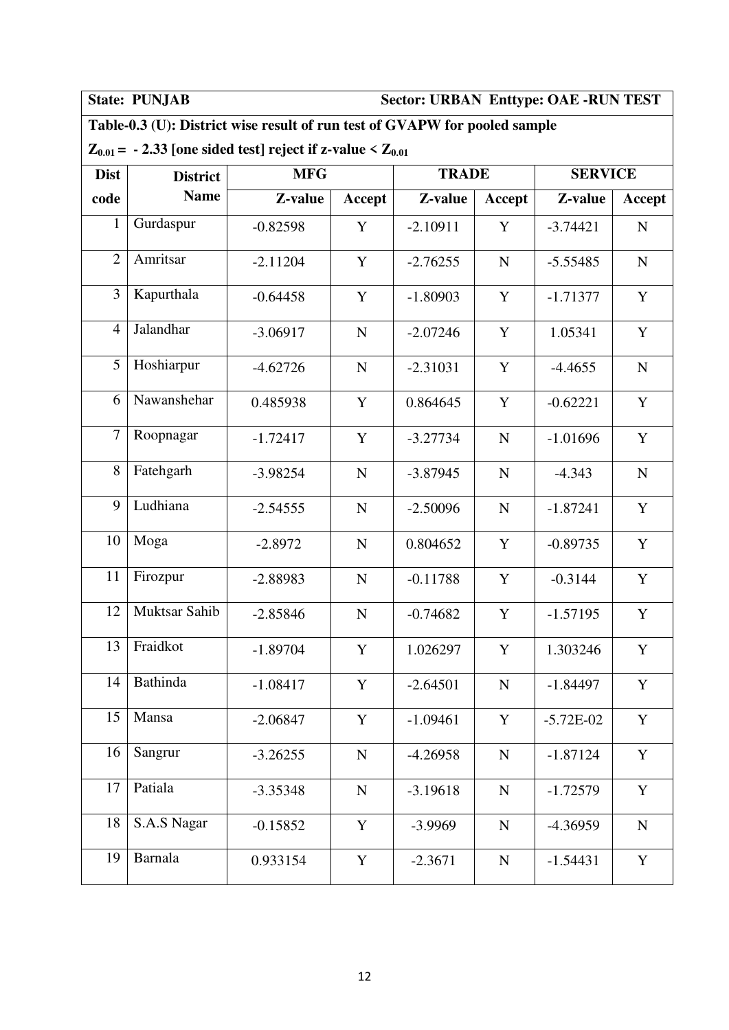**State: PUNJAB** **Sector: URBAN Enttype: OAE -RUN TEST**

**Table-0.3 (U): District wise result of run test of GVAPW for pooled sample**

$Z_{0.01} = -2.33$ [one sided test] reject if z-value < $Z_{0.01}$

| Dist | District | MFG | | TRADE | | SERVICE | |
|---|---|---|---|---|---|---|---|
| code | Name | Z-value | Accept | Z-value | Accept | Z-value | Accept |
| 1 | Gurdaspur | -0.82598 | Y | -2.10911 | Y | -3.74421 | N |
| 2 | Amritsar | -2.11204 | Y | -2.76255 | N | -5.55485 | N |
| 3 | Kapurthala | -0.64458 | Y | -1.80903 | Y | -1.71377 | Y |
| 4 | Jalandhar | -3.06917 | N | -2.07246 | Y | 1.05341 | Y |
| 5 | Hoshiarpur | -4.62726 | N | -2.31031 | Y | -4.4655 | N |
| 6 | Nawanshehar | 0.485938 | Y | 0.864645 | Y | -0.62221 | Y |
| 7 | Roopnagar | -1.72417 | Y | -3.27734 | N | -1.01696 | Y |
| 8 | Fatehgarh | -3.98254 | N | -3.87945 | N | -4.343 | N |
| 9 | Ludhiana | -2.54555 | N | -2.50096 | N | -1.87241 | Y |
| 10 | Moga | -2.8972 | N | 0.804652 | Y | -0.89735 | Y |
| 11 | Firozpur | -2.88983 | N | -0.11788 | Y | -0.3144 | Y |
| 12 | Muktsar Sahib | -2.85846 | N | -0.74682 | Y | -1.57195 | Y |
| 13 | Fraidkot | -1.89704 | Y | 1.026297 | Y | 1.303246 | Y |
| 14 | Bathinda | -1.08417 | Y | -2.64501 | N | -1.84497 | Y |
| 15 | Mansa | -2.06847 | Y | -1.09461 | Y | -5.72E-02 | Y |
| 16 | Sangrur | -3.26255 | N | -4.26958 | N | -1.87124 | Y |
| 17 | Patiala | -3.35348 | N | -3.19618 | N | -1.72579 | Y |
| 18 | S.A.S Nagar | -0.15852 | Y | -3.9969 | N | -4.36959 | N |
| 19 | Barnala | 0.933154 | Y | -2.3671 | N | -1.54431 | Y |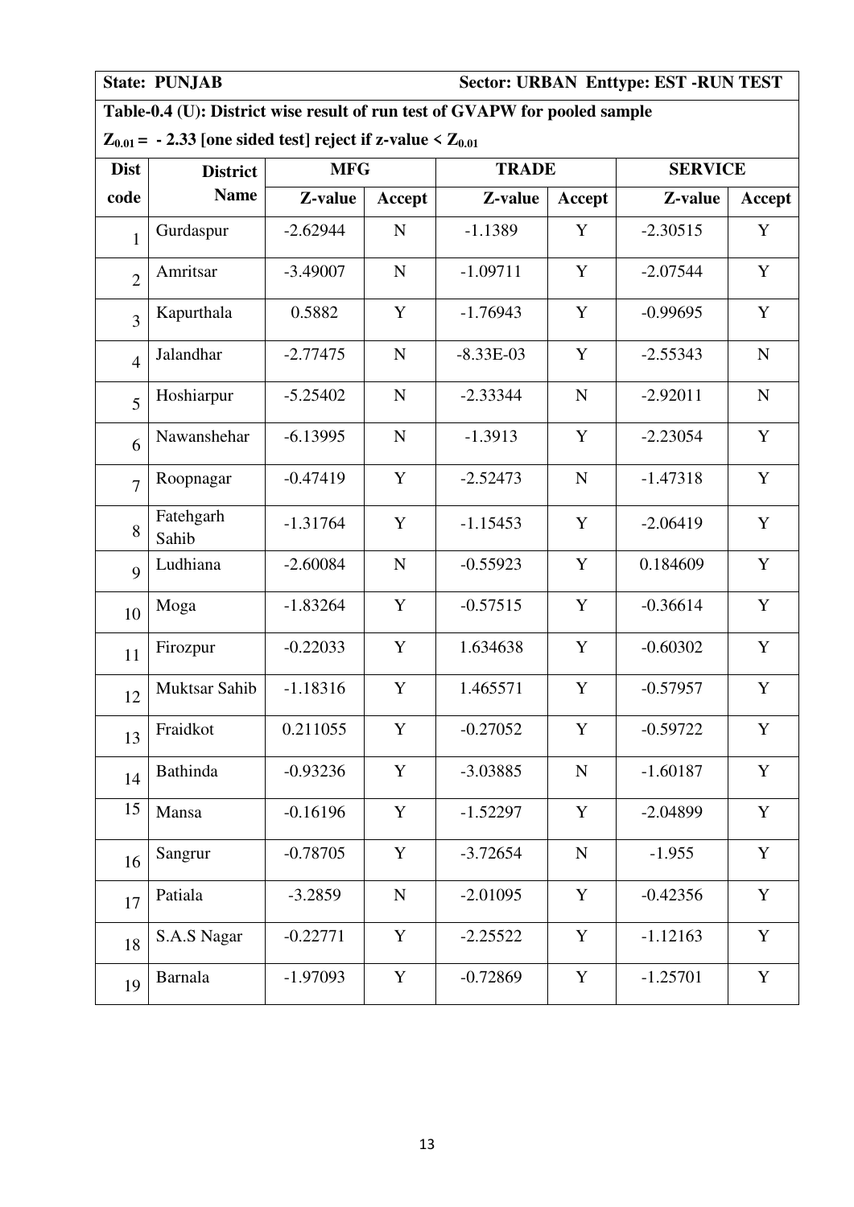**State: PUNJAB** **Sector: URBAN Enttype: EST -RUN TEST**

**Table-0.4 (U): District wise result of run test of GVAPW for pooled sample**

**$Z_{0.01}$ = - 2.33 [one sided test] reject if z-value < $Z_{0.01}$**

| Dist code | District Name | MFG | | TRADE | | SERVICE | |
|---|---|---|---|---|---|---|---|
| | | Z-value | Accept | Z-value | Accept | Z-value | Accept |
| 1 | Gurdaspur | -2.62944 | N | -1.1389 | Y | -2.30515 | Y |
| 2 | Amritsar | -3.49007 | N | -1.09711 | Y | -2.07544 | Y |
| 3 | Kapurthala | 0.5882 | Y | -1.76943 | Y | -0.99695 | Y |
| 4 | Jalandhar | -2.77475 | N | -8.33E-03 | Y | -2.55343 | N |
| 5 | Hoshiarpur | -5.25402 | N | -2.33344 | N | -2.92011 | N |
| 6 | Nawanshehar | -6.13995 | N | -1.3913 | Y | -2.23054 | Y |
| 7 | Roopnagar | -0.47419 | Y | -2.52473 | N | -1.47318 | Y |
| 8 | Fatehgarh Sahib | -1.31764 | Y | -1.15453 | Y | -2.06419 | Y |
| 9 | Ludhiana | -2.60084 | N | -0.55923 | Y | 0.184609 | Y |
| 10 | Moga | -1.83264 | Y | -0.57515 | Y | -0.36614 | Y |
| 11 | Firozpur | -0.22033 | Y | 1.634638 | Y | -0.60302 | Y |
| 12 | Muktsar Sahib | -1.18316 | Y | 1.465571 | Y | -0.57957 | Y |
| 13 | Fraidkot | 0.211055 | Y | -0.27052 | Y | -0.59722 | Y |
| 14 | Bathinda | -0.93236 | Y | -3.03885 | N | -1.60187 | Y |
| 15 | Mansa | -0.16196 | Y | -1.52297 | Y | -2.04899 | Y |
| 16 | Sangrur | -0.78705 | Y | -3.72654 | N | -1.955 | Y |
| 17 | Patiala | -3.2859 | N | -2.01095 | Y | -0.42356 | Y |
| 18 | S.A.S Nagar | -0.22771 | Y | -2.25522 | Y | -1.12163 | Y |
| 19 | Barnala | -1.97093 | Y | -0.72869 | Y | -1.25701 | Y |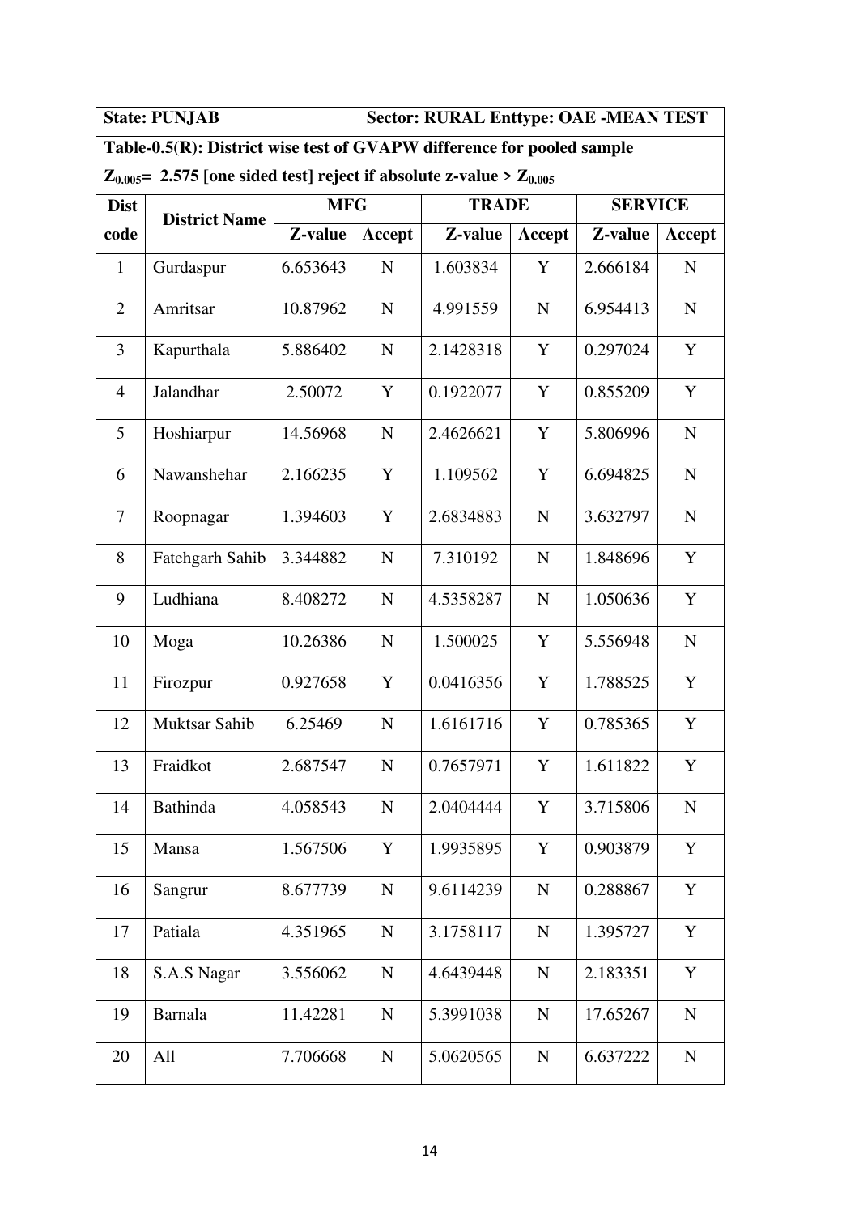| State: PUNJAB | | Sector: RURAL Enttype: OAE -MEAN TEST | | | | | |
|---|---|---|---|---|---|---|---|
| **Table-0.5(R): District wise test of GVAPW difference for pooled sample** | | | | | | | |
| $Z_{0.005}$= 2.575 [one sided test] reject if absolute z-value > $Z_{0.005}$ | | | | | | | |
| **Dist code** | **District Name** | **MFG** | | **TRADE** | | **SERVICE** | |
| | | **Z-value** | **Accept** | **Z-value** | **Accept** | **Z-value** | **Accept** |
| 1 | Gurdaspur | 6.653643 | N | 1.603834 | Y | 2.666184 | N |
| 2 | Amritsar | 10.87962 | N | 4.991559 | N | 6.954413 | N |
| 3 | Kapurthala | 5.886402 | N | 2.1428318 | Y | 0.297024 | Y |
| 4 | Jalandhar | 2.50072 | Y | 0.1922077 | Y | 0.855209 | Y |
| 5 | Hoshiarpur | 14.56968 | N | 2.4626621 | Y | 5.806996 | N |
| 6 | Nawanshehar | 2.166235 | Y | 1.109562 | Y | 6.694825 | N |
| 7 | Roopnagar | 1.394603 | Y | 2.6834883 | N | 3.632797 | N |
| 8 | Fatehgarh Sahib | 3.344882 | N | 7.310192 | N | 1.848696 | Y |
| 9 | Ludhiana | 8.408272 | N | 4.5358287 | N | 1.050636 | Y |
| 10 | Moga | 10.26386 | N | 1.500025 | Y | 5.556948 | N |
| 11 | Firozpur | 0.927658 | Y | 0.0416356 | Y | 1.788525 | Y |
| 12 | Muktsar Sahib | 6.25469 | N | 1.6161716 | Y | 0.785365 | Y |
| 13 | Fraidkot | 2.687547 | N | 0.7657971 | Y | 1.611822 | Y |
| 14 | Bathinda | 4.058543 | N | 2.0404444 | Y | 3.715806 | N |
| 15 | Mansa | 1.567506 | Y | 1.9935895 | Y | 0.903879 | Y |
| 16 | Sangrur | 8.677739 | N | 9.6114239 | N | 0.288867 | Y |
| 17 | Patiala | 4.351965 | N | 3.1758117 | N | 1.395727 | Y |
| 18 | S.A.S Nagar | 3.556062 | N | 4.6439448 | N | 2.183351 | Y |
| 19 | Barnala | 11.42281 | N | 5.3991038 | N | 17.65267 | N |
| 20 | All | 7.706668 | N | 5.0620565 | N | 6.637222 | N |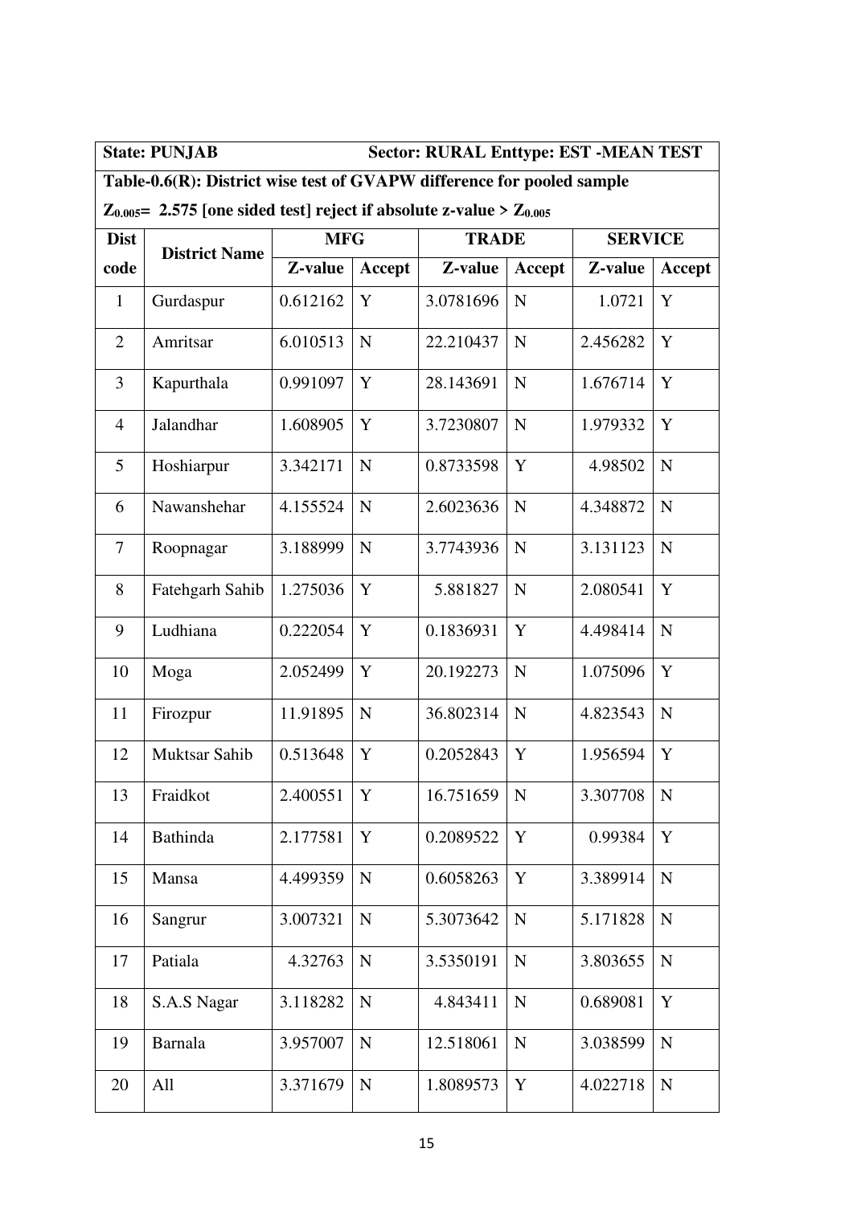**State: PUNJAB** **Sector: RURAL Enttype: EST -MEAN TEST**

**Table-0.6(R): District wise test of GVAPW difference for pooled sample**

**$Z_{0.005}$= 2.575 [one sided test] reject if absolute z-value > $Z_{0.005}$**

| Dist code | District Name | MFG | | TRADE | | SERVICE | |
|---|---|---|---|---|---|---|---|
| | | Z-value | Accept | Z-value | Accept | Z-value | Accept |
| 1 | Gurdaspur | 0.612162 | Y | 3.0781696 | N | 1.0721 | Y |
| 2 | Amritsar | 6.010513 | N | 22.210437 | N | 2.456282 | Y |
| 3 | Kapurthala | 0.991097 | Y | 28.143691 | N | 1.676714 | Y |
| 4 | Jalandhar | 1.608905 | Y | 3.7230807 | N | 1.979332 | Y |
| 5 | Hoshiarpur | 3.342171 | N | 0.8733598 | Y | 4.98502 | N |
| 6 | Nawanshehar | 4.155524 | N | 2.6023636 | N | 4.348872 | N |
| 7 | Roopnagar | 3.188999 | N | 3.7743936 | N | 3.131123 | N |
| 8 | Fatehgarh Sahib | 1.275036 | Y | 5.881827 | N | 2.080541 | Y |
| 9 | Ludhiana | 0.222054 | Y | 0.1836931 | Y | 4.498414 | N |
| 10 | Moga | 2.052499 | Y | 20.192273 | N | 1.075096 | Y |
| 11 | Firozpur | 11.91895 | N | 36.802314 | N | 4.823543 | N |
| 12 | Muktsar Sahib | 0.513648 | Y | 0.2052843 | Y | 1.956594 | Y |
| 13 | Fraidkot | 2.400551 | Y | 16.751659 | N | 3.307708 | N |
| 14 | Bathinda | 2.177581 | Y | 0.2089522 | Y | 0.99384 | Y |
| 15 | Mansa | 4.499359 | N | 0.6058263 | Y | 3.389914 | N |
| 16 | Sangrur | 3.007321 | N | 5.3073642 | N | 5.171828 | N |
| 17 | Patiala | 4.32763 | N | 3.5350191 | N | 3.803655 | N |
| 18 | S.A.S Nagar | 3.118282 | N | 4.843411 | N | 0.689081 | Y |
| 19 | Barnala | 3.957007 | N | 12.518061 | N | 3.038599 | N |
| 20 | All | 3.371679 | N | 1.8089573 | Y | 4.022718 | N |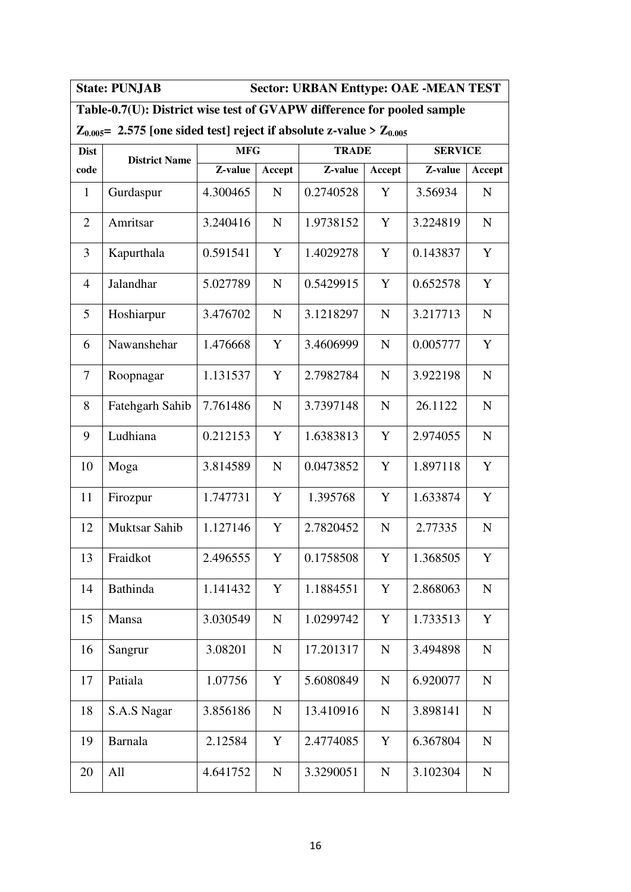**State: PUNJAB Sector: URBAN Enttype: OAE -MEAN TEST**

**Table-0.7(U): District wise test of GVAPW difference for pooled sample**

**$Z_{0.005}$= 2.575 [one sided test] reject if absolute z-value > $Z_{0.005}$**

| Dist code | District Name | MFG | | TRADE | | SERVICE | |
|---|---|---|---|---|---|---|---|
| | | Z-value | Accept | Z-value | Accept | Z-value | Accept |
| 1 | Gurdaspur | 4.300465 | N | 0.2740528 | Y | 3.56934 | N |
| 2 | Amritsar | 3.240416 | N | 1.9738152 | Y | 3.224819 | N |
| 3 | Kapurthala | 0.591541 | Y | 1.4029278 | Y | 0.143837 | Y |
| 4 | Jalandhar | 5.027789 | N | 0.5429915 | Y | 0.652578 | Y |
| 5 | Hoshiarpur | 3.476702 | N | 3.1218297 | N | 3.217713 | N |
| 6 | Nawanshehar | 1.476668 | Y | 3.4606999 | N | 0.005777 | Y |
| 7 | Roopnagar | 1.131537 | Y | 2.7982784 | N | 3.922198 | N |
| 8 | Fatehgarh Sahib | 7.761486 | N | 3.7397148 | N | 26.1122 | N |
| 9 | Ludhiana | 0.212153 | Y | 1.6383813 | Y | 2.974055 | N |
| 10 | Moga | 3.814589 | N | 0.0473852 | Y | 1.897118 | Y |
| 11 | Firozpur | 1.747731 | Y | 1.395768 | Y | 1.633874 | Y |
| 12 | Muktsar Sahib | 1.127146 | Y | 2.7820452 | N | 2.77335 | N |
| 13 | Fraidkot | 2.496555 | Y | 0.1758508 | Y | 1.368505 | Y |
| 14 | Bathinda | 1.141432 | Y | 1.1884551 | Y | 2.868063 | N |
| 15 | Mansa | 3.030549 | N | 1.0299742 | Y | 1.733513 | Y |
| 16 | Sangrur | 3.08201 | N | 17.201317 | N | 3.494898 | N |
| 17 | Patiala | 1.07756 | Y | 5.6080849 | N | 6.920077 | N |
| 18 | S.A.S Nagar | 3.856186 | N | 13.410916 | N | 3.898141 | N |
| 19 | Barnala | 2.12584 | Y | 2.4774085 | Y | 6.367804 | N |
| 20 | All | 4.641752 | N | 3.3290051 | N | 3.102304 | N |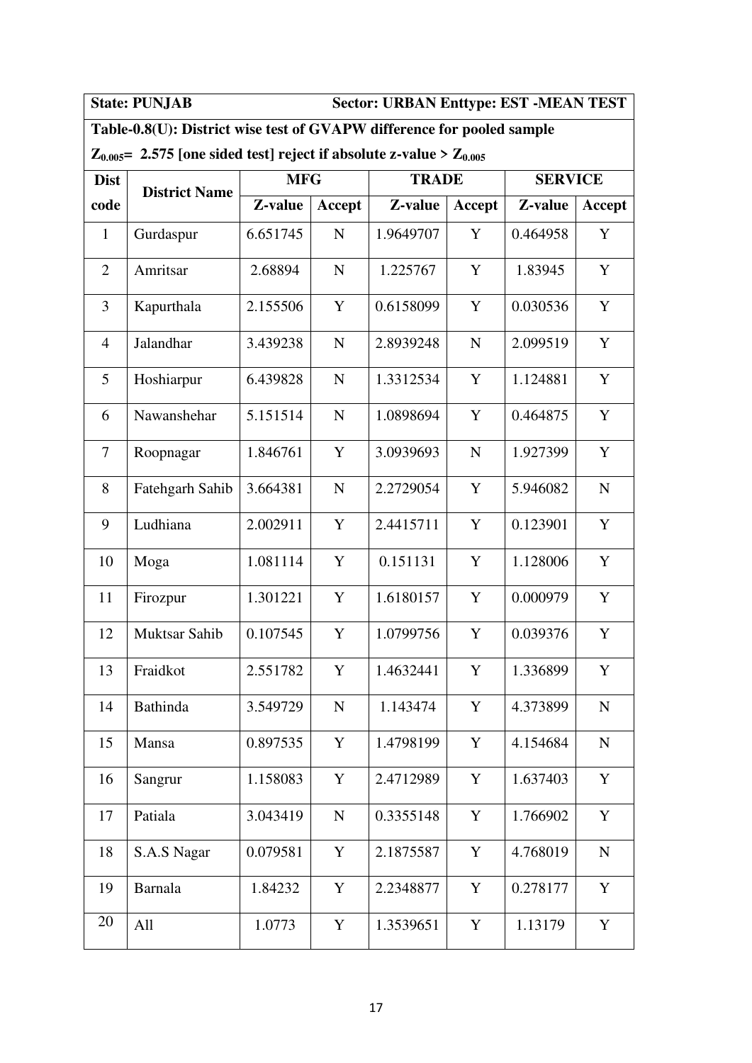| **State: PUNJAB** | | **Sector: URBAN Enttype: EST -MEAN TEST** | | | | | |
|---|---|---|---|---|---|---|---|
| **Table-0.8(U): District wise test of GVAPW difference for pooled sample** | | | | | | | |
| **$Z_{0.005}$= 2.575 [one sided test] reject if absolute z-value > $Z_{0.005}$** | | | | | | | |
| **Dist code** | **District Name** | **MFG** | | **TRADE** | | **SERVICE** | |
| | | **Z-value** | **Accept** | **Z-value** | **Accept** | **Z-value** | **Accept** |
| 1 | Gurdaspur | 6.651745 | N | 1.9649707 | Y | 0.464958 | Y |
| 2 | Amritsar | 2.68894 | N | 1.225767 | Y | 1.83945 | Y |
| 3 | Kapurthala | 2.155506 | Y | 0.6158099 | Y | 0.030536 | Y |
| 4 | Jalandhar | 3.439238 | N | 2.8939248 | N | 2.099519 | Y |
| 5 | Hoshiarpur | 6.439828 | N | 1.3312534 | Y | 1.124881 | Y |
| 6 | Nawanshehar | 5.151514 | N | 1.0898694 | Y | 0.464875 | Y |
| 7 | Roopnagar | 1.846761 | Y | 3.0939693 | N | 1.927399 | Y |
| 8 | Fatehgarh Sahib | 3.664381 | N | 2.2729054 | Y | 5.946082 | N |
| 9 | Ludhiana | 2.002911 | Y | 2.4415711 | Y | 0.123901 | Y |
| 10 | Moga | 1.081114 | Y | 0.151131 | Y | 1.128006 | Y |
| 11 | Firozpur | 1.301221 | Y | 1.6180157 | Y | 0.000979 | Y |
| 12 | Muktsar Sahib | 0.107545 | Y | 1.0799756 | Y | 0.039376 | Y |
| 13 | Fraidkot | 2.551782 | Y | 1.4632441 | Y | 1.336899 | Y |
| 14 | Bathinda | 3.549729 | N | 1.143474 | Y | 4.373899 | N |
| 15 | Mansa | 0.897535 | Y | 1.4798199 | Y | 4.154684 | N |
| 16 | Sangrur | 1.158083 | Y | 2.4712989 | Y | 1.637403 | Y |
| 17 | Patiala | 3.043419 | N | 0.3355148 | Y | 1.766902 | Y |
| 18 | S.A.S Nagar | 0.079581 | Y | 2.1875587 | Y | 4.768019 | N |
| 19 | Barnala | 1.84232 | Y | 2.2348877 | Y | 0.278177 | Y |
| 20 | All | 1.0773 | Y | 1.3539651 | Y | 1.13179 | Y |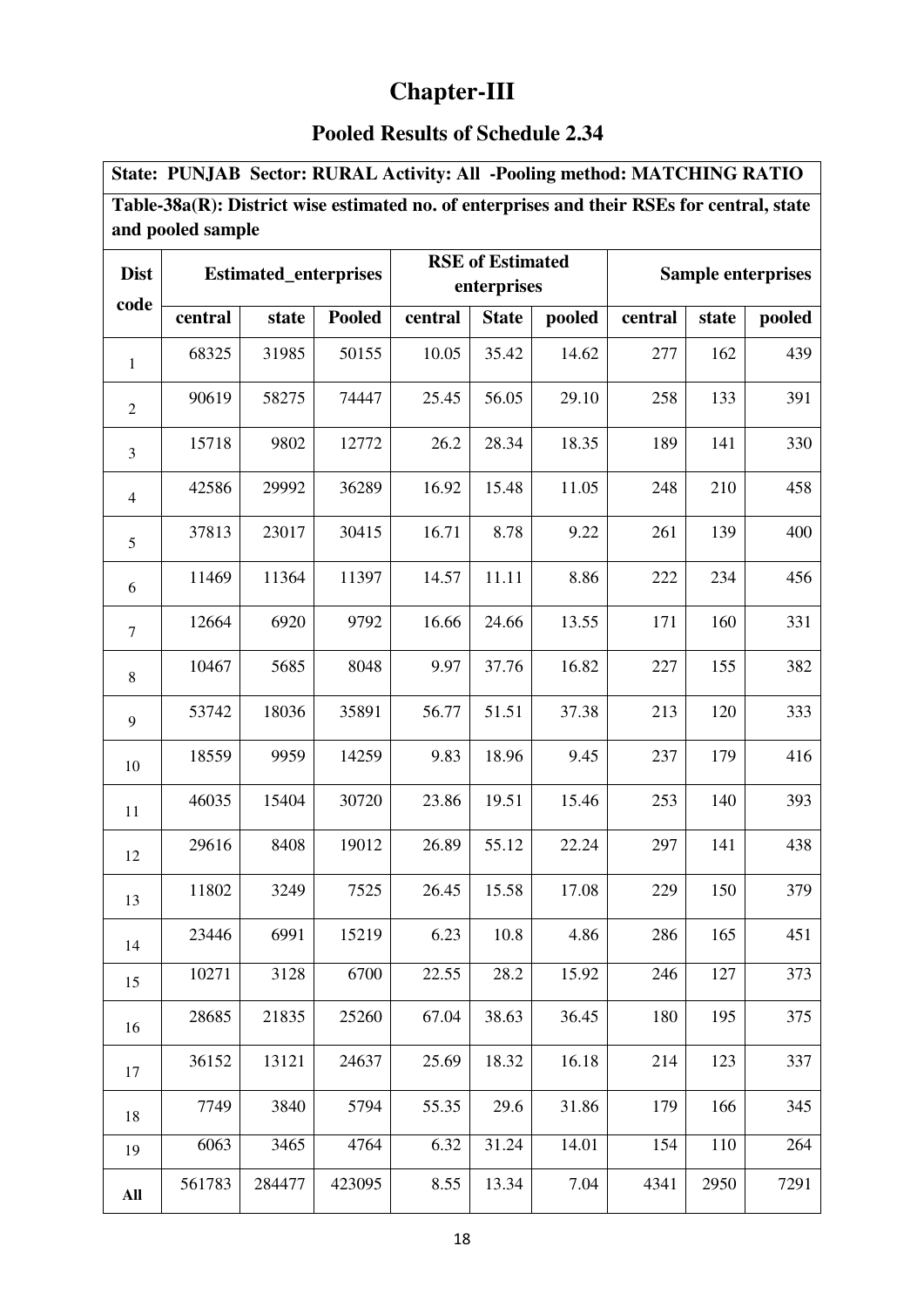# Chapter-III

## Pooled Results of Schedule 2.34

**State: PUNJAB Sector: RURAL Activity: All -Pooling method: MATCHING RATIO**

**Table-38a(R): District wise estimated no. of enterprises and their RSEs for central, state and pooled sample**

| Dist code | Estimated_enterprises | | | RSE of Estimated enterprises | | | Sample enterprises | | |
|---|---|---|---|---|---|---|---|---|---|
| | central | state | Pooled | central | State | pooled | central | state | pooled |
| 1 | 68325 | 31985 | 50155 | 10.05 | 35.42 | 14.62 | 277 | 162 | 439 |
| 2 | 90619 | 58275 | 74447 | 25.45 | 56.05 | 29.10 | 258 | 133 | 391 |
| 3 | 15718 | 9802 | 12772 | 26.2 | 28.34 | 18.35 | 189 | 141 | 330 |
| 4 | 42586 | 29992 | 36289 | 16.92 | 15.48 | 11.05 | 248 | 210 | 458 |
| 5 | 37813 | 23017 | 30415 | 16.71 | 8.78 | 9.22 | 261 | 139 | 400 |
| 6 | 11469 | 11364 | 11397 | 14.57 | 11.11 | 8.86 | 222 | 234 | 456 |
| 7 | 12664 | 6920 | 9792 | 16.66 | 24.66 | 13.55 | 171 | 160 | 331 |
| 8 | 10467 | 5685 | 8048 | 9.97 | 37.76 | 16.82 | 227 | 155 | 382 |
| 9 | 53742 | 18036 | 35891 | 56.77 | 51.51 | 37.38 | 213 | 120 | 333 |
| 10 | 18559 | 9959 | 14259 | 9.83 | 18.96 | 9.45 | 237 | 179 | 416 |
| 11 | 46035 | 15404 | 30720 | 23.86 | 19.51 | 15.46 | 253 | 140 | 393 |
| 12 | 29616 | 8408 | 19012 | 26.89 | 55.12 | 22.24 | 297 | 141 | 438 |
| 13 | 11802 | 3249 | 7525 | 26.45 | 15.58 | 17.08 | 229 | 150 | 379 |
| 14 | 23446 | 6991 | 15219 | 6.23 | 10.8 | 4.86 | 286 | 165 | 451 |
| 15 | 10271 | 3128 | 6700 | 22.55 | 28.2 | 15.92 | 246 | 127 | 373 |
| 16 | 28685 | 21835 | 25260 | 67.04 | 38.63 | 36.45 | 180 | 195 | 375 |
| 17 | 36152 | 13121 | 24637 | 25.69 | 18.32 | 16.18 | 214 | 123 | 337 |
| 18 | 7749 | 3840 | 5794 | 55.35 | 29.6 | 31.86 | 179 | 166 | 345 |
| 19 | 6063 | 3465 | 4764 | 6.32 | 31.24 | 14.01 | 154 | 110 | 264 |
| All | 561783 | 284477 | 423095 | 8.55 | 13.34 | 7.04 | 4341 | 2950 | 7291 |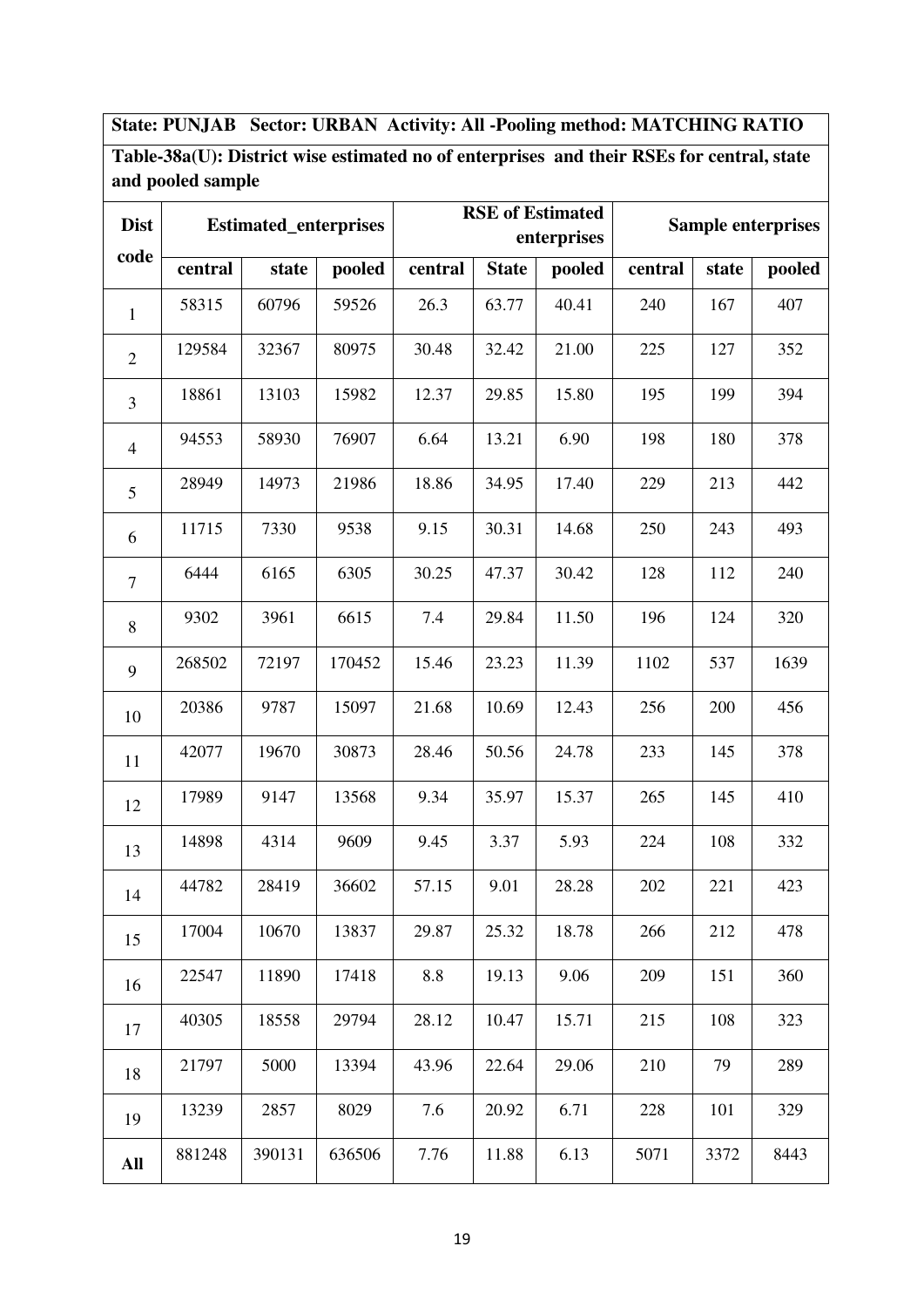**State: PUNJAB Sector: URBAN Activity: All -Pooling method: MATCHING RATIO**

**Table-38a(U): District wise estimated no of enterprises and their RSEs for central, state and pooled sample**

| Dist code | Estimated_enterprises | | | RSE of Estimated enterprises | | | Sample enterprises | | |
|---|---|---|---|---|---|---|---|---|---|
| | central | state | pooled | central | State | pooled | central | state | pooled |
| 1 | 58315 | 60796 | 59526 | 26.3 | 63.77 | 40.41 | 240 | 167 | 407 |
| 2 | 129584 | 32367 | 80975 | 30.48 | 32.42 | 21.00 | 225 | 127 | 352 |
| 3 | 18861 | 13103 | 15982 | 12.37 | 29.85 | 15.80 | 195 | 199 | 394 |
| 4 | 94553 | 58930 | 76907 | 6.64 | 13.21 | 6.90 | 198 | 180 | 378 |
| 5 | 28949 | 14973 | 21986 | 18.86 | 34.95 | 17.40 | 229 | 213 | 442 |
| 6 | 11715 | 7330 | 9538 | 9.15 | 30.31 | 14.68 | 250 | 243 | 493 |
| 7 | 6444 | 6165 | 6305 | 30.25 | 47.37 | 30.42 | 128 | 112 | 240 |
| 8 | 9302 | 3961 | 6615 | 7.4 | 29.84 | 11.50 | 196 | 124 | 320 |
| 9 | 268502 | 72197 | 170452 | 15.46 | 23.23 | 11.39 | 1102 | 537 | 1639 |
| 10 | 20386 | 9787 | 15097 | 21.68 | 10.69 | 12.43 | 256 | 200 | 456 |
| 11 | 42077 | 19670 | 30873 | 28.46 | 50.56 | 24.78 | 233 | 145 | 378 |
| 12 | 17989 | 9147 | 13568 | 9.34 | 35.97 | 15.37 | 265 | 145 | 410 |
| 13 | 14898 | 4314 | 9609 | 9.45 | 3.37 | 5.93 | 224 | 108 | 332 |
| 14 | 44782 | 28419 | 36602 | 57.15 | 9.01 | 28.28 | 202 | 221 | 423 |
| 15 | 17004 | 10670 | 13837 | 29.87 | 25.32 | 18.78 | 266 | 212 | 478 |
| 16 | 22547 | 11890 | 17418 | 8.8 | 19.13 | 9.06 | 209 | 151 | 360 |
| 17 | 40305 | 18558 | 29794 | 28.12 | 10.47 | 15.71 | 215 | 108 | 323 |
| 18 | 21797 | 5000 | 13394 | 43.96 | 22.64 | 29.06 | 210 | 79 | 289 |
| 19 | 13239 | 2857 | 8029 | 7.6 | 20.92 | 6.71 | 228 | 101 | 329 |
| **All** | 881248 | 390131 | 636506 | 7.76 | 11.88 | 6.13 | 5071 | 3372 | 8443 |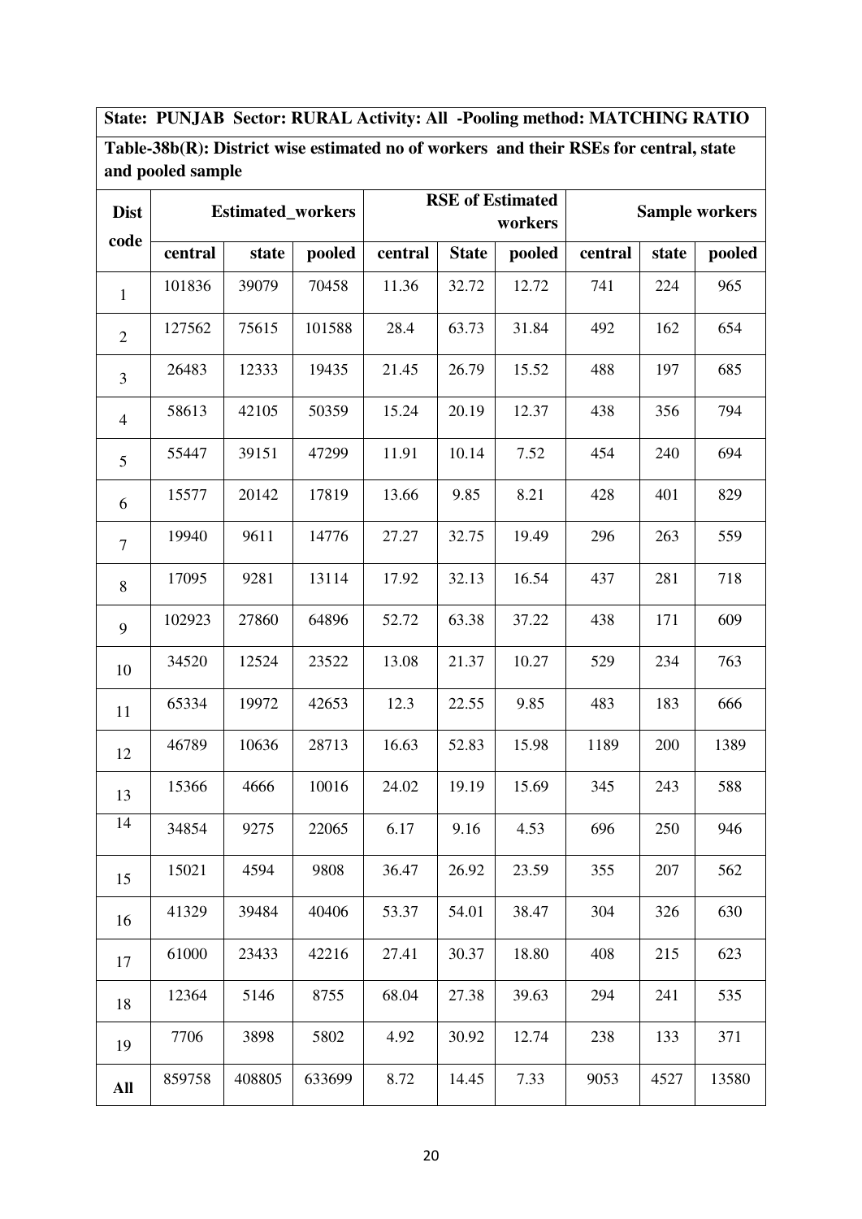**State: PUNJAB Sector: RURAL Activity: All -Pooling method: MATCHING RATIO**

**Table-38b(R): District wise estimated no of workers and their RSEs for central, state and pooled sample**

| Dist code | Estimated_workers | | | RSE of Estimated workers | | | Sample workers | | |
|---|---|---|---|---|---|---|---|---|---|
| | central | state | pooled | central | State | pooled | central | state | pooled |
| 1 | 101836 | 39079 | 70458 | 11.36 | 32.72 | 12.72 | 741 | 224 | 965 |
| 2 | 127562 | 75615 | 101588 | 28.4 | 63.73 | 31.84 | 492 | 162 | 654 |
| 3 | 26483 | 12333 | 19435 | 21.45 | 26.79 | 15.52 | 488 | 197 | 685 |
| 4 | 58613 | 42105 | 50359 | 15.24 | 20.19 | 12.37 | 438 | 356 | 794 |
| 5 | 55447 | 39151 | 47299 | 11.91 | 10.14 | 7.52 | 454 | 240 | 694 |
| 6 | 15577 | 20142 | 17819 | 13.66 | 9.85 | 8.21 | 428 | 401 | 829 |
| 7 | 19940 | 9611 | 14776 | 27.27 | 32.75 | 19.49 | 296 | 263 | 559 |
| 8 | 17095 | 9281 | 13114 | 17.92 | 32.13 | 16.54 | 437 | 281 | 718 |
| 9 | 102923 | 27860 | 64896 | 52.72 | 63.38 | 37.22 | 438 | 171 | 609 |
| 10 | 34520 | 12524 | 23522 | 13.08 | 21.37 | 10.27 | 529 | 234 | 763 |
| 11 | 65334 | 19972 | 42653 | 12.3 | 22.55 | 9.85 | 483 | 183 | 666 |
| 12 | 46789 | 10636 | 28713 | 16.63 | 52.83 | 15.98 | 1189 | 200 | 1389 |
| 13 | 15366 | 4666 | 10016 | 24.02 | 19.19 | 15.69 | 345 | 243 | 588 |
| 14 | 34854 | 9275 | 22065 | 6.17 | 9.16 | 4.53 | 696 | 250 | 946 |
| 15 | 15021 | 4594 | 9808 | 36.47 | 26.92 | 23.59 | 355 | 207 | 562 |
| 16 | 41329 | 39484 | 40406 | 53.37 | 54.01 | 38.47 | 304 | 326 | 630 |
| 17 | 61000 | 23433 | 42216 | 27.41 | 30.37 | 18.80 | 408 | 215 | 623 |
| 18 | 12364 | 5146 | 8755 | 68.04 | 27.38 | 39.63 | 294 | 241 | 535 |
| 19 | 7706 | 3898 | 5802 | 4.92 | 30.92 | 12.74 | 238 | 133 | 371 |
| **All** | 859758 | 408805 | 633699 | 8.72 | 14.45 | 7.33 | 9053 | 4527 | 13580 |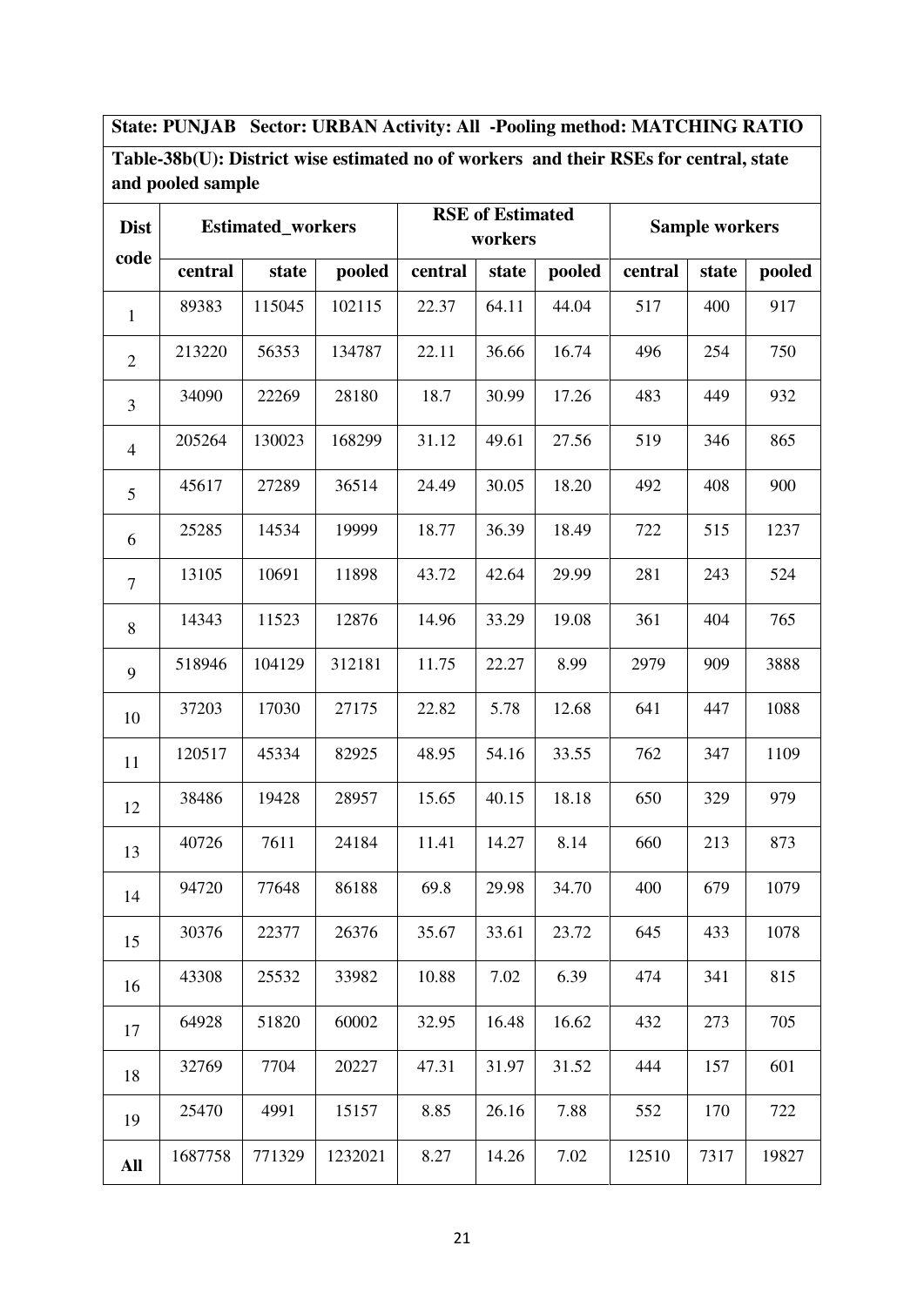**State: PUNJAB Sector: URBAN Activity: All -Pooling method: MATCHING RATIO**

**Table-38b(U): District wise estimated no of workers and their RSEs for central, state and pooled sample**

| Dist code | Estimated_workers | | | RSE of Estimated workers | | | Sample workers | | |
|---|---|---|---|---|---|---|---|---|---|
| | central | state | pooled | central | state | pooled | central | state | pooled |
| 1 | 89383 | 115045 | 102115 | 22.37 | 64.11 | 44.04 | 517 | 400 | 917 |
| 2 | 213220 | 56353 | 134787 | 22.11 | 36.66 | 16.74 | 496 | 254 | 750 |
| 3 | 34090 | 22269 | 28180 | 18.7 | 30.99 | 17.26 | 483 | 449 | 932 |
| 4 | 205264 | 130023 | 168299 | 31.12 | 49.61 | 27.56 | 519 | 346 | 865 |
| 5 | 45617 | 27289 | 36514 | 24.49 | 30.05 | 18.20 | 492 | 408 | 900 |
| 6 | 25285 | 14534 | 19999 | 18.77 | 36.39 | 18.49 | 722 | 515 | 1237 |
| 7 | 13105 | 10691 | 11898 | 43.72 | 42.64 | 29.99 | 281 | 243 | 524 |
| 8 | 14343 | 11523 | 12876 | 14.96 | 33.29 | 19.08 | 361 | 404 | 765 |
| 9 | 518946 | 104129 | 312181 | 11.75 | 22.27 | 8.99 | 2979 | 909 | 3888 |
| 10 | 37203 | 17030 | 27175 | 22.82 | 5.78 | 12.68 | 641 | 447 | 1088 |
| 11 | 120517 | 45334 | 82925 | 48.95 | 54.16 | 33.55 | 762 | 347 | 1109 |
| 12 | 38486 | 19428 | 28957 | 15.65 | 40.15 | 18.18 | 650 | 329 | 979 |
| 13 | 40726 | 7611 | 24184 | 11.41 | 14.27 | 8.14 | 660 | 213 | 873 |
| 14 | 94720 | 77648 | 86188 | 69.8 | 29.98 | 34.70 | 400 | 679 | 1079 |
| 15 | 30376 | 22377 | 26376 | 35.67 | 33.61 | 23.72 | 645 | 433 | 1078 |
| 16 | 43308 | 25532 | 33982 | 10.88 | 7.02 | 6.39 | 474 | 341 | 815 |
| 17 | 64928 | 51820 | 60002 | 32.95 | 16.48 | 16.62 | 432 | 273 | 705 |
| 18 | 32769 | 7704 | 20227 | 47.31 | 31.97 | 31.52 | 444 | 157 | 601 |
| 19 | 25470 | 4991 | 15157 | 8.85 | 26.16 | 7.88 | 552 | 170 | 722 |
| **All** | 1687758 | 771329 | 1232021 | 8.27 | 14.26 | 7.02 | 12510 | 7317 | 19827 |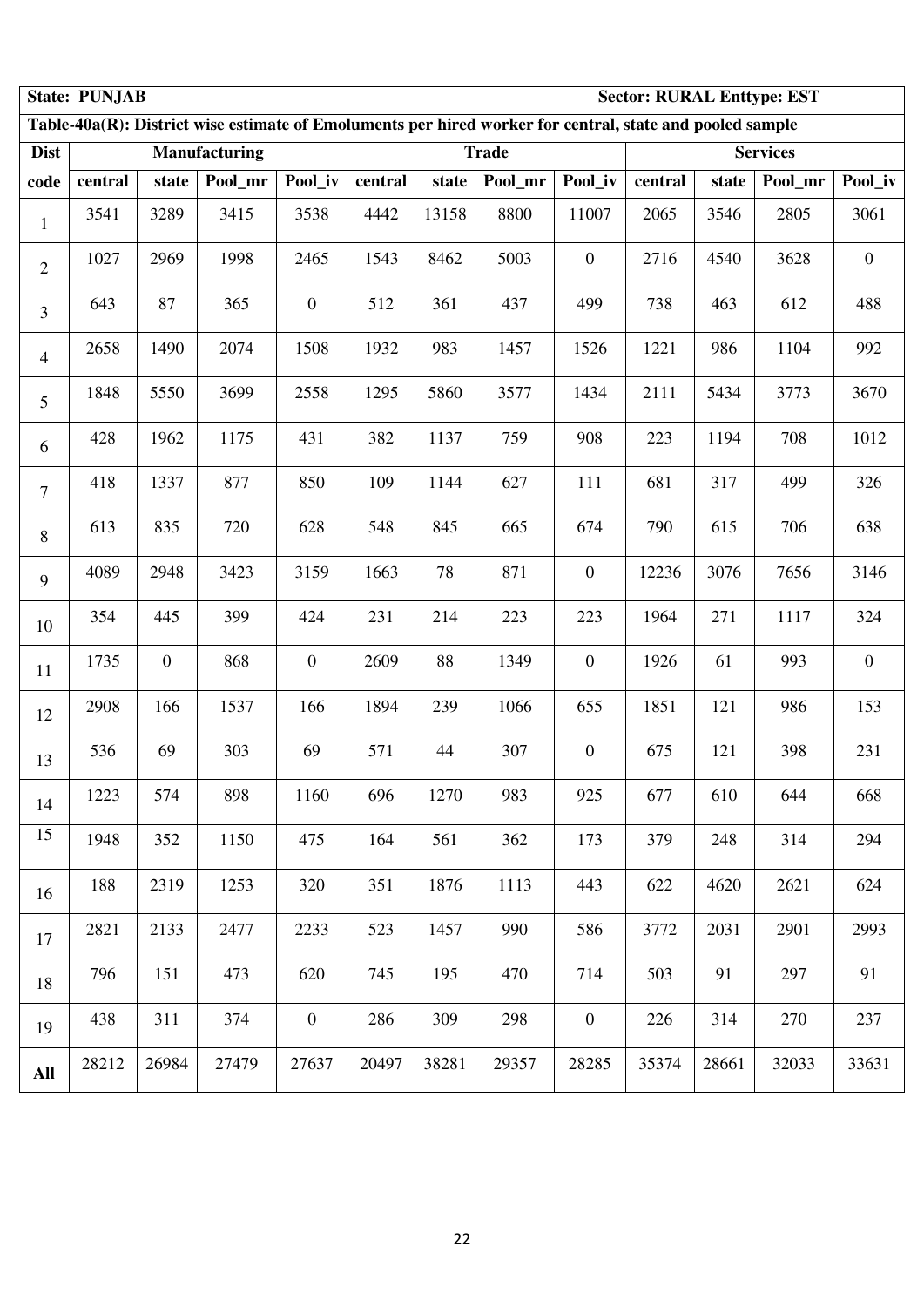| **State: PUNJAB** | | | | | | | | | **Sector: RURAL Enttype: EST** | | | |
|---|---|---|---|---|---|---|---|---|---|---|---|---|
| **Table-40a(R): District wise estimate of Emoluments per hired worker for central, state and pooled sample** | | | | | | | | | | | | |
| **Dist** | **Manufacturing** | | | | **Trade** | | | | **Services** | | | |
| **code** | **central** | **state** | **Pool_mr** | **Pool_iv** | **central** | **state** | **Pool_mr** | **Pool_iv** | **central** | **state** | **Pool_mr** | **Pool_iv** |
| 1 | 3541 | 3289 | 3415 | 3538 | 4442 | 13158 | 8800 | 11007 | 2065 | 3546 | 2805 | 3061 |
| 2 | 1027 | 2969 | 1998 | 2465 | 1543 | 8462 | 5003 | 0 | 2716 | 4540 | 3628 | 0 |
| 3 | 643 | 87 | 365 | 0 | 512 | 361 | 437 | 499 | 738 | 463 | 612 | 488 |
| 4 | 2658 | 1490 | 2074 | 1508 | 1932 | 983 | 1457 | 1526 | 1221 | 986 | 1104 | 992 |
| 5 | 1848 | 5550 | 3699 | 2558 | 1295 | 5860 | 3577 | 1434 | 2111 | 5434 | 3773 | 3670 |
| 6 | 428 | 1962 | 1175 | 431 | 382 | 1137 | 759 | 908 | 223 | 1194 | 708 | 1012 |
| 7 | 418 | 1337 | 877 | 850 | 109 | 1144 | 627 | 111 | 681 | 317 | 499 | 326 |
| 8 | 613 | 835 | 720 | 628 | 548 | 845 | 665 | 674 | 790 | 615 | 706 | 638 |
| 9 | 4089 | 2948 | 3423 | 3159 | 1663 | 78 | 871 | 0 | 12236 | 3076 | 7656 | 3146 |
| 10 | 354 | 445 | 399 | 424 | 231 | 214 | 223 | 223 | 1964 | 271 | 1117 | 324 |
| 11 | 1735 | 0 | 868 | 0 | 2609 | 88 | 1349 | 0 | 1926 | 61 | 993 | 0 |
| 12 | 2908 | 166 | 1537 | 166 | 1894 | 239 | 1066 | 655 | 1851 | 121 | 986 | 153 |
| 13 | 536 | 69 | 303 | 69 | 571 | 44 | 307 | 0 | 675 | 121 | 398 | 231 |
| 14 | 1223 | 574 | 898 | 1160 | 696 | 1270 | 983 | 925 | 677 | 610 | 644 | 668 |
| 15 | 1948 | 352 | 1150 | 475 | 164 | 561 | 362 | 173 | 379 | 248 | 314 | 294 |
| 16 | 188 | 2319 | 1253 | 320 | 351 | 1876 | 1113 | 443 | 622 | 4620 | 2621 | 624 |
| 17 | 2821 | 2133 | 2477 | 2233 | 523 | 1457 | 990 | 586 | 3772 | 2031 | 2901 | 2993 |
| 18 | 796 | 151 | 473 | 620 | 745 | 195 | 470 | 714 | 503 | 91 | 297 | 91 |
| 19 | 438 | 311 | 374 | 0 | 286 | 309 | 298 | 0 | 226 | 314 | 270 | 237 |
| **All** | 28212 | 26984 | 27479 | 27637 | 20497 | 38281 | 29357 | 28285 | 35374 | 28661 | 32033 | 33631 |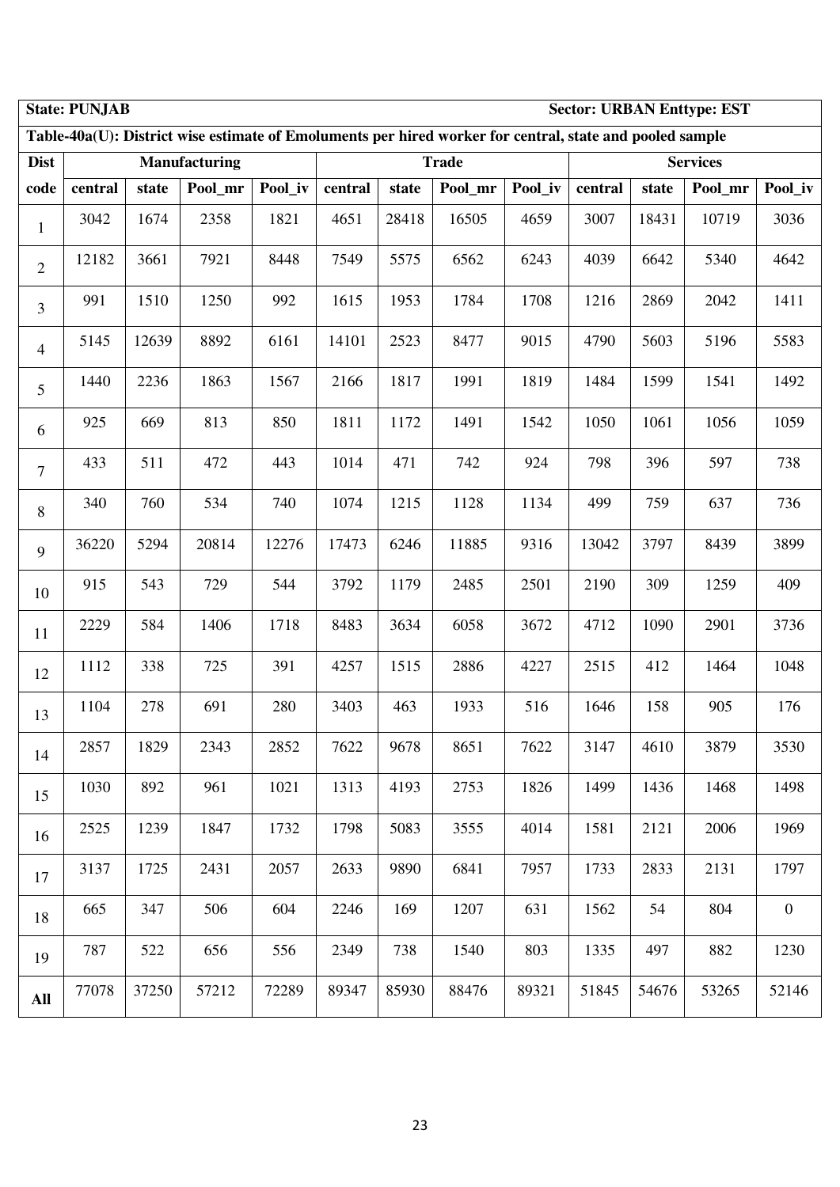| State: PUNJAB | | | | | | | | | Sector: URBAN Enttype: EST | | | |
|---|---|---|---|---|---|---|---|---|---|---|---|---|
| **Table-40a(U): District wise estimate of Emoluments per hired worker for central, state and pooled sample** | | | | | | | | | | | | |
| **Dist** | **Manufacturing** | | | | **Trade** | | | | **Services** | | | |
| **code** | **central** | **state** | **Pool_mr** | **Pool_iv** | **central** | **state** | **Pool_mr** | **Pool_iv** | **central** | **state** | **Pool_mr** | **Pool_iv** |
| 1 | 3042 | 1674 | 2358 | 1821 | 4651 | 28418 | 16505 | 4659 | 3007 | 18431 | 10719 | 3036 |
| 2 | 12182 | 3661 | 7921 | 8448 | 7549 | 5575 | 6562 | 6243 | 4039 | 6642 | 5340 | 4642 |
| 3 | 991 | 1510 | 1250 | 992 | 1615 | 1953 | 1784 | 1708 | 1216 | 2869 | 2042 | 1411 |
| 4 | 5145 | 12639 | 8892 | 6161 | 14101 | 2523 | 8477 | 9015 | 4790 | 5603 | 5196 | 5583 |
| 5 | 1440 | 2236 | 1863 | 1567 | 2166 | 1817 | 1991 | 1819 | 1484 | 1599 | 1541 | 1492 |
| 6 | 925 | 669 | 813 | 850 | 1811 | 1172 | 1491 | 1542 | 1050 | 1061 | 1056 | 1059 |
| 7 | 433 | 511 | 472 | 443 | 1014 | 471 | 742 | 924 | 798 | 396 | 597 | 738 |
| 8 | 340 | 760 | 534 | 740 | 1074 | 1215 | 1128 | 1134 | 499 | 759 | 637 | 736 |
| 9 | 36220 | 5294 | 20814 | 12276 | 17473 | 6246 | 11885 | 9316 | 13042 | 3797 | 8439 | 3899 |
| 10 | 915 | 543 | 729 | 544 | 3792 | 1179 | 2485 | 2501 | 2190 | 309 | 1259 | 409 |
| 11 | 2229 | 584 | 1406 | 1718 | 8483 | 3634 | 6058 | 3672 | 4712 | 1090 | 2901 | 3736 |
| 12 | 1112 | 338 | 725 | 391 | 4257 | 1515 | 2886 | 4227 | 2515 | 412 | 1464 | 1048 |
| 13 | 1104 | 278 | 691 | 280 | 3403 | 463 | 1933 | 516 | 1646 | 158 | 905 | 176 |
| 14 | 2857 | 1829 | 2343 | 2852 | 7622 | 9678 | 8651 | 7622 | 3147 | 4610 | 3879 | 3530 |
| 15 | 1030 | 892 | 961 | 1021 | 1313 | 4193 | 2753 | 1826 | 1499 | 1436 | 1468 | 1498 |
| 16 | 2525 | 1239 | 1847 | 1732 | 1798 | 5083 | 3555 | 4014 | 1581 | 2121 | 2006 | 1969 |
| 17 | 3137 | 1725 | 2431 | 2057 | 2633 | 9890 | 6841 | 7957 | 1733 | 2833 | 2131 | 1797 |
| 18 | 665 | 347 | 506 | 604 | 2246 | 169 | 1207 | 631 | 1562 | 54 | 804 | 0 |
| 19 | 787 | 522 | 656 | 556 | 2349 | 738 | 1540 | 803 | 1335 | 497 | 882 | 1230 |
| **All** | 77078 | 37250 | 57212 | 72289 | 89347 | 85930 | 88476 | 89321 | 51845 | 54676 | 53265 | 52146 |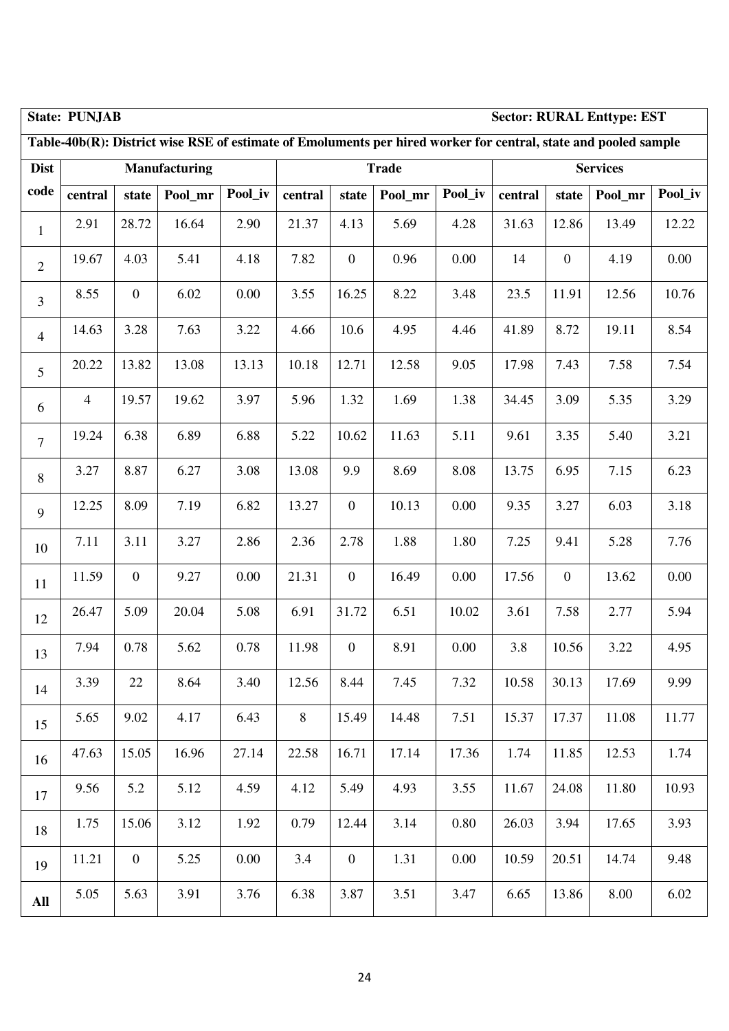**State: PUNJAB** **Sector: RURAL Enttype: EST**

**Table-40b(R): District wise RSE of estimate of Emoluments per hired worker for central, state and pooled sample**

| Dist code | Manufacturing | | | | Trade | | | | Services | | | |
|---|---|---|---|---|---|---|---|---|---|---|---|---|
| | central | state | Pool_mr | Pool_iv | central | state | Pool_mr | Pool_iv | central | state | Pool_mr | Pool_iv |
| 1 | 2.91 | 28.72 | 16.64 | 2.90 | 21.37 | 4.13 | 5.69 | 4.28 | 31.63 | 12.86 | 13.49 | 12.22 |
| 2 | 19.67 | 4.03 | 5.41 | 4.18 | 7.82 | 0 | 0.96 | 0.00 | 14 | 0 | 4.19 | 0.00 |
| 3 | 8.55 | 0 | 6.02 | 0.00 | 3.55 | 16.25 | 8.22 | 3.48 | 23.5 | 11.91 | 12.56 | 10.76 |
| 4 | 14.63 | 3.28 | 7.63 | 3.22 | 4.66 | 10.6 | 4.95 | 4.46 | 41.89 | 8.72 | 19.11 | 8.54 |
| 5 | 20.22 | 13.82 | 13.08 | 13.13 | 10.18 | 12.71 | 12.58 | 9.05 | 17.98 | 7.43 | 7.58 | 7.54 |
| 6 | 4 | 19.57 | 19.62 | 3.97 | 5.96 | 1.32 | 1.69 | 1.38 | 34.45 | 3.09 | 5.35 | 3.29 |
| 7 | 19.24 | 6.38 | 6.89 | 6.88 | 5.22 | 10.62 | 11.63 | 5.11 | 9.61 | 3.35 | 5.40 | 3.21 |
| 8 | 3.27 | 8.87 | 6.27 | 3.08 | 13.08 | 9.9 | 8.69 | 8.08 | 13.75 | 6.95 | 7.15 | 6.23 |
| 9 | 12.25 | 8.09 | 7.19 | 6.82 | 13.27 | 0 | 10.13 | 0.00 | 9.35 | 3.27 | 6.03 | 3.18 |
| 10 | 7.11 | 3.11 | 3.27 | 2.86 | 2.36 | 2.78 | 1.88 | 1.80 | 7.25 | 9.41 | 5.28 | 7.76 |
| 11 | 11.59 | 0 | 9.27 | 0.00 | 21.31 | 0 | 16.49 | 0.00 | 17.56 | 0 | 13.62 | 0.00 |
| 12 | 26.47 | 5.09 | 20.04 | 5.08 | 6.91 | 31.72 | 6.51 | 10.02 | 3.61 | 7.58 | 2.77 | 5.94 |
| 13 | 7.94 | 0.78 | 5.62 | 0.78 | 11.98 | 0 | 8.91 | 0.00 | 3.8 | 10.56 | 3.22 | 4.95 |
| 14 | 3.39 | 22 | 8.64 | 3.40 | 12.56 | 8.44 | 7.45 | 7.32 | 10.58 | 30.13 | 17.69 | 9.99 |
| 15 | 5.65 | 9.02 | 4.17 | 6.43 | 8 | 15.49 | 14.48 | 7.51 | 15.37 | 17.37 | 11.08 | 11.77 |
| 16 | 47.63 | 15.05 | 16.96 | 27.14 | 22.58 | 16.71 | 17.14 | 17.36 | 1.74 | 11.85 | 12.53 | 1.74 |
| 17 | 9.56 | 5.2 | 5.12 | 4.59 | 4.12 | 5.49 | 4.93 | 3.55 | 11.67 | 24.08 | 11.80 | 10.93 |
| 18 | 1.75 | 15.06 | 3.12 | 1.92 | 0.79 | 12.44 | 3.14 | 0.80 | 26.03 | 3.94 | 17.65 | 3.93 |
| 19 | 11.21 | 0 | 5.25 | 0.00 | 3.4 | 0 | 1.31 | 0.00 | 10.59 | 20.51 | 14.74 | 9.48 |
| All | 5.05 | 5.63 | 3.91 | 3.76 | 6.38 | 3.87 | 3.51 | 3.47 | 6.65 | 13.86 | 8.00 | 6.02 |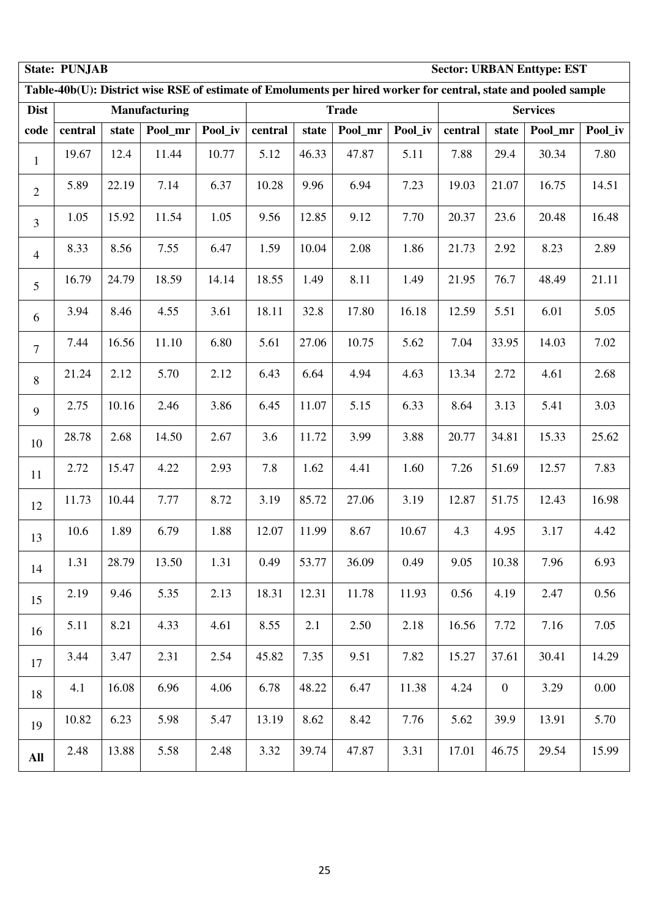| **State: PUNJAB** | | | | | | | | | **Sector: URBAN Enttype: EST** | | | |
|---|---|---|---|---|---|---|---|---|---|---|---|---|
| **Table-40b(U): District wise RSE of estimate of Emoluments per hired worker for central, state and pooled sample** | | | | | | | | | | | | |
| **Dist** | **Manufacturing** | | | | **Trade** | | | | **Services** | | | |
| **code** | **central** | **state** | **Pool_mr** | **Pool_iv** | **central** | **state** | **Pool_mr** | **Pool_iv** | **central** | **state** | **Pool_mr** | **Pool_iv** |
| 1 | 19.67 | 12.4 | 11.44 | 10.77 | 5.12 | 46.33 | 47.87 | 5.11 | 7.88 | 29.4 | 30.34 | 7.80 |
| 2 | 5.89 | 22.19 | 7.14 | 6.37 | 10.28 | 9.96 | 6.94 | 7.23 | 19.03 | 21.07 | 16.75 | 14.51 |
| 3 | 1.05 | 15.92 | 11.54 | 1.05 | 9.56 | 12.85 | 9.12 | 7.70 | 20.37 | 23.6 | 20.48 | 16.48 |
| 4 | 8.33 | 8.56 | 7.55 | 6.47 | 1.59 | 10.04 | 2.08 | 1.86 | 21.73 | 2.92 | 8.23 | 2.89 |
| 5 | 16.79 | 24.79 | 18.59 | 14.14 | 18.55 | 1.49 | 8.11 | 1.49 | 21.95 | 76.7 | 48.49 | 21.11 |
| 6 | 3.94 | 8.46 | 4.55 | 3.61 | 18.11 | 32.8 | 17.80 | 16.18 | 12.59 | 5.51 | 6.01 | 5.05 |
| 7 | 7.44 | 16.56 | 11.10 | 6.80 | 5.61 | 27.06 | 10.75 | 5.62 | 7.04 | 33.95 | 14.03 | 7.02 |
| 8 | 21.24 | 2.12 | 5.70 | 2.12 | 6.43 | 6.64 | 4.94 | 4.63 | 13.34 | 2.72 | 4.61 | 2.68 |
| 9 | 2.75 | 10.16 | 2.46 | 3.86 | 6.45 | 11.07 | 5.15 | 6.33 | 8.64 | 3.13 | 5.41 | 3.03 |
| 10 | 28.78 | 2.68 | 14.50 | 2.67 | 3.6 | 11.72 | 3.99 | 3.88 | 20.77 | 34.81 | 15.33 | 25.62 |
| 11 | 2.72 | 15.47 | 4.22 | 2.93 | 7.8 | 1.62 | 4.41 | 1.60 | 7.26 | 51.69 | 12.57 | 7.83 |
| 12 | 11.73 | 10.44 | 7.77 | 8.72 | 3.19 | 85.72 | 27.06 | 3.19 | 12.87 | 51.75 | 12.43 | 16.98 |
| 13 | 10.6 | 1.89 | 6.79 | 1.88 | 12.07 | 11.99 | 8.67 | 10.67 | 4.3 | 4.95 | 3.17 | 4.42 |
| 14 | 1.31 | 28.79 | 13.50 | 1.31 | 0.49 | 53.77 | 36.09 | 0.49 | 9.05 | 10.38 | 7.96 | 6.93 |
| 15 | 2.19 | 9.46 | 5.35 | 2.13 | 18.31 | 12.31 | 11.78 | 11.93 | 0.56 | 4.19 | 2.47 | 0.56 |
| 16 | 5.11 | 8.21 | 4.33 | 4.61 | 8.55 | 2.1 | 2.50 | 2.18 | 16.56 | 7.72 | 7.16 | 7.05 |
| 17 | 3.44 | 3.47 | 2.31 | 2.54 | 45.82 | 7.35 | 9.51 | 7.82 | 15.27 | 37.61 | 30.41 | 14.29 |
| 18 | 4.1 | 16.08 | 6.96 | 4.06 | 6.78 | 48.22 | 6.47 | 11.38 | 4.24 | 0 | 3.29 | 0.00 |
| 19 | 10.82 | 6.23 | 5.98 | 5.47 | 13.19 | 8.62 | 8.42 | 7.76 | 5.62 | 39.9 | 13.91 | 5.70 |
| **All** | 2.48 | 13.88 | 5.58 | 2.48 | 3.32 | 39.74 | 47.87 | 3.31 | 17.01 | 46.75 | 29.54 | 15.99 |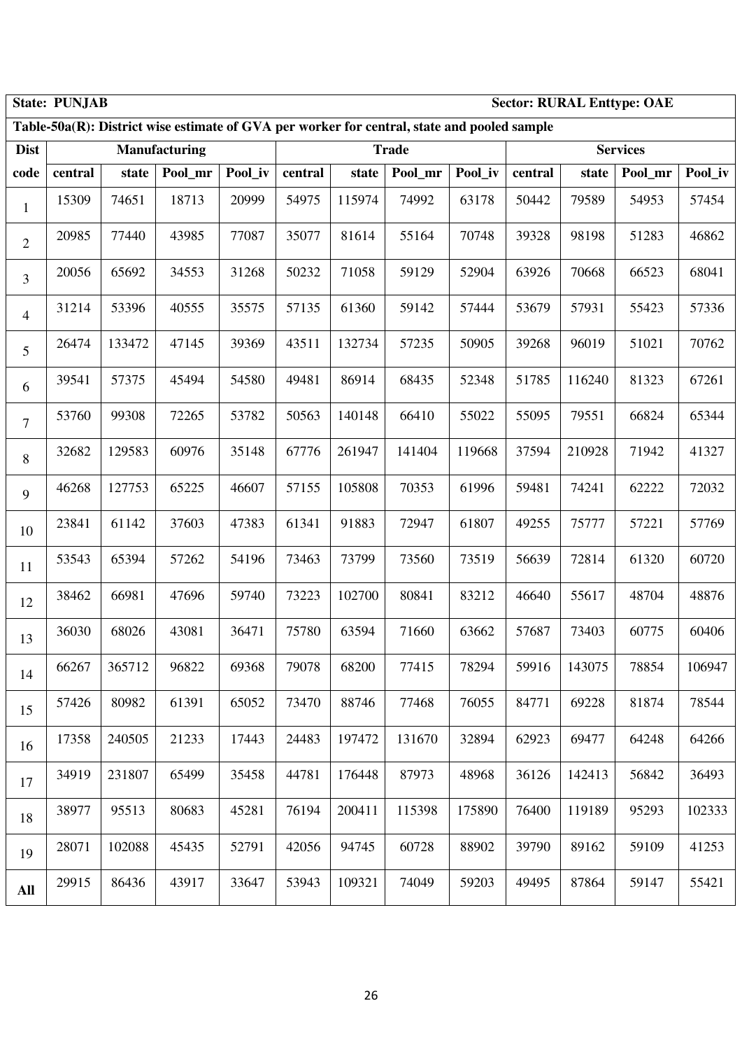| **State: PUNJAB** | | | | | | | | | **Sector: RURAL Enttype: OAE** | | | |
|---|---|---|---|---|---|---|---|---|---|---|---|---|
| **Table-50a(R): District wise estimate of GVA per worker for central, state and pooled sample** | | | | | | | | | | | | |
| **Dist** | **Manufacturing** | | | | **Trade** | | | | **Services** | | | |
| **code** | **central** | **state** | **Pool_mr** | **Pool_iv** | **central** | **state** | **Pool_mr** | **Pool_iv** | **central** | **state** | **Pool_mr** | **Pool_iv** |
| 1 | 15309 | 74651 | 18713 | 20999 | 54975 | 115974 | 74992 | 63178 | 50442 | 79589 | 54953 | 57454 |
| 2 | 20985 | 77440 | 43985 | 77087 | 35077 | 81614 | 55164 | 70748 | 39328 | 98198 | 51283 | 46862 |
| 3 | 20056 | 65692 | 34553 | 31268 | 50232 | 71058 | 59129 | 52904 | 63926 | 70668 | 66523 | 68041 |
| 4 | 31214 | 53396 | 40555 | 35575 | 57135 | 61360 | 59142 | 57444 | 53679 | 57931 | 55423 | 57336 |
| 5 | 26474 | 133472 | 47145 | 39369 | 43511 | 132734 | 57235 | 50905 | 39268 | 96019 | 51021 | 70762 |
| 6 | 39541 | 57375 | 45494 | 54580 | 49481 | 86914 | 68435 | 52348 | 51785 | 116240 | 81323 | 67261 |
| 7 | 53760 | 99308 | 72265 | 53782 | 50563 | 140148 | 66410 | 55022 | 55095 | 79551 | 66824 | 65344 |
| 8 | 32682 | 129583 | 60976 | 35148 | 67776 | 261947 | 141404 | 119668 | 37594 | 210928 | 71942 | 41327 |
| 9 | 46268 | 127753 | 65225 | 46607 | 57155 | 105808 | 70353 | 61996 | 59481 | 74241 | 62222 | 72032 |
| 10 | 23841 | 61142 | 37603 | 47383 | 61341 | 91883 | 72947 | 61807 | 49255 | 75777 | 57221 | 57769 |
| 11 | 53543 | 65394 | 57262 | 54196 | 73463 | 73799 | 73560 | 73519 | 56639 | 72814 | 61320 | 60720 |
| 12 | 38462 | 66981 | 47696 | 59740 | 73223 | 102700 | 80841 | 83212 | 46640 | 55617 | 48704 | 48876 |
| 13 | 36030 | 68026 | 43081 | 36471 | 75780 | 63594 | 71660 | 63662 | 57687 | 73403 | 60775 | 60406 |
| 14 | 66267 | 365712 | 96822 | 69368 | 79078 | 68200 | 77415 | 78294 | 59916 | 143075 | 78854 | 106947 |
| 15 | 57426 | 80982 | 61391 | 65052 | 73470 | 88746 | 77468 | 76055 | 84771 | 69228 | 81874 | 78544 |
| 16 | 17358 | 240505 | 21233 | 17443 | 24483 | 197472 | 131670 | 32894 | 62923 | 69477 | 64248 | 64266 |
| 17 | 34919 | 231807 | 65499 | 35458 | 44781 | 176448 | 87973 | 48968 | 36126 | 142413 | 56842 | 36493 |
| 18 | 38977 | 95513 | 80683 | 45281 | 76194 | 200411 | 115398 | 175890 | 76400 | 119189 | 95293 | 102333 |
| 19 | 28071 | 102088 | 45435 | 52791 | 42056 | 94745 | 60728 | 88902 | 39790 | 89162 | 59109 | 41253 |
| **All** | 29915 | 86436 | 43917 | 33647 | 53943 | 109321 | 74049 | 59203 | 49495 | 87864 | 59147 | 55421 |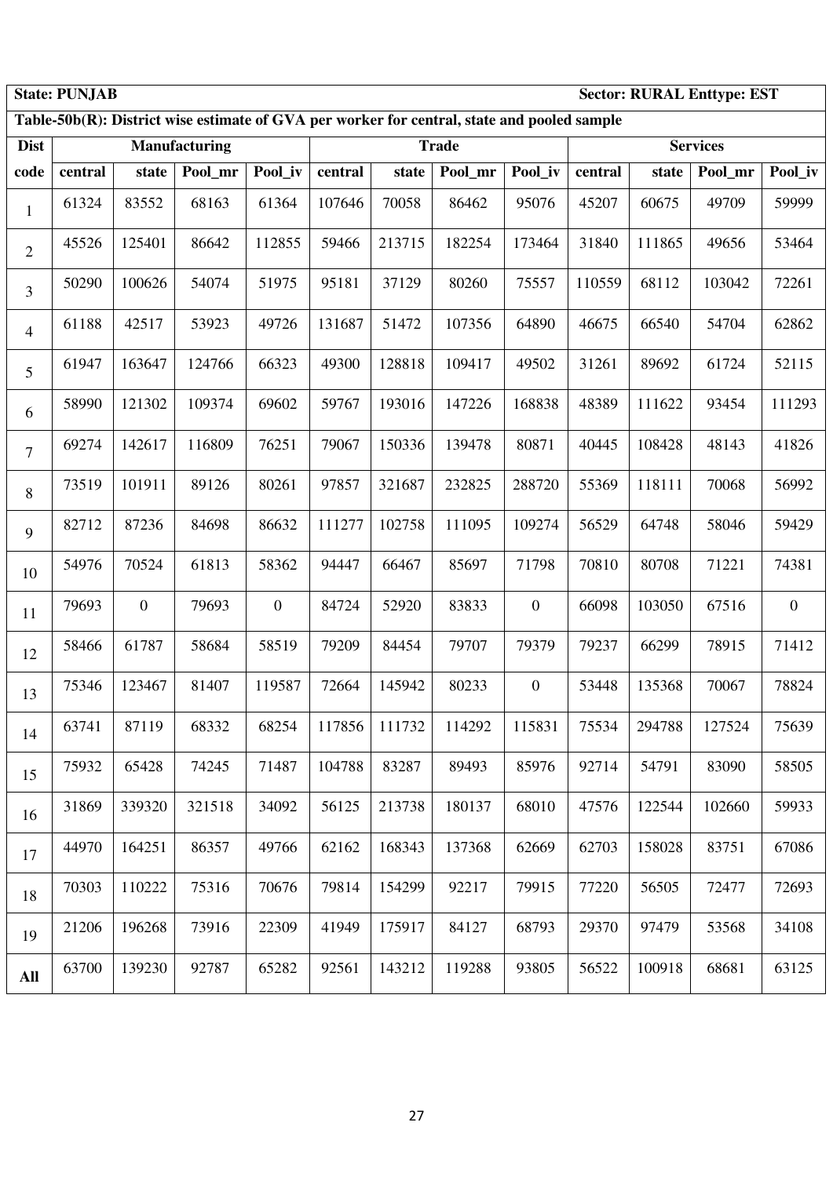**State: PUNJAB** **Sector: RURAL Enttype: EST**

**Table-50b(R): District wise estimate of GVA per worker for central, state and pooled sample**

| Dist | Manufacturing | | | | Trade | | | | Services | | | |
|---|---|---|---|---|---|---|---|---|---|---|---|---|
| code | central | state | Pool_mr | Pool_iv | central | state | Pool_mr | Pool_iv | central | state | Pool_mr | Pool_iv |
| 1 | 61324 | 83552 | 68163 | 61364 | 107646 | 70058 | 86462 | 95076 | 45207 | 60675 | 49709 | 59999 |
| 2 | 45526 | 125401 | 86642 | 112855 | 59466 | 213715 | 182254 | 173464 | 31840 | 111865 | 49656 | 53464 |
| 3 | 50290 | 100626 | 54074 | 51975 | 95181 | 37129 | 80260 | 75557 | 110559 | 68112 | 103042 | 72261 |
| 4 | 61188 | 42517 | 53923 | 49726 | 131687 | 51472 | 107356 | 64890 | 46675 | 66540 | 54704 | 62862 |
| 5 | 61947 | 163647 | 124766 | 66323 | 49300 | 128818 | 109417 | 49502 | 31261 | 89692 | 61724 | 52115 |
| 6 | 58990 | 121302 | 109374 | 69602 | 59767 | 193016 | 147226 | 168838 | 48389 | 111622 | 93454 | 111293 |
| 7 | 69274 | 142617 | 116809 | 76251 | 79067 | 150336 | 139478 | 80871 | 40445 | 108428 | 48143 | 41826 |
| 8 | 73519 | 101911 | 89126 | 80261 | 97857 | 321687 | 232825 | 288720 | 55369 | 118111 | 70068 | 56992 |
| 9 | 82712 | 87236 | 84698 | 86632 | 111277 | 102758 | 111095 | 109274 | 56529 | 64748 | 58046 | 59429 |
| 10 | 54976 | 70524 | 61813 | 58362 | 94447 | 66467 | 85697 | 71798 | 70810 | 80708 | 71221 | 74381 |
| 11 | 79693 | 0 | 79693 | 0 | 84724 | 52920 | 83833 | 0 | 66098 | 103050 | 67516 | 0 |
| 12 | 58466 | 61787 | 58684 | 58519 | 79209 | 84454 | 79707 | 79379 | 79237 | 66299 | 78915 | 71412 |
| 13 | 75346 | 123467 | 81407 | 119587 | 72664 | 145942 | 80233 | 0 | 53448 | 135368 | 70067 | 78824 |
| 14 | 63741 | 87119 | 68332 | 68254 | 117856 | 111732 | 114292 | 115831 | 75534 | 294788 | 127524 | 75639 |
| 15 | 75932 | 65428 | 74245 | 71487 | 104788 | 83287 | 89493 | 85976 | 92714 | 54791 | 83090 | 58505 |
| 16 | 31869 | 339320 | 321518 | 34092 | 56125 | 213738 | 180137 | 68010 | 47576 | 122544 | 102660 | 59933 |
| 17 | 44970 | 164251 | 86357 | 49766 | 62162 | 168343 | 137368 | 62669 | 62703 | 158028 | 83751 | 67086 |
| 18 | 70303 | 110222 | 75316 | 70676 | 79814 | 154299 | 92217 | 79915 | 77220 | 56505 | 72477 | 72693 |
| 19 | 21206 | 196268 | 73916 | 22309 | 41949 | 175917 | 84127 | 68793 | 29370 | 97479 | 53568 | 34108 |
| **All** | 63700 | 139230 | 92787 | 65282 | 92561 | 143212 | 119288 | 93805 | 56522 | 100918 | 68681 | 63125 |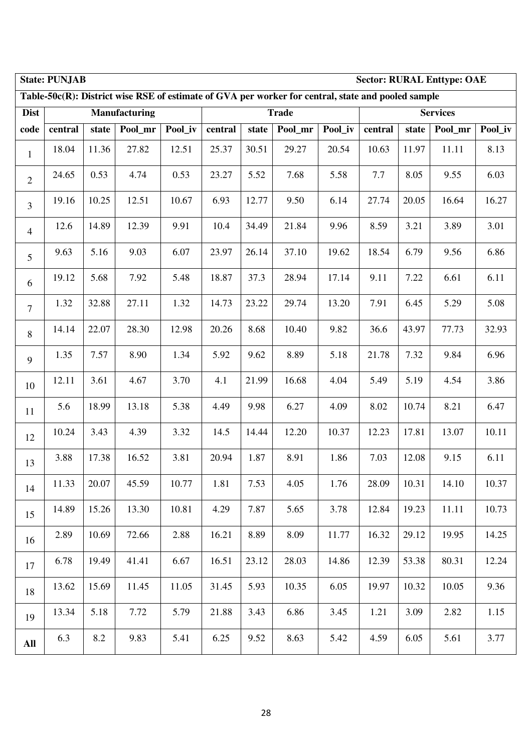**State: PUNJAB** **Sector: RURAL Enttype: OAE**

**Table-50c(R): District wise RSE of estimate of GVA per worker for central, state and pooled sample**

| Dist code | Manufacturing | | | | Trade | | | | Services | | | |
|---|---|---|---|---|---|---|---|---|---|---|---|---|
| | central | state | Pool_mr | Pool_iv | central | state | Pool_mr | Pool_iv | central | state | Pool_mr | Pool_iv |
| 1 | 18.04 | 11.36 | 27.82 | 12.51 | 25.37 | 30.51 | 29.27 | 20.54 | 10.63 | 11.97 | 11.11 | 8.13 |
| 2 | 24.65 | 0.53 | 4.74 | 0.53 | 23.27 | 5.52 | 7.68 | 5.58 | 7.7 | 8.05 | 9.55 | 6.03 |
| 3 | 19.16 | 10.25 | 12.51 | 10.67 | 6.93 | 12.77 | 9.50 | 6.14 | 27.74 | 20.05 | 16.64 | 16.27 |
| 4 | 12.6 | 14.89 | 12.39 | 9.91 | 10.4 | 34.49 | 21.84 | 9.96 | 8.59 | 3.21 | 3.89 | 3.01 |
| 5 | 9.63 | 5.16 | 9.03 | 6.07 | 23.97 | 26.14 | 37.10 | 19.62 | 18.54 | 6.79 | 9.56 | 6.86 |
| 6 | 19.12 | 5.68 | 7.92 | 5.48 | 18.87 | 37.3 | 28.94 | 17.14 | 9.11 | 7.22 | 6.61 | 6.11 |
| 7 | 1.32 | 32.88 | 27.11 | 1.32 | 14.73 | 23.22 | 29.74 | 13.20 | 7.91 | 6.45 | 5.29 | 5.08 |
| 8 | 14.14 | 22.07 | 28.30 | 12.98 | 20.26 | 8.68 | 10.40 | 9.82 | 36.6 | 43.97 | 77.73 | 32.93 |
| 9 | 1.35 | 7.57 | 8.90 | 1.34 | 5.92 | 9.62 | 8.89 | 5.18 | 21.78 | 7.32 | 9.84 | 6.96 |
| 10 | 12.11 | 3.61 | 4.67 | 3.70 | 4.1 | 21.99 | 16.68 | 4.04 | 5.49 | 5.19 | 4.54 | 3.86 |
| 11 | 5.6 | 18.99 | 13.18 | 5.38 | 4.49 | 9.98 | 6.27 | 4.09 | 8.02 | 10.74 | 8.21 | 6.47 |
| 12 | 10.24 | 3.43 | 4.39 | 3.32 | 14.5 | 14.44 | 12.20 | 10.37 | 12.23 | 17.81 | 13.07 | 10.11 |
| 13 | 3.88 | 17.38 | 16.52 | 3.81 | 20.94 | 1.87 | 8.91 | 1.86 | 7.03 | 12.08 | 9.15 | 6.11 |
| 14 | 11.33 | 20.07 | 45.59 | 10.77 | 1.81 | 7.53 | 4.05 | 1.76 | 28.09 | 10.31 | 14.10 | 10.37 |
| 15 | 14.89 | 15.26 | 13.30 | 10.81 | 4.29 | 7.87 | 5.65 | 3.78 | 12.84 | 19.23 | 11.11 | 10.73 |
| 16 | 2.89 | 10.69 | 72.66 | 2.88 | 16.21 | 8.89 | 8.09 | 11.77 | 16.32 | 29.12 | 19.95 | 14.25 |
| 17 | 6.78 | 19.49 | 41.41 | 6.67 | 16.51 | 23.12 | 28.03 | 14.86 | 12.39 | 53.38 | 80.31 | 12.24 |
| 18 | 13.62 | 15.69 | 11.45 | 11.05 | 31.45 | 5.93 | 10.35 | 6.05 | 19.97 | 10.32 | 10.05 | 9.36 |
| 19 | 13.34 | 5.18 | 7.72 | 5.79 | 21.88 | 3.43 | 6.86 | 3.45 | 1.21 | 3.09 | 2.82 | 1.15 |
| All | 6.3 | 8.2 | 9.83 | 5.41 | 6.25 | 9.52 | 8.63 | 5.42 | 4.59 | 6.05 | 5.61 | 3.77 |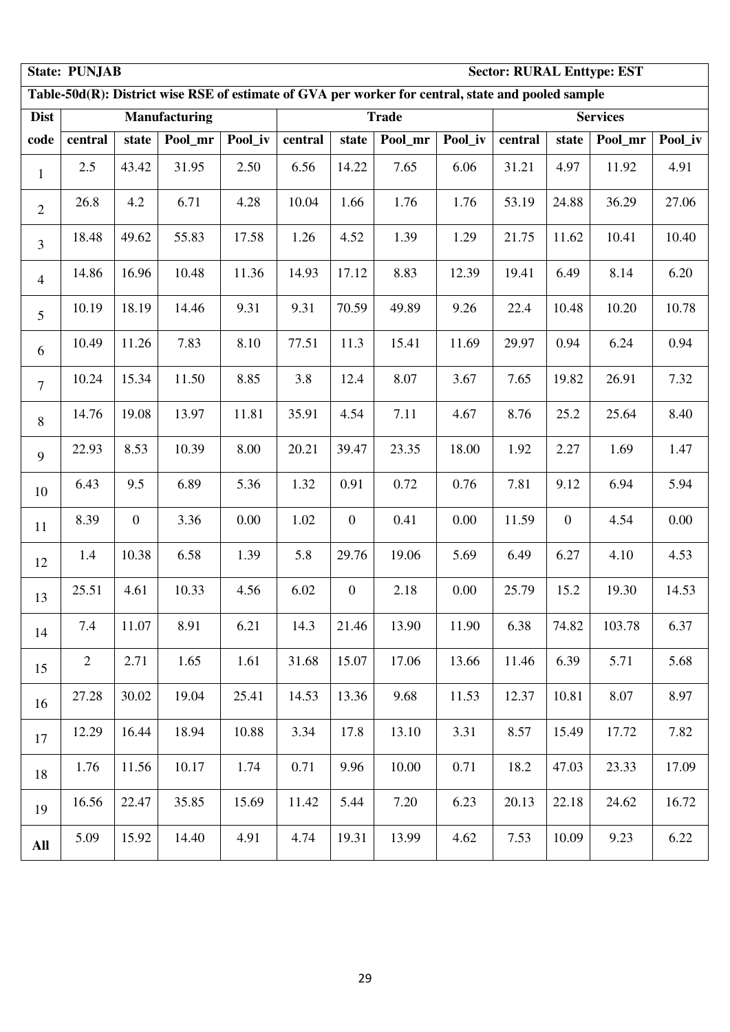**State: PUNJAB** **Sector: RURAL Enttype: EST**

**Table-50d(R): District wise RSE of estimate of GVA per worker for central, state and pooled sample**

| Dist code | Manufacturing | | | | Trade | | | | Services | | | |
|---|---|---|---|---|---|---|---|---|---|---|---|---|
| | central | state | Pool_mr | Pool_iv | central | state | Pool_mr | Pool_iv | central | state | Pool_mr | Pool_iv |
| 1 | 2.5 | 43.42 | 31.95 | 2.50 | 6.56 | 14.22 | 7.65 | 6.06 | 31.21 | 4.97 | 11.92 | 4.91 |
| 2 | 26.8 | 4.2 | 6.71 | 4.28 | 10.04 | 1.66 | 1.76 | 1.76 | 53.19 | 24.88 | 36.29 | 27.06 |
| 3 | 18.48 | 49.62 | 55.83 | 17.58 | 1.26 | 4.52 | 1.39 | 1.29 | 21.75 | 11.62 | 10.41 | 10.40 |
| 4 | 14.86 | 16.96 | 10.48 | 11.36 | 14.93 | 17.12 | 8.83 | 12.39 | 19.41 | 6.49 | 8.14 | 6.20 |
| 5 | 10.19 | 18.19 | 14.46 | 9.31 | 9.31 | 70.59 | 49.89 | 9.26 | 22.4 | 10.48 | 10.20 | 10.78 |
| 6 | 10.49 | 11.26 | 7.83 | 8.10 | 77.51 | 11.3 | 15.41 | 11.69 | 29.97 | 0.94 | 6.24 | 0.94 |
| 7 | 10.24 | 15.34 | 11.50 | 8.85 | 3.8 | 12.4 | 8.07 | 3.67 | 7.65 | 19.82 | 26.91 | 7.32 |
| 8 | 14.76 | 19.08 | 13.97 | 11.81 | 35.91 | 4.54 | 7.11 | 4.67 | 8.76 | 25.2 | 25.64 | 8.40 |
| 9 | 22.93 | 8.53 | 10.39 | 8.00 | 20.21 | 39.47 | 23.35 | 18.00 | 1.92 | 2.27 | 1.69 | 1.47 |
| 10 | 6.43 | 9.5 | 6.89 | 5.36 | 1.32 | 0.91 | 0.72 | 0.76 | 7.81 | 9.12 | 6.94 | 5.94 |
| 11 | 8.39 | 0 | 3.36 | 0.00 | 1.02 | 0 | 0.41 | 0.00 | 11.59 | 0 | 4.54 | 0.00 |
| 12 | 1.4 | 10.38 | 6.58 | 1.39 | 5.8 | 29.76 | 19.06 | 5.69 | 6.49 | 6.27 | 4.10 | 4.53 |
| 13 | 25.51 | 4.61 | 10.33 | 4.56 | 6.02 | 0 | 2.18 | 0.00 | 25.79 | 15.2 | 19.30 | 14.53 |
| 14 | 7.4 | 11.07 | 8.91 | 6.21 | 14.3 | 21.46 | 13.90 | 11.90 | 6.38 | 74.82 | 103.78 | 6.37 |
| 15 | 2 | 2.71 | 1.65 | 1.61 | 31.68 | 15.07 | 17.06 | 13.66 | 11.46 | 6.39 | 5.71 | 5.68 |
| 16 | 27.28 | 30.02 | 19.04 | 25.41 | 14.53 | 13.36 | 9.68 | 11.53 | 12.37 | 10.81 | 8.07 | 8.97 |
| 17 | 12.29 | 16.44 | 18.94 | 10.88 | 3.34 | 17.8 | 13.10 | 3.31 | 8.57 | 15.49 | 17.72 | 7.82 |
| 18 | 1.76 | 11.56 | 10.17 | 1.74 | 0.71 | 9.96 | 10.00 | 0.71 | 18.2 | 47.03 | 23.33 | 17.09 |
| 19 | 16.56 | 22.47 | 35.85 | 15.69 | 11.42 | 5.44 | 7.20 | 6.23 | 20.13 | 22.18 | 24.62 | 16.72 |
| All | 5.09 | 15.92 | 14.40 | 4.91 | 4.74 | 19.31 | 13.99 | 4.62 | 7.53 | 10.09 | 9.23 | 6.22 |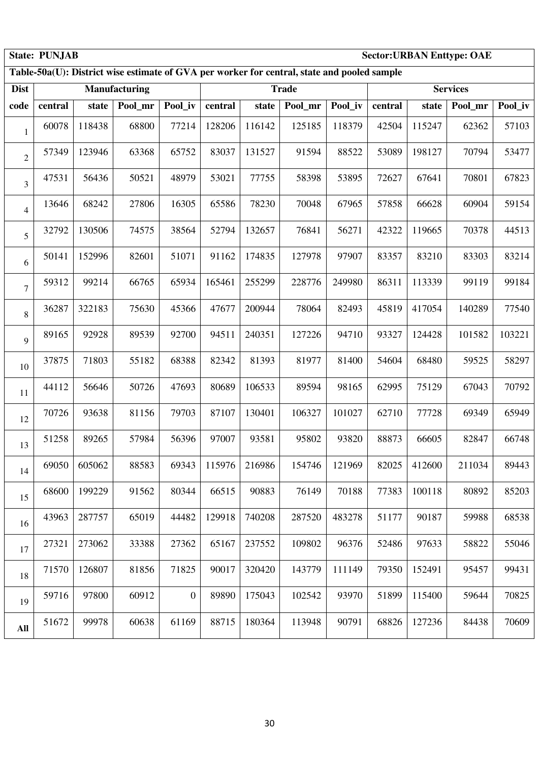**State: PUNJAB** **Sector:URBAN Enttype: OAE**

**Table-50a(U): District wise estimate of GVA per worker for central, state and pooled sample**

| Dist | Manufacturing | | | | Trade | | | | Services | | | |
|---|---|---|---|---|---|---|---|---|---|---|---|---|
| code | central | state | Pool_mr | Pool_iv | central | state | Pool_mr | Pool_iv | central | state | Pool_mr | Pool_iv |
| 1 | 60078 | 118438 | 68800 | 77214 | 128206 | 116142 | 125185 | 118379 | 42504 | 115247 | 62362 | 57103 |
| 2 | 57349 | 123946 | 63368 | 65752 | 83037 | 131527 | 91594 | 88522 | 53089 | 198127 | 70794 | 53477 |
| 3 | 47531 | 56436 | 50521 | 48979 | 53021 | 77755 | 58398 | 53895 | 72627 | 67641 | 70801 | 67823 |
| 4 | 13646 | 68242 | 27806 | 16305 | 65586 | 78230 | 70048 | 67965 | 57858 | 66628 | 60904 | 59154 |
| 5 | 32792 | 130506 | 74575 | 38564 | 52794 | 132657 | 76841 | 56271 | 42322 | 119665 | 70378 | 44513 |
| 6 | 50141 | 152996 | 82601 | 51071 | 91162 | 174835 | 127978 | 97907 | 83357 | 83210 | 83303 | 83214 |
| 7 | 59312 | 99214 | 66765 | 65934 | 165461 | 255299 | 228776 | 249980 | 86311 | 113339 | 99119 | 99184 |
| 8 | 36287 | 322183 | 75630 | 45366 | 47677 | 200944 | 78064 | 82493 | 45819 | 417054 | 140289 | 77540 |
| 9 | 89165 | 92928 | 89539 | 92700 | 94511 | 240351 | 127226 | 94710 | 93327 | 124428 | 101582 | 103221 |
| 10 | 37875 | 71803 | 55182 | 68388 | 82342 | 81393 | 81977 | 81400 | 54604 | 68480 | 59525 | 58297 |
| 11 | 44112 | 56646 | 50726 | 47693 | 80689 | 106533 | 89594 | 98165 | 62995 | 75129 | 67043 | 70792 |
| 12 | 70726 | 93638 | 81156 | 79703 | 87107 | 130401 | 106327 | 101027 | 62710 | 77728 | 69349 | 65949 |
| 13 | 51258 | 89265 | 57984 | 56396 | 97007 | 93581 | 95802 | 93820 | 88873 | 66605 | 82847 | 66748 |
| 14 | 69050 | 605062 | 88583 | 69343 | 115976 | 216986 | 154746 | 121969 | 82025 | 412600 | 211034 | 89443 |
| 15 | 68600 | 199229 | 91562 | 80344 | 66515 | 90883 | 76149 | 70188 | 77383 | 100118 | 80892 | 85203 |
| 16 | 43963 | 287757 | 65019 | 44482 | 129918 | 740208 | 287520 | 483278 | 51177 | 90187 | 59988 | 68538 |
| 17 | 27321 | 273062 | 33388 | 27362 | 65167 | 237552 | 109802 | 96376 | 52486 | 97633 | 58822 | 55046 |
| 18 | 71570 | 126807 | 81856 | 71825 | 90017 | 320420 | 143779 | 111149 | 79350 | 152491 | 95457 | 99431 |
| 19 | 59716 | 97800 | 60912 | 0 | 89890 | 175043 | 102542 | 93970 | 51899 | 115400 | 59644 | 70825 |
| All | 51672 | 99978 | 60638 | 61169 | 88715 | 180364 | 113948 | 90791 | 68826 | 127236 | 84438 | 70609 |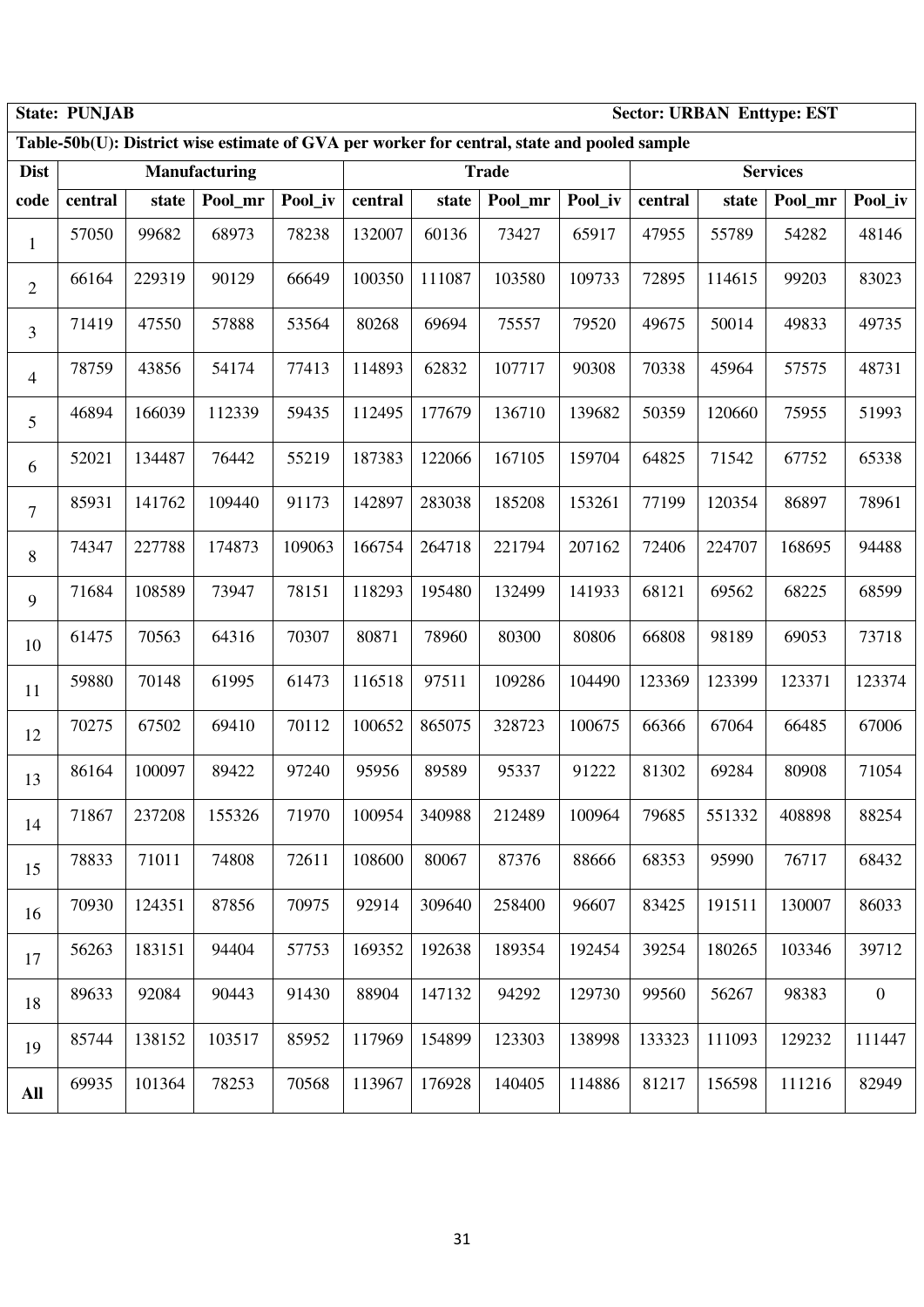| State: PUNJAB | | | | | | | | | Sector: URBAN Enttype: EST | | | |
|---|---|---|---|---|---|---|---|---|---|---|---|---|
| **Table-50b(U): District wise estimate of GVA per worker for central, state and pooled sample** | | | | | | | | | | | | |
| **Dist** | **Manufacturing** | | | | **Trade** | | | | **Services** | | | |
| **code** | **central** | **state** | **Pool_mr** | **Pool_iv** | **central** | **state** | **Pool_mr** | **Pool_iv** | **central** | **state** | **Pool_mr** | **Pool_iv** |
| 1 | 57050 | 99682 | 68973 | 78238 | 132007 | 60136 | 73427 | 65917 | 47955 | 55789 | 54282 | 48146 |
| 2 | 66164 | 229319 | 90129 | 66649 | 100350 | 111087 | 103580 | 109733 | 72895 | 114615 | 99203 | 83023 |
| 3 | 71419 | 47550 | 57888 | 53564 | 80268 | 69694 | 75557 | 79520 | 49675 | 50014 | 49833 | 49735 |
| 4 | 78759 | 43856 | 54174 | 77413 | 114893 | 62832 | 107717 | 90308 | 70338 | 45964 | 57575 | 48731 |
| 5 | 46894 | 166039 | 112339 | 59435 | 112495 | 177679 | 136710 | 139682 | 50359 | 120660 | 75955 | 51993 |
| 6 | 52021 | 134487 | 76442 | 55219 | 187383 | 122066 | 167105 | 159704 | 64825 | 71542 | 67752 | 65338 |
| 7 | 85931 | 141762 | 109440 | 91173 | 142897 | 283038 | 185208 | 153261 | 77199 | 120354 | 86897 | 78961 |
| 8 | 74347 | 227788 | 174873 | 109063 | 166754 | 264718 | 221794 | 207162 | 72406 | 224707 | 168695 | 94488 |
| 9 | 71684 | 108589 | 73947 | 78151 | 118293 | 195480 | 132499 | 141933 | 68121 | 69562 | 68225 | 68599 |
| 10 | 61475 | 70563 | 64316 | 70307 | 80871 | 78960 | 80300 | 80806 | 66808 | 98189 | 69053 | 73718 |
| 11 | 59880 | 70148 | 61995 | 61473 | 116518 | 97511 | 109286 | 104490 | 123369 | 123399 | 123371 | 123374 |
| 12 | 70275 | 67502 | 69410 | 70112 | 100652 | 865075 | 328723 | 100675 | 66366 | 67064 | 66485 | 67006 |
| 13 | 86164 | 100097 | 89422 | 97240 | 95956 | 89589 | 95337 | 91222 | 81302 | 69284 | 80908 | 71054 |
| 14 | 71867 | 237208 | 155326 | 71970 | 100954 | 340988 | 212489 | 100964 | 79685 | 551332 | 408898 | 88254 |
| 15 | 78833 | 71011 | 74808 | 72611 | 108600 | 80067 | 87376 | 88666 | 68353 | 95990 | 76717 | 68432 |
| 16 | 70930 | 124351 | 87856 | 70975 | 92914 | 309640 | 258400 | 96607 | 83425 | 191511 | 130007 | 86033 |
| 17 | 56263 | 183151 | 94404 | 57753 | 169352 | 192638 | 189354 | 192454 | 39254 | 180265 | 103346 | 39712 |
| 18 | 89633 | 92084 | 90443 | 91430 | 88904 | 147132 | 94292 | 129730 | 99560 | 56267 | 98383 | 0 |
| 19 | 85744 | 138152 | 103517 | 85952 | 117969 | 154899 | 123303 | 138998 | 133323 | 111093 | 129232 | 111447 |
| **All** | 69935 | 101364 | 78253 | 70568 | 113967 | 176928 | 140405 | 114886 | 81217 | 156598 | 111216 | 82949 |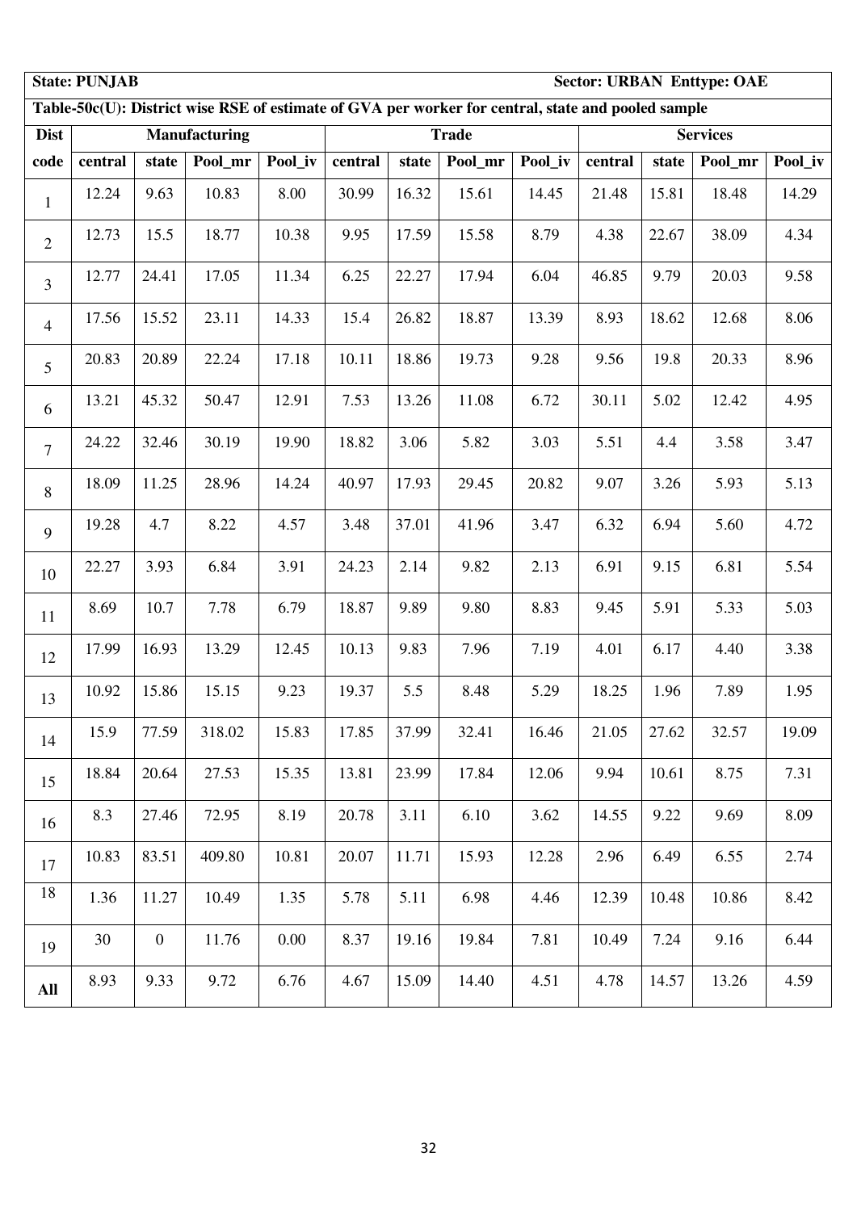**State: PUNJAB** **Sector: URBAN Enttype: OAE**

**Table-50c(U): District wise RSE of estimate of GVA per worker for central, state and pooled sample**

| Dist | Manufacturing | | | | Trade | | | | Services | | | |
|---|---|---|---|---|---|---|---|---|---|---|---|---|
| code | central | state | Pool_mr | Pool_iv | central | state | Pool_mr | Pool_iv | central | state | Pool_mr | Pool_iv |
| 1 | 12.24 | 9.63 | 10.83 | 8.00 | 30.99 | 16.32 | 15.61 | 14.45 | 21.48 | 15.81 | 18.48 | 14.29 |
| 2 | 12.73 | 15.5 | 18.77 | 10.38 | 9.95 | 17.59 | 15.58 | 8.79 | 4.38 | 22.67 | 38.09 | 4.34 |
| 3 | 12.77 | 24.41 | 17.05 | 11.34 | 6.25 | 22.27 | 17.94 | 6.04 | 46.85 | 9.79 | 20.03 | 9.58 |
| 4 | 17.56 | 15.52 | 23.11 | 14.33 | 15.4 | 26.82 | 18.87 | 13.39 | 8.93 | 18.62 | 12.68 | 8.06 |
| 5 | 20.83 | 20.89 | 22.24 | 17.18 | 10.11 | 18.86 | 19.73 | 9.28 | 9.56 | 19.8 | 20.33 | 8.96 |
| 6 | 13.21 | 45.32 | 50.47 | 12.91 | 7.53 | 13.26 | 11.08 | 6.72 | 30.11 | 5.02 | 12.42 | 4.95 |
| 7 | 24.22 | 32.46 | 30.19 | 19.90 | 18.82 | 3.06 | 5.82 | 3.03 | 5.51 | 4.4 | 3.58 | 3.47 |
| 8 | 18.09 | 11.25 | 28.96 | 14.24 | 40.97 | 17.93 | 29.45 | 20.82 | 9.07 | 3.26 | 5.93 | 5.13 |
| 9 | 19.28 | 4.7 | 8.22 | 4.57 | 3.48 | 37.01 | 41.96 | 3.47 | 6.32 | 6.94 | 5.60 | 4.72 |
| 10 | 22.27 | 3.93 | 6.84 | 3.91 | 24.23 | 2.14 | 9.82 | 2.13 | 6.91 | 9.15 | 6.81 | 5.54 |
| 11 | 8.69 | 10.7 | 7.78 | 6.79 | 18.87 | 9.89 | 9.80 | 8.83 | 9.45 | 5.91 | 5.33 | 5.03 |
| 12 | 17.99 | 16.93 | 13.29 | 12.45 | 10.13 | 9.83 | 7.96 | 7.19 | 4.01 | 6.17 | 4.40 | 3.38 |
| 13 | 10.92 | 15.86 | 15.15 | 9.23 | 19.37 | 5.5 | 8.48 | 5.29 | 18.25 | 1.96 | 7.89 | 1.95 |
| 14 | 15.9 | 77.59 | 318.02 | 15.83 | 17.85 | 37.99 | 32.41 | 16.46 | 21.05 | 27.62 | 32.57 | 19.09 |
| 15 | 18.84 | 20.64 | 27.53 | 15.35 | 13.81 | 23.99 | 17.84 | 12.06 | 9.94 | 10.61 | 8.75 | 7.31 |
| 16 | 8.3 | 27.46 | 72.95 | 8.19 | 20.78 | 3.11 | 6.10 | 3.62 | 14.55 | 9.22 | 9.69 | 8.09 |
| 17 | 10.83 | 83.51 | 409.80 | 10.81 | 20.07 | 11.71 | 15.93 | 12.28 | 2.96 | 6.49 | 6.55 | 2.74 |
| 18 | 1.36 | 11.27 | 10.49 | 1.35 | 5.78 | 5.11 | 6.98 | 4.46 | 12.39 | 10.48 | 10.86 | 8.42 |
| 19 | 30 | 0 | 11.76 | 0.00 | 8.37 | 19.16 | 19.84 | 7.81 | 10.49 | 7.24 | 9.16 | 6.44 |
| All | 8.93 | 9.33 | 9.72 | 6.76 | 4.67 | 15.09 | 14.40 | 4.51 | 4.78 | 14.57 | 13.26 | 4.59 |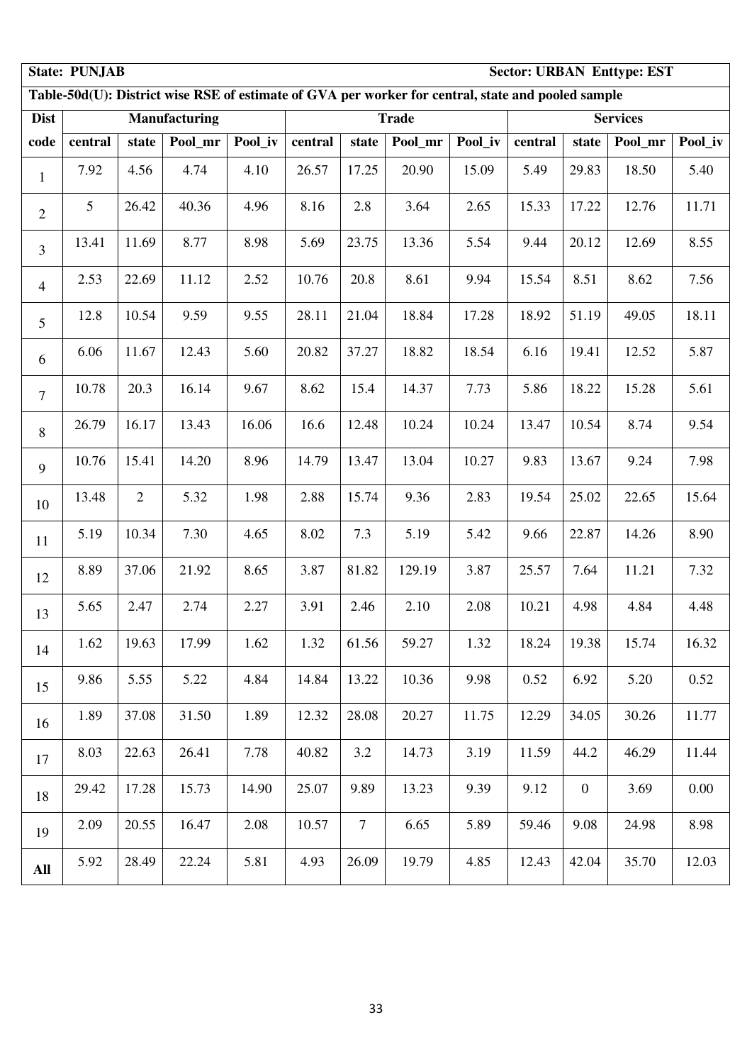| State: PUNJAB | | | | | | | | | Sector: URBAN Enttype: EST | | | |
|---|---|---|---|---|---|---|---|---|---|---|---|---|
| **Table-50d(U): District wise RSE of estimate of GVA per worker for central, state and pooled sample** | | | | | | | | | | | | |
| **Dist** | **Manufacturing** | | | | **Trade** | | | | **Services** | | | |
| **code** | **central** | **state** | **Pool_mr** | **Pool_iv** | **central** | **state** | **Pool_mr** | **Pool_iv** | **central** | **state** | **Pool_mr** | **Pool_iv** |
| 1 | 7.92 | 4.56 | 4.74 | 4.10 | 26.57 | 17.25 | 20.90 | 15.09 | 5.49 | 29.83 | 18.50 | 5.40 |
| 2 | 5 | 26.42 | 40.36 | 4.96 | 8.16 | 2.8 | 3.64 | 2.65 | 15.33 | 17.22 | 12.76 | 11.71 |
| 3 | 13.41 | 11.69 | 8.77 | 8.98 | 5.69 | 23.75 | 13.36 | 5.54 | 9.44 | 20.12 | 12.69 | 8.55 |
| 4 | 2.53 | 22.69 | 11.12 | 2.52 | 10.76 | 20.8 | 8.61 | 9.94 | 15.54 | 8.51 | 8.62 | 7.56 |
| 5 | 12.8 | 10.54 | 9.59 | 9.55 | 28.11 | 21.04 | 18.84 | 17.28 | 18.92 | 51.19 | 49.05 | 18.11 |
| 6 | 6.06 | 11.67 | 12.43 | 5.60 | 20.82 | 37.27 | 18.82 | 18.54 | 6.16 | 19.41 | 12.52 | 5.87 |
| 7 | 10.78 | 20.3 | 16.14 | 9.67 | 8.62 | 15.4 | 14.37 | 7.73 | 5.86 | 18.22 | 15.28 | 5.61 |
| 8 | 26.79 | 16.17 | 13.43 | 16.06 | 16.6 | 12.48 | 10.24 | 10.24 | 13.47 | 10.54 | 8.74 | 9.54 |
| 9 | 10.76 | 15.41 | 14.20 | 8.96 | 14.79 | 13.47 | 13.04 | 10.27 | 9.83 | 13.67 | 9.24 | 7.98 |
| 10 | 13.48 | 2 | 5.32 | 1.98 | 2.88 | 15.74 | 9.36 | 2.83 | 19.54 | 25.02 | 22.65 | 15.64 |
| 11 | 5.19 | 10.34 | 7.30 | 4.65 | 8.02 | 7.3 | 5.19 | 5.42 | 9.66 | 22.87 | 14.26 | 8.90 |
| 12 | 8.89 | 37.06 | 21.92 | 8.65 | 3.87 | 81.82 | 129.19 | 3.87 | 25.57 | 7.64 | 11.21 | 7.32 |
| 13 | 5.65 | 2.47 | 2.74 | 2.27 | 3.91 | 2.46 | 2.10 | 2.08 | 10.21 | 4.98 | 4.84 | 4.48 |
| 14 | 1.62 | 19.63 | 17.99 | 1.62 | 1.32 | 61.56 | 59.27 | 1.32 | 18.24 | 19.38 | 15.74 | 16.32 |
| 15 | 9.86 | 5.55 | 5.22 | 4.84 | 14.84 | 13.22 | 10.36 | 9.98 | 0.52 | 6.92 | 5.20 | 0.52 |
| 16 | 1.89 | 37.08 | 31.50 | 1.89 | 12.32 | 28.08 | 20.27 | 11.75 | 12.29 | 34.05 | 30.26 | 11.77 |
| 17 | 8.03 | 22.63 | 26.41 | 7.78 | 40.82 | 3.2 | 14.73 | 3.19 | 11.59 | 44.2 | 46.29 | 11.44 |
| 18 | 29.42 | 17.28 | 15.73 | 14.90 | 25.07 | 9.89 | 13.23 | 9.39 | 9.12 | 0 | 3.69 | 0.00 |
| 19 | 2.09 | 20.55 | 16.47 | 2.08 | 10.57 | 7 | 6.65 | 5.89 | 59.46 | 9.08 | 24.98 | 8.98 |
| **All** | 5.92 | 28.49 | 22.24 | 5.81 | 4.93 | 26.09 | 19.79 | 4.85 | 12.43 | 42.04 | 35.70 | 12.03 |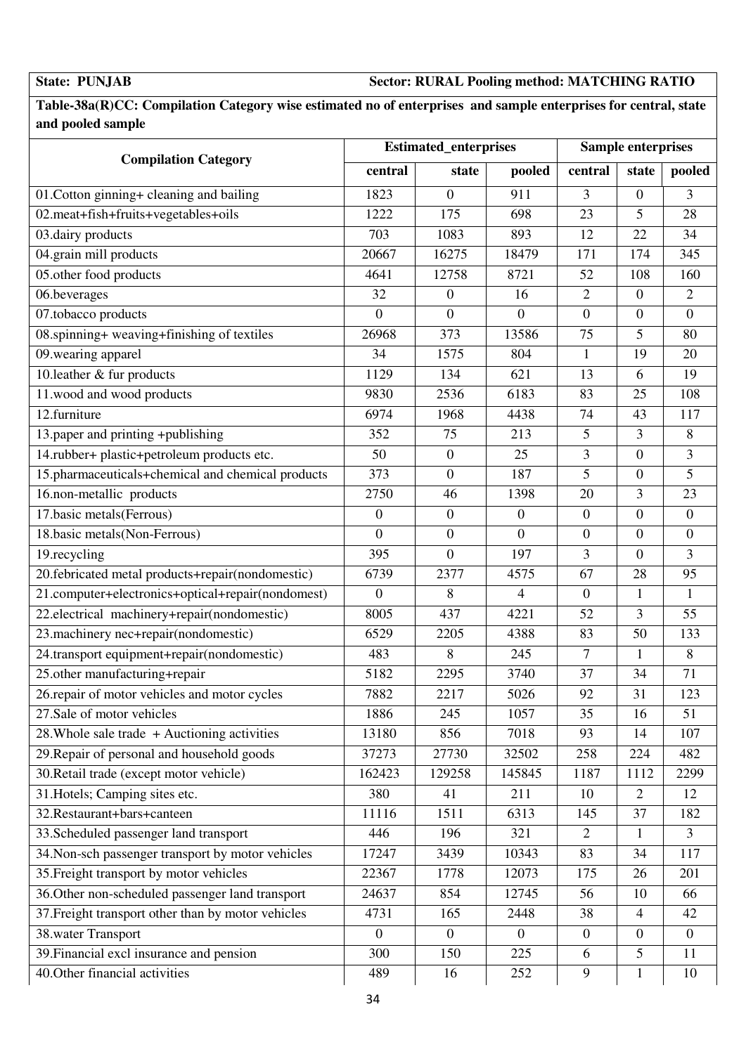**State: PUNJAB** **Sector: RURAL Pooling method: MATCHING RATIO**

**Table-38a(R)CC: Compilation Category wise estimated no of enterprises and sample enterprises for central, state and pooled sample**

| Compilation Category | Estimated_enterprises | | | Sample enterprises | | |
|---|---|---|---|---|---|---|
| | central | state | pooled | central | state | pooled |
| 01.Cotton ginning+ cleaning and bailing | 1823 | 0 | 911 | 3 | 0 | 3 |
| 02.meat+fish+fruits+vegetables+oils | 1222 | 175 | 698 | 23 | 5 | 28 |
| 03.dairy products | 703 | 1083 | 893 | 12 | 22 | 34 |
| 04.grain mill products | 20667 | 16275 | 18479 | 171 | 174 | 345 |
| 05.other food products | 4641 | 12758 | 8721 | 52 | 108 | 160 |
| 06.beverages | 32 | 0 | 16 | 2 | 0 | 2 |
| 07.tobacco products | 0 | 0 | 0 | 0 | 0 | 0 |
| 08.spinning+ weaving+finishing of textiles | 26968 | 373 | 13586 | 75 | 5 | 80 |
| 09.wearing apparel | 34 | 1575 | 804 | 1 | 19 | 20 |
| 10.leather & fur products | 1129 | 134 | 621 | 13 | 6 | 19 |
| 11.wood and wood products | 9830 | 2536 | 6183 | 83 | 25 | 108 |
| 12.furniture | 6974 | 1968 | 4438 | 74 | 43 | 117 |
| 13.paper and printing +publishing | 352 | 75 | 213 | 5 | 3 | 8 |
| 14.rubber+ plastic+petroleum products etc. | 50 | 0 | 25 | 3 | 0 | 3 |
| 15.pharmaceuticals+chemical and chemical products | 373 | 0 | 187 | 5 | 0 | 5 |
| 16.non-metallic products | 2750 | 46 | 1398 | 20 | 3 | 23 |
| 17.basic metals(Ferrous) | 0 | 0 | 0 | 0 | 0 | 0 |
| 18.basic metals(Non-Ferrous) | 0 | 0 | 0 | 0 | 0 | 0 |
| 19.recycling | 395 | 0 | 197 | 3 | 0 | 3 |
| 20.febricated metal products+repair(nondomestic) | 6739 | 2377 | 4575 | 67 | 28 | 95 |
| 21.computer+electronics+optical+repair(nondomest) | 0 | 8 | 4 | 0 | 1 | 1 |
| 22.electrical machinery+repair(nondomestic) | 8005 | 437 | 4221 | 52 | 3 | 55 |
| 23.machinery nec+repair(nondomestic) | 6529 | 2205 | 4388 | 83 | 50 | 133 |
| 24.transport equipment+repair(nondomestic) | 483 | 8 | 245 | 7 | 1 | 8 |
| 25.other manufacturing+repair | 5182 | 2295 | 3740 | 37 | 34 | 71 |
| 26.repair of motor vehicles and motor cycles | 7882 | 2217 | 5026 | 92 | 31 | 123 |
| 27.Sale of motor vehicles | 1886 | 245 | 1057 | 35 | 16 | 51 |
| 28.Whole sale trade + Auctioning activities | 13180 | 856 | 7018 | 93 | 14 | 107 |
| 29.Repair of personal and household goods | 37273 | 27730 | 32502 | 258 | 224 | 482 |
| 30.Retail trade (except motor vehicle) | 162423 | 129258 | 145845 | 1187 | 1112 | 2299 |
| 31.Hotels; Camping sites etc. | 380 | 41 | 211 | 10 | 2 | 12 |
| 32.Restaurant+bars+canteen | 11116 | 1511 | 6313 | 145 | 37 | 182 |
| 33.Scheduled passenger land transport | 446 | 196 | 321 | 2 | 1 | 3 |
| 34.Non-sch passenger transport by motor vehicles | 17247 | 3439 | 10343 | 83 | 34 | 117 |
| 35.Freight transport by motor vehicles | 22367 | 1778 | 12073 | 175 | 26 | 201 |
| 36.Other non-scheduled passenger land transport | 24637 | 854 | 12745 | 56 | 10 | 66 |
| 37.Freight transport other than by motor vehicles | 4731 | 165 | 2448 | 38 | 4 | 42 |
| 38.water Transport | 0 | 0 | 0 | 0 | 0 | 0 |
| 39.Financial excl insurance and pension | 300 | 150 | 225 | 6 | 5 | 11 |
| 40.Other financial activities | 489 | 16 | 252 | 9 | 1 | 10 |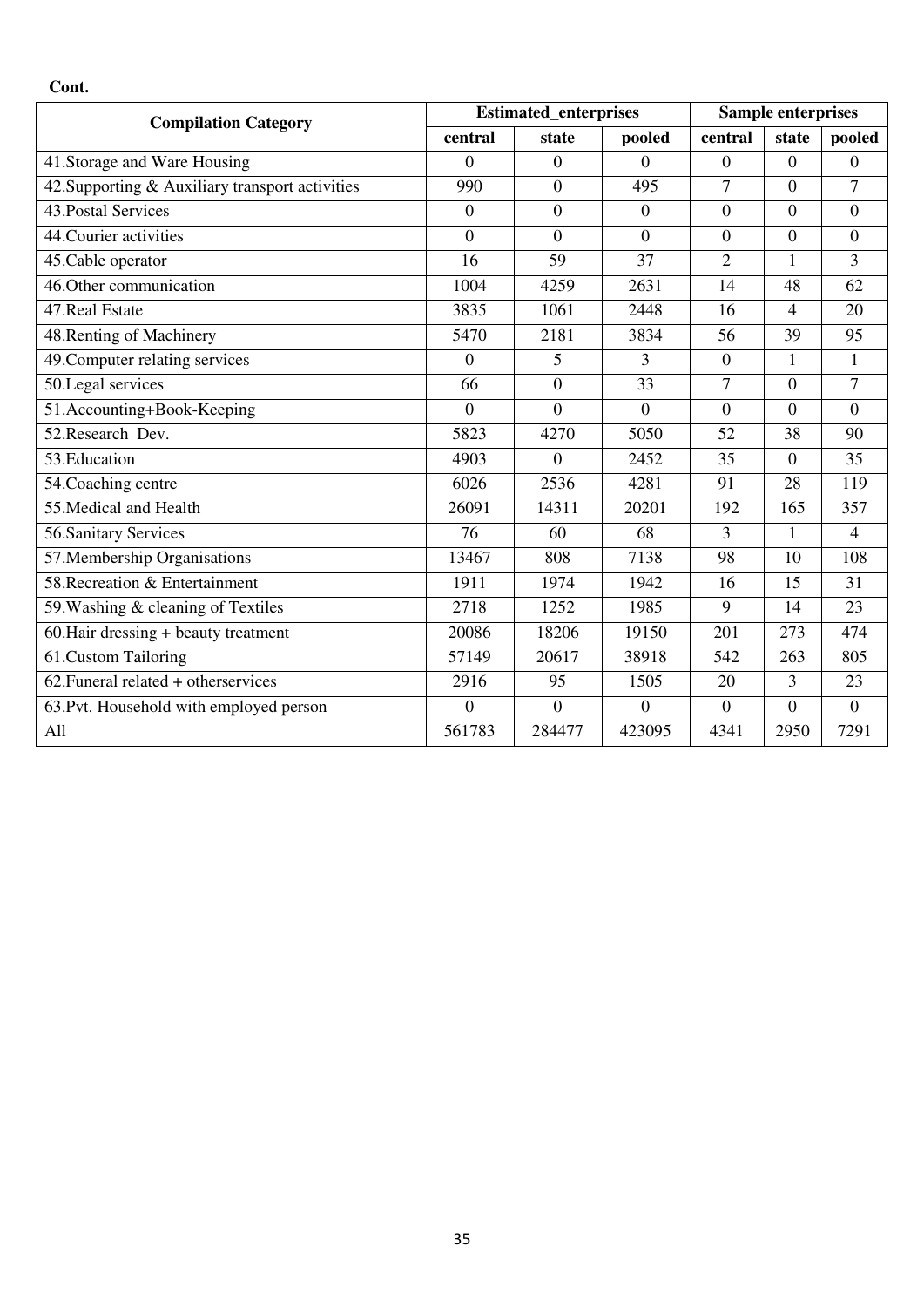**Cont.**

| Compilation Category | Estimated_enterprises | | | Sample enterprises | | |
|---|---|---|---|---|---|---|
| | central | state | pooled | central | state | pooled |
| 41.Storage and Ware Housing | 0 | 0 | 0 | 0 | 0 | 0 |
| 42.Supporting & Auxiliary transport activities | 990 | 0 | 495 | 7 | 0 | 7 |
| 43.Postal Services | 0 | 0 | 0 | 0 | 0 | 0 |
| 44.Courier activities | 0 | 0 | 0 | 0 | 0 | 0 |
| 45.Cable operator | 16 | 59 | 37 | 2 | 1 | 3 |
| 46.Other communication | 1004 | 4259 | 2631 | 14 | 48 | 62 |
| 47.Real Estate | 3835 | 1061 | 2448 | 16 | 4 | 20 |
| 48.Renting of Machinery | 5470 | 2181 | 3834 | 56 | 39 | 95 |
| 49.Computer relating services | 0 | 5 | 3 | 0 | 1 | 1 |
| 50.Legal services | 66 | 0 | 33 | 7 | 0 | 7 |
| 51.Accounting+Book-Keeping | 0 | 0 | 0 | 0 | 0 | 0 |
| 52.Research Dev. | 5823 | 4270 | 5050 | 52 | 38 | 90 |
| 53.Education | 4903 | 0 | 2452 | 35 | 0 | 35 |
| 54.Coaching centre | 6026 | 2536 | 4281 | 91 | 28 | 119 |
| 55.Medical and Health | 26091 | 14311 | 20201 | 192 | 165 | 357 |
| 56.Sanitary Services | 76 | 60 | 68 | 3 | 1 | 4 |
| 57.Membership Organisations | 13467 | 808 | 7138 | 98 | 10 | 108 |
| 58.Recreation & Entertainment | 1911 | 1974 | 1942 | 16 | 15 | 31 |
| 59.Washing & cleaning of Textiles | 2718 | 1252 | 1985 | 9 | 14 | 23 |
| 60.Hair dressing + beauty treatment | 20086 | 18206 | 19150 | 201 | 273 | 474 |
| 61.Custom Tailoring | 57149 | 20617 | 38918 | 542 | 263 | 805 |
| 62.Funeral related + otherservices | 2916 | 95 | 1505 | 20 | 3 | 23 |
| 63.Pvt. Household with employed person | 0 | 0 | 0 | 0 | 0 | 0 |
| All | 561783 | 284477 | 423095 | 4341 | 2950 | 7291 |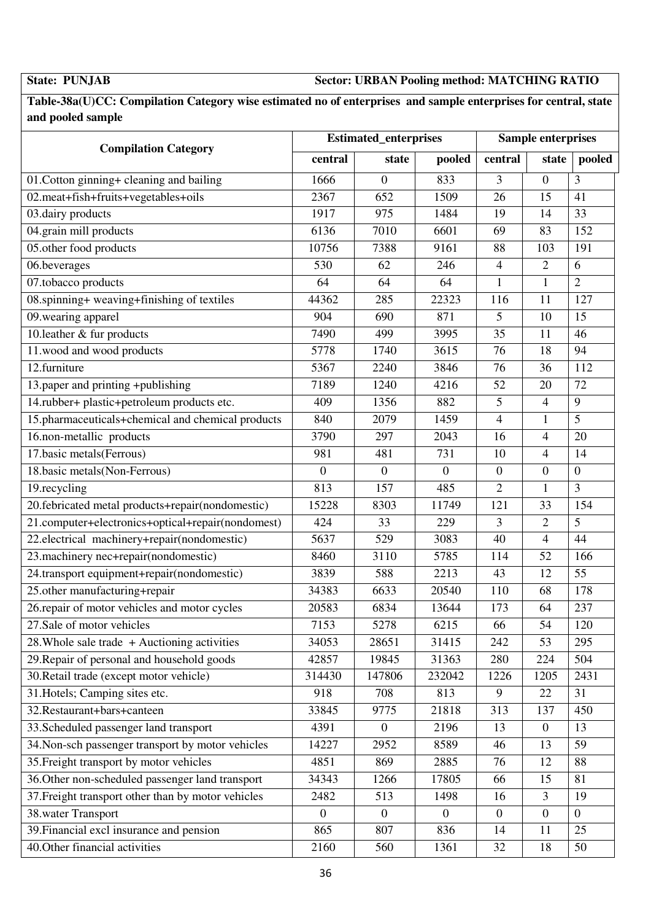**State: PUNJAB** **Sector: URBAN Pooling method: MATCHING RATIO**

**Table-38a(U)CC: Compilation Category wise estimated no of enterprises and sample enterprises for central, state and pooled sample**

| Compilation Category | Estimated_enterprises | | | Sample enterprises | | |
|---|---|---|---|---|---|---|
| | central | state | pooled | central | state | pooled |
| 01.Cotton ginning+ cleaning and bailing | 1666 | 0 | 833 | 3 | 0 | 3 |
| 02.meat+fish+fruits+vegetables+oils | 2367 | 652 | 1509 | 26 | 15 | 41 |
| 03.dairy products | 1917 | 975 | 1484 | 19 | 14 | 33 |
| 04.grain mill products | 6136 | 7010 | 6601 | 69 | 83 | 152 |
| 05.other food products | 10756 | 7388 | 9161 | 88 | 103 | 191 |
| 06.beverages | 530 | 62 | 246 | 4 | 2 | 6 |
| 07.tobacco products | 64 | 64 | 64 | 1 | 1 | 2 |
| 08.spinning+ weaving+finishing of textiles | 44362 | 285 | 22323 | 116 | 11 | 127 |
| 09.wearing apparel | 904 | 690 | 871 | 5 | 10 | 15 |
| 10.leather & fur products | 7490 | 499 | 3995 | 35 | 11 | 46 |
| 11.wood and wood products | 5778 | 1740 | 3615 | 76 | 18 | 94 |
| 12.furniture | 5367 | 2240 | 3846 | 76 | 36 | 112 |
| 13.paper and printing +publishing | 7189 | 1240 | 4216 | 52 | 20 | 72 |
| 14.rubber+ plastic+petroleum products etc. | 409 | 1356 | 882 | 5 | 4 | 9 |
| 15.pharmaceuticals+chemical and chemical products | 840 | 2079 | 1459 | 4 | 1 | 5 |
| 16.non-metallic products | 3790 | 297 | 2043 | 16 | 4 | 20 |
| 17.basic metals(Ferrous) | 981 | 481 | 731 | 10 | 4 | 14 |
| 18.basic metals(Non-Ferrous) | 0 | 0 | 0 | 0 | 0 | 0 |
| 19.recycling | 813 | 157 | 485 | 2 | 1 | 3 |
| 20.febricated metal products+repair(nondomestic) | 15228 | 8303 | 11749 | 121 | 33 | 154 |
| 21.computer+electronics+optical+repair(nondomest) | 424 | 33 | 229 | 3 | 2 | 5 |
| 22.electrical machinery+repair(nondomestic) | 5637 | 529 | 3083 | 40 | 4 | 44 |
| 23.machinery nec+repair(nondomestic) | 8460 | 3110 | 5785 | 114 | 52 | 166 |
| 24.transport equipment+repair(nondomestic) | 3839 | 588 | 2213 | 43 | 12 | 55 |
| 25.other manufacturing+repair | 34383 | 6633 | 20540 | 110 | 68 | 178 |
| 26.repair of motor vehicles and motor cycles | 20583 | 6834 | 13644 | 173 | 64 | 237 |
| 27.Sale of motor vehicles | 7153 | 5278 | 6215 | 66 | 54 | 120 |
| 28.Whole sale trade + Auctioning activities | 34053 | 28651 | 31415 | 242 | 53 | 295 |
| 29.Repair of personal and household goods | 42857 | 19845 | 31363 | 280 | 224 | 504 |
| 30.Retail trade (except motor vehicle) | 314430 | 147806 | 232042 | 1226 | 1205 | 2431 |
| 31.Hotels; Camping sites etc. | 918 | 708 | 813 | 9 | 22 | 31 |
| 32.Restaurant+bars+canteen | 33845 | 9775 | 21818 | 313 | 137 | 450 |
| 33.Scheduled passenger land transport | 4391 | 0 | 2196 | 13 | 0 | 13 |
| 34.Non-sch passenger transport by motor vehicles | 14227 | 2952 | 8589 | 46 | 13 | 59 |
| 35.Freight transport by motor vehicles | 4851 | 869 | 2885 | 76 | 12 | 88 |
| 36.Other non-scheduled passenger land transport | 34343 | 1266 | 17805 | 66 | 15 | 81 |
| 37.Freight transport other than by motor vehicles | 2482 | 513 | 1498 | 16 | 3 | 19 |
| 38.water Transport | 0 | 0 | 0 | 0 | 0 | 0 |
| 39.Financial excl insurance and pension | 865 | 807 | 836 | 14 | 11 | 25 |
| 40.Other financial activities | 2160 | 560 | 1361 | 32 | 18 | 50 |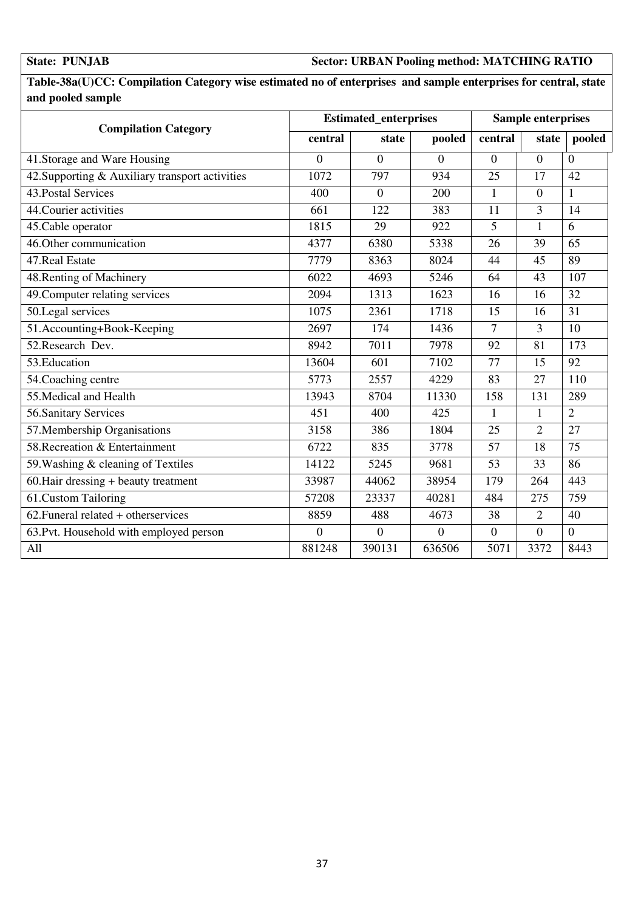**State: PUNJAB** **Sector: URBAN Pooling method: MATCHING RATIO**

**Table-38a(U)CC: Compilation Category wise estimated no of enterprises and sample enterprises for central, state and pooled sample**

| Compilation Category | Estimated_enterprises | | | Sample enterprises | | |
|---|---|---|---|---|---|---|
| | central | state | pooled | central | state | pooled |
| 41.Storage and Ware Housing | 0 | 0 | 0 | 0 | 0 | 0 |
| 42.Supporting & Auxiliary transport activities | 1072 | 797 | 934 | 25 | 17 | 42 |
| 43.Postal Services | 400 | 0 | 200 | 1 | 0 | 1 |
| 44.Courier activities | 661 | 122 | 383 | 11 | 3 | 14 |
| 45.Cable operator | 1815 | 29 | 922 | 5 | 1 | 6 |
| 46.Other communication | 4377 | 6380 | 5338 | 26 | 39 | 65 |
| 47.Real Estate | 7779 | 8363 | 8024 | 44 | 45 | 89 |
| 48.Renting of Machinery | 6022 | 4693 | 5246 | 64 | 43 | 107 |
| 49.Computer relating services | 2094 | 1313 | 1623 | 16 | 16 | 32 |
| 50.Legal services | 1075 | 2361 | 1718 | 15 | 16 | 31 |
| 51.Accounting+Book-Keeping | 2697 | 174 | 1436 | 7 | 3 | 10 |
| 52.Research Dev. | 8942 | 7011 | 7978 | 92 | 81 | 173 |
| 53.Education | 13604 | 601 | 7102 | 77 | 15 | 92 |
| 54.Coaching centre | 5773 | 2557 | 4229 | 83 | 27 | 110 |
| 55.Medical and Health | 13943 | 8704 | 11330 | 158 | 131 | 289 |
| 56.Sanitary Services | 451 | 400 | 425 | 1 | 1 | 2 |
| 57.Membership Organisations | 3158 | 386 | 1804 | 25 | 2 | 27 |
| 58.Recreation & Entertainment | 6722 | 835 | 3778 | 57 | 18 | 75 |
| 59.Washing & cleaning of Textiles | 14122 | 5245 | 9681 | 53 | 33 | 86 |
| 60.Hair dressing + beauty treatment | 33987 | 44062 | 38954 | 179 | 264 | 443 |
| 61.Custom Tailoring | 57208 | 23337 | 40281 | 484 | 275 | 759 |
| 62.Funeral related + otherservices | 8859 | 488 | 4673 | 38 | 2 | 40 |
| 63.Pvt. Household with employed person | 0 | 0 | 0 | 0 | 0 | 0 |
| All | 881248 | 390131 | 636506 | 5071 | 3372 | 8443 |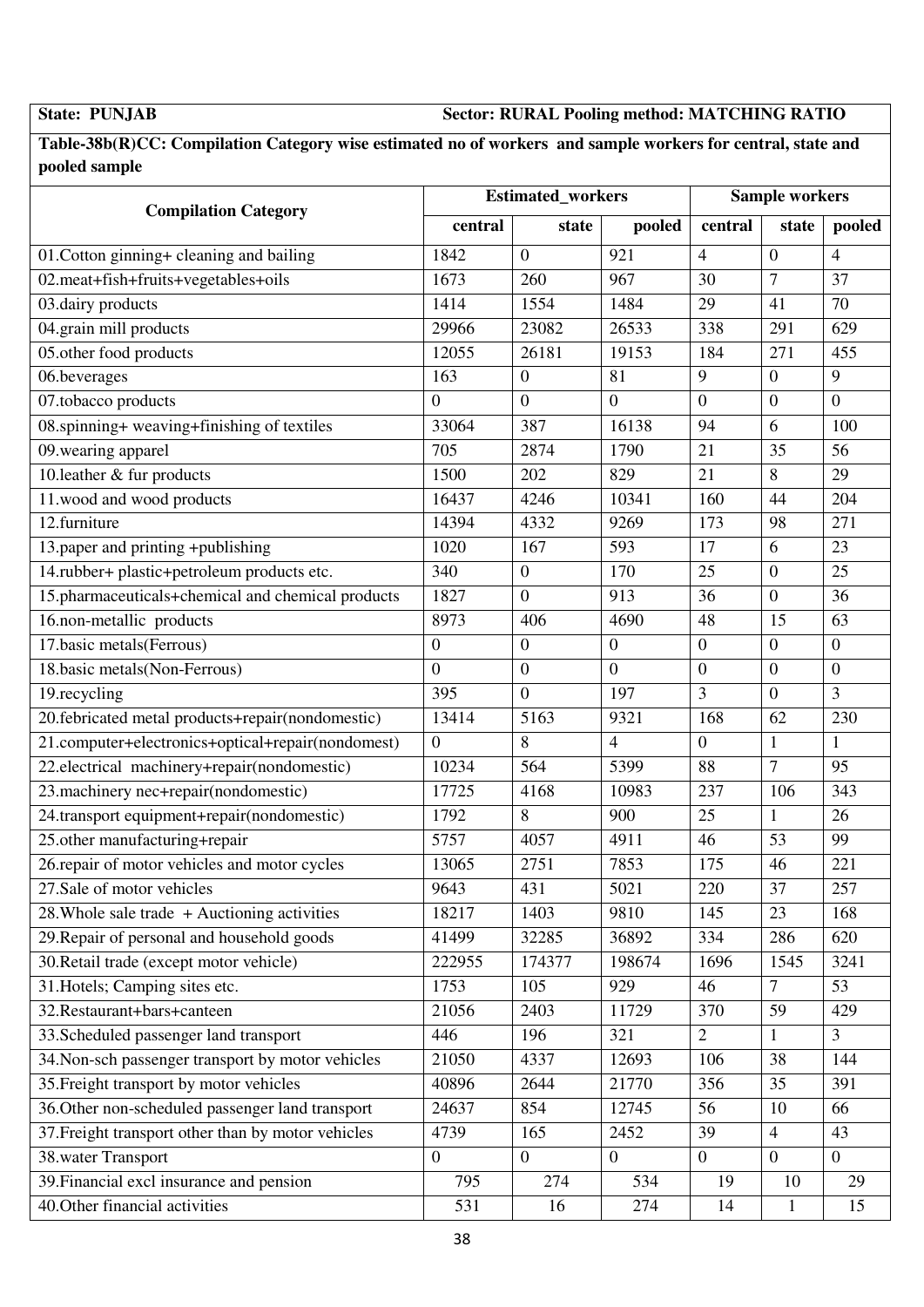**State: PUNJAB** **Sector: RURAL Pooling method: MATCHING RATIO**

**Table-38b(R)CC: Compilation Category wise estimated no of workers and sample workers for central, state and pooled sample**

| Compilation Category | Estimated_workers | | | Sample workers | | |
|---|---|---|---|---|---|---|
| | central | state | pooled | central | state | pooled |
| 01.Cotton ginning+ cleaning and bailing | 1842 | 0 | 921 | 4 | 0 | 4 |
| 02.meat+fish+fruits+vegetables+oils | 1673 | 260 | 967 | 30 | 7 | 37 |
| 03.dairy products | 1414 | 1554 | 1484 | 29 | 41 | 70 |
| 04.grain mill products | 29966 | 23082 | 26533 | 338 | 291 | 629 |
| 05.other food products | 12055 | 26181 | 19153 | 184 | 271 | 455 |
| 06.beverages | 163 | 0 | 81 | 9 | 0 | 9 |
| 07.tobacco products | 0 | 0 | 0 | 0 | 0 | 0 |
| 08.spinning+ weaving+finishing of textiles | 33064 | 387 | 16138 | 94 | 6 | 100 |
| 09.wearing apparel | 705 | 2874 | 1790 | 21 | 35 | 56 |
| 10.leather & fur products | 1500 | 202 | 829 | 21 | 8 | 29 |
| 11.wood and wood products | 16437 | 4246 | 10341 | 160 | 44 | 204 |
| 12.furniture | 14394 | 4332 | 9269 | 173 | 98 | 271 |
| 13.paper and printing +publishing | 1020 | 167 | 593 | 17 | 6 | 23 |
| 14.rubber+ plastic+petroleum products etc. | 340 | 0 | 170 | 25 | 0 | 25 |
| 15.pharmaceuticals+chemical and chemical products | 1827 | 0 | 913 | 36 | 0 | 36 |
| 16.non-metallic products | 8973 | 406 | 4690 | 48 | 15 | 63 |
| 17.basic metals(Ferrous) | 0 | 0 | 0 | 0 | 0 | 0 |
| 18.basic metals(Non-Ferrous) | 0 | 0 | 0 | 0 | 0 | 0 |
| 19.recycling | 395 | 0 | 197 | 3 | 0 | 3 |
| 20.febricated metal products+repair(nondomestic) | 13414 | 5163 | 9321 | 168 | 62 | 230 |
| 21.computer+electronics+optical+repair(nondomest) | 0 | 8 | 4 | 0 | 1 | 1 |
| 22.electrical machinery+repair(nondomestic) | 10234 | 564 | 5399 | 88 | 7 | 95 |
| 23.machinery nec+repair(nondomestic) | 17725 | 4168 | 10983 | 237 | 106 | 343 |
| 24.transport equipment+repair(nondomestic) | 1792 | 8 | 900 | 25 | 1 | 26 |
| 25.other manufacturing+repair | 5757 | 4057 | 4911 | 46 | 53 | 99 |
| 26.repair of motor vehicles and motor cycles | 13065 | 2751 | 7853 | 175 | 46 | 221 |
| 27.Sale of motor vehicles | 9643 | 431 | 5021 | 220 | 37 | 257 |
| 28.Whole sale trade + Auctioning activities | 18217 | 1403 | 9810 | 145 | 23 | 168 |
| 29.Repair of personal and household goods | 41499 | 32285 | 36892 | 334 | 286 | 620 |
| 30.Retail trade (except motor vehicle) | 222955 | 174377 | 198674 | 1696 | 1545 | 3241 |
| 31.Hotels; Camping sites etc. | 1753 | 105 | 929 | 46 | 7 | 53 |
| 32.Restaurant+bars+canteen | 21056 | 2403 | 11729 | 370 | 59 | 429 |
| 33.Scheduled passenger land transport | 446 | 196 | 321 | 2 | 1 | 3 |
| 34.Non-sch passenger transport by motor vehicles | 21050 | 4337 | 12693 | 106 | 38 | 144 |
| 35.Freight transport by motor vehicles | 40896 | 2644 | 21770 | 356 | 35 | 391 |
| 36.Other non-scheduled passenger land transport | 24637 | 854 | 12745 | 56 | 10 | 66 |
| 37.Freight transport other than by motor vehicles | 4739 | 165 | 2452 | 39 | 4 | 43 |
| 38.water Transport | 0 | 0 | 0 | 0 | 0 | 0 |
| 39.Financial excl insurance and pension | 795 | 274 | 534 | 19 | 10 | 29 |
| 40.Other financial activities | 531 | 16 | 274 | 14 | 1 | 15 |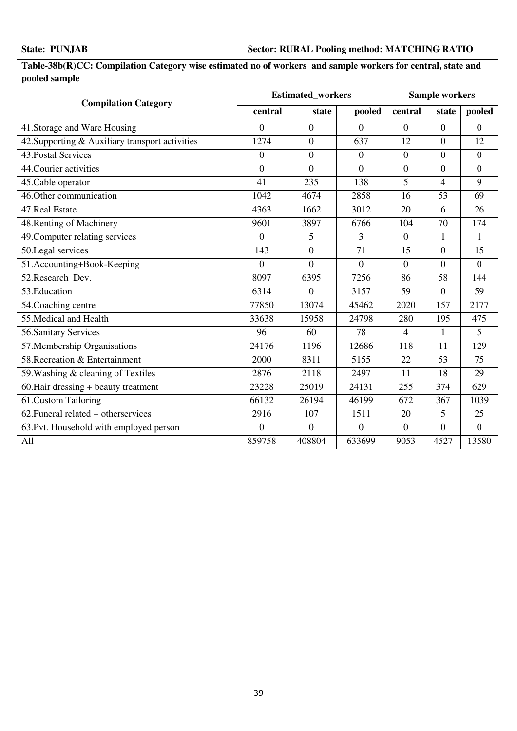**State: PUNJAB** **Sector: RURAL Pooling method: MATCHING RATIO**

**Table-38b(R)CC: Compilation Category wise estimated no of workers and sample workers for central, state and pooled sample**

| Compilation Category | Estimated_workers | | | Sample workers | | |
|---|---|---|---|---|---|---|
| | central | state | pooled | central | state | pooled |
| 41.Storage and Ware Housing | 0 | 0 | 0 | 0 | 0 | 0 |
| 42.Supporting & Auxiliary transport activities | 1274 | 0 | 637 | 12 | 0 | 12 |
| 43.Postal Services | 0 | 0 | 0 | 0 | 0 | 0 |
| 44.Courier activities | 0 | 0 | 0 | 0 | 0 | 0 |
| 45.Cable operator | 41 | 235 | 138 | 5 | 4 | 9 |
| 46.Other communication | 1042 | 4674 | 2858 | 16 | 53 | 69 |
| 47.Real Estate | 4363 | 1662 | 3012 | 20 | 6 | 26 |
| 48.Renting of Machinery | 9601 | 3897 | 6766 | 104 | 70 | 174 |
| 49.Computer relating services | 0 | 5 | 3 | 0 | 1 | 1 |
| 50.Legal services | 143 | 0 | 71 | 15 | 0 | 15 |
| 51.Accounting+Book-Keeping | 0 | 0 | 0 | 0 | 0 | 0 |
| 52.Research Dev. | 8097 | 6395 | 7256 | 86 | 58 | 144 |
| 53.Education | 6314 | 0 | 3157 | 59 | 0 | 59 |
| 54.Coaching centre | 77850 | 13074 | 45462 | 2020 | 157 | 2177 |
| 55.Medical and Health | 33638 | 15958 | 24798 | 280 | 195 | 475 |
| 56.Sanitary Services | 96 | 60 | 78 | 4 | 1 | 5 |
| 57.Membership Organisations | 24176 | 1196 | 12686 | 118 | 11 | 129 |
| 58.Recreation & Entertainment | 2000 | 8311 | 5155 | 22 | 53 | 75 |
| 59.Washing & cleaning of Textiles | 2876 | 2118 | 2497 | 11 | 18 | 29 |
| 60.Hair dressing + beauty treatment | 23228 | 25019 | 24131 | 255 | 374 | 629 |
| 61.Custom Tailoring | 66132 | 26194 | 46199 | 672 | 367 | 1039 |
| 62.Funeral related + otherservices | 2916 | 107 | 1511 | 20 | 5 | 25 |
| 63.Pvt. Household with employed person | 0 | 0 | 0 | 0 | 0 | 0 |
| All | 859758 | 408804 | 633699 | 9053 | 4527 | 13580 |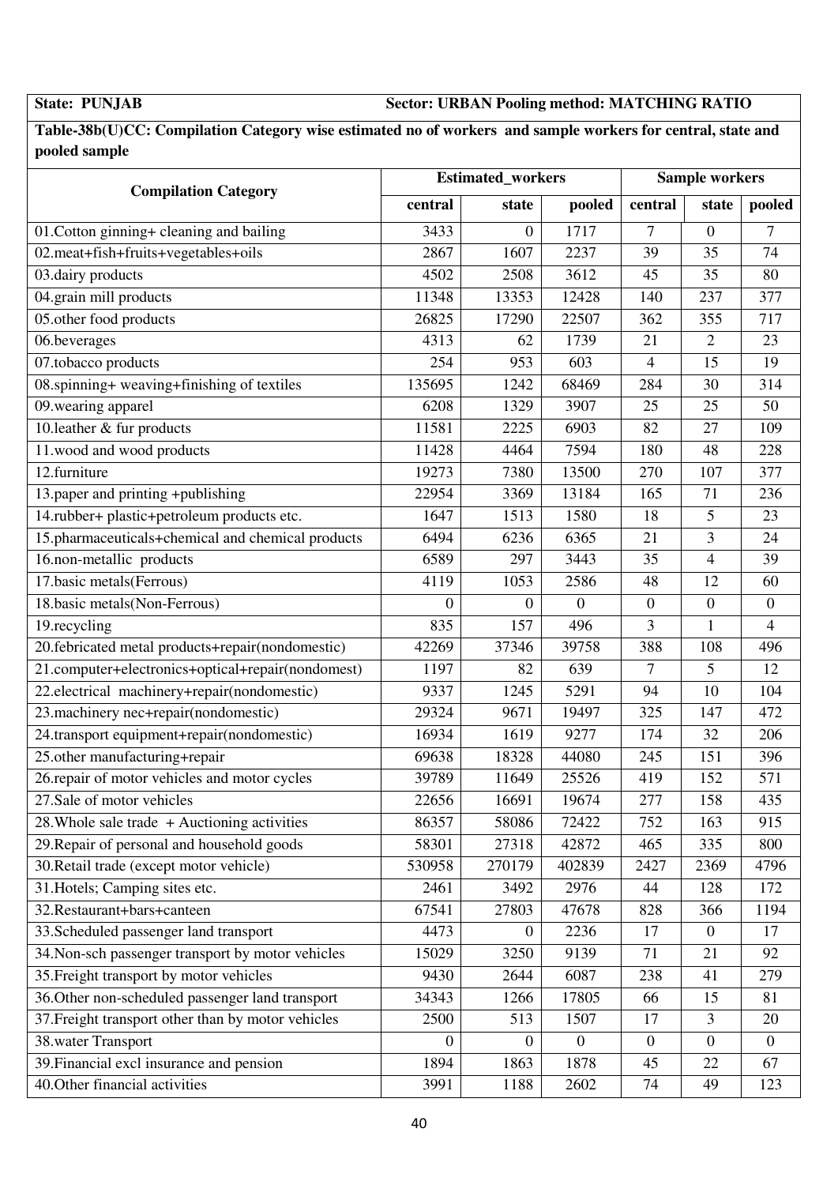**State: PUNJAB** **Sector: URBAN Pooling method: MATCHING RATIO**

**Table-38b(U)CC: Compilation Category wise estimated no of workers and sample workers for central, state and pooled sample**

| Compilation Category | Estimated_workers | | | Sample workers | | |
|---|---|---|---|---|---|---|
| | central | state | pooled | central | state | pooled |
| 01.Cotton ginning+ cleaning and bailing | 3433 | 0 | 1717 | 7 | 0 | 7 |
| 02.meat+fish+fruits+vegetables+oils | 2867 | 1607 | 2237 | 39 | 35 | 74 |
| 03.dairy products | 4502 | 2508 | 3612 | 45 | 35 | 80 |
| 04.grain mill products | 11348 | 13353 | 12428 | 140 | 237 | 377 |
| 05.other food products | 26825 | 17290 | 22507 | 362 | 355 | 717 |
| 06.beverages | 4313 | 62 | 1739 | 21 | 2 | 23 |
| 07.tobacco products | 254 | 953 | 603 | 4 | 15 | 19 |
| 08.spinning+ weaving+finishing of textiles | 135695 | 1242 | 68469 | 284 | 30 | 314 |
| 09.wearing apparel | 6208 | 1329 | 3907 | 25 | 25 | 50 |
| 10.leather & fur products | 11581 | 2225 | 6903 | 82 | 27 | 109 |
| 11.wood and wood products | 11428 | 4464 | 7594 | 180 | 48 | 228 |
| 12.furniture | 19273 | 7380 | 13500 | 270 | 107 | 377 |
| 13.paper and printing +publishing | 22954 | 3369 | 13184 | 165 | 71 | 236 |
| 14.rubber+ plastic+petroleum products etc. | 1647 | 1513 | 1580 | 18 | 5 | 23 |
| 15.pharmaceuticals+chemical and chemical products | 6494 | 6236 | 6365 | 21 | 3 | 24 |
| 16.non-metallic products | 6589 | 297 | 3443 | 35 | 4 | 39 |
| 17.basic metals(Ferrous) | 4119 | 1053 | 2586 | 48 | 12 | 60 |
| 18.basic metals(Non-Ferrous) | 0 | 0 | 0 | 0 | 0 | 0 |
| 19.recycling | 835 | 157 | 496 | 3 | 1 | 4 |
| 20.febricated metal products+repair(nondomestic) | 42269 | 37346 | 39758 | 388 | 108 | 496 |
| 21.computer+electronics+optical+repair(nondomest) | 1197 | 82 | 639 | 7 | 5 | 12 |
| 22.electrical machinery+repair(nondomestic) | 9337 | 1245 | 5291 | 94 | 10 | 104 |
| 23.machinery nec+repair(nondomestic) | 29324 | 9671 | 19497 | 325 | 147 | 472 |
| 24.transport equipment+repair(nondomestic) | 16934 | 1619 | 9277 | 174 | 32 | 206 |
| 25.other manufacturing+repair | 69638 | 18328 | 44080 | 245 | 151 | 396 |
| 26.repair of motor vehicles and motor cycles | 39789 | 11649 | 25526 | 419 | 152 | 571 |
| 27.Sale of motor vehicles | 22656 | 16691 | 19674 | 277 | 158 | 435 |
| 28.Whole sale trade + Auctioning activities | 86357 | 58086 | 72422 | 752 | 163 | 915 |
| 29.Repair of personal and household goods | 58301 | 27318 | 42872 | 465 | 335 | 800 |
| 30.Retail trade (except motor vehicle) | 530958 | 270179 | 402839 | 2427 | 2369 | 4796 |
| 31.Hotels; Camping sites etc. | 2461 | 3492 | 2976 | 44 | 128 | 172 |
| 32.Restaurant+bars+canteen | 67541 | 27803 | 47678 | 828 | 366 | 1194 |
| 33.Scheduled passenger land transport | 4473 | 0 | 2236 | 17 | 0 | 17 |
| 34.Non-sch passenger transport by motor vehicles | 15029 | 3250 | 9139 | 71 | 21 | 92 |
| 35.Freight transport by motor vehicles | 9430 | 2644 | 6087 | 238 | 41 | 279 |
| 36.Other non-scheduled passenger land transport | 34343 | 1266 | 17805 | 66 | 15 | 81 |
| 37.Freight transport other than by motor vehicles | 2500 | 513 | 1507 | 17 | 3 | 20 |
| 38.water Transport | 0 | 0 | 0 | 0 | 0 | 0 |
| 39.Financial excl insurance and pension | 1894 | 1863 | 1878 | 45 | 22 | 67 |
| 40.Other financial activities | 3991 | 1188 | 2602 | 74 | 49 | 123 |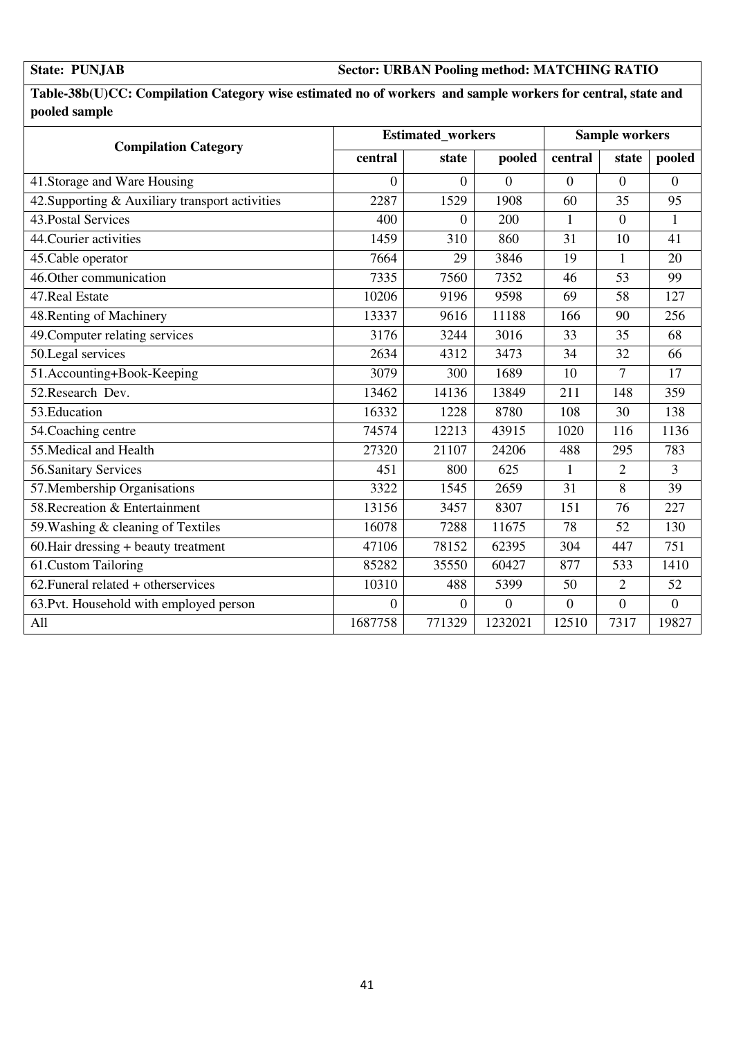**State: PUNJAB** **Sector: URBAN Pooling method: MATCHING RATIO**

**Table-38b(U)CC: Compilation Category wise estimated no of workers and sample workers for central, state and pooled sample**

| Compilation Category | Estimated_workers | | | Sample workers | | |
|---|---|---|---|---|---|---|
| | central | state | pooled | central | state | pooled |
| 41.Storage and Ware Housing | 0 | 0 | 0 | 0 | 0 | 0 |
| 42.Supporting & Auxiliary transport activities | 2287 | 1529 | 1908 | 60 | 35 | 95 |
| 43.Postal Services | 400 | 0 | 200 | 1 | 0 | 1 |
| 44.Courier activities | 1459 | 310 | 860 | 31 | 10 | 41 |
| 45.Cable operator | 7664 | 29 | 3846 | 19 | 1 | 20 |
| 46.Other communication | 7335 | 7560 | 7352 | 46 | 53 | 99 |
| 47.Real Estate | 10206 | 9196 | 9598 | 69 | 58 | 127 |
| 48.Renting of Machinery | 13337 | 9616 | 11188 | 166 | 90 | 256 |
| 49.Computer relating services | 3176 | 3244 | 3016 | 33 | 35 | 68 |
| 50.Legal services | 2634 | 4312 | 3473 | 34 | 32 | 66 |
| 51.Accounting+Book-Keeping | 3079 | 300 | 1689 | 10 | 7 | 17 |
| 52.Research Dev. | 13462 | 14136 | 13849 | 211 | 148 | 359 |
| 53.Education | 16332 | 1228 | 8780 | 108 | 30 | 138 |
| 54.Coaching centre | 74574 | 12213 | 43915 | 1020 | 116 | 1136 |
| 55.Medical and Health | 27320 | 21107 | 24206 | 488 | 295 | 783 |
| 56.Sanitary Services | 451 | 800 | 625 | 1 | 2 | 3 |
| 57.Membership Organisations | 3322 | 1545 | 2659 | 31 | 8 | 39 |
| 58.Recreation & Entertainment | 13156 | 3457 | 8307 | 151 | 76 | 227 |
| 59.Washing & cleaning of Textiles | 16078 | 7288 | 11675 | 78 | 52 | 130 |
| 60.Hair dressing + beauty treatment | 47106 | 78152 | 62395 | 304 | 447 | 751 |
| 61.Custom Tailoring | 85282 | 35550 | 60427 | 877 | 533 | 1410 |
| 62.Funeral related + otherservices | 10310 | 488 | 5399 | 50 | 2 | 52 |
| 63.Pvt. Household with employed person | 0 | 0 | 0 | 0 | 0 | 0 |
| All | 1687758 | 771329 | 1232021 | 12510 | 7317 | 19827 |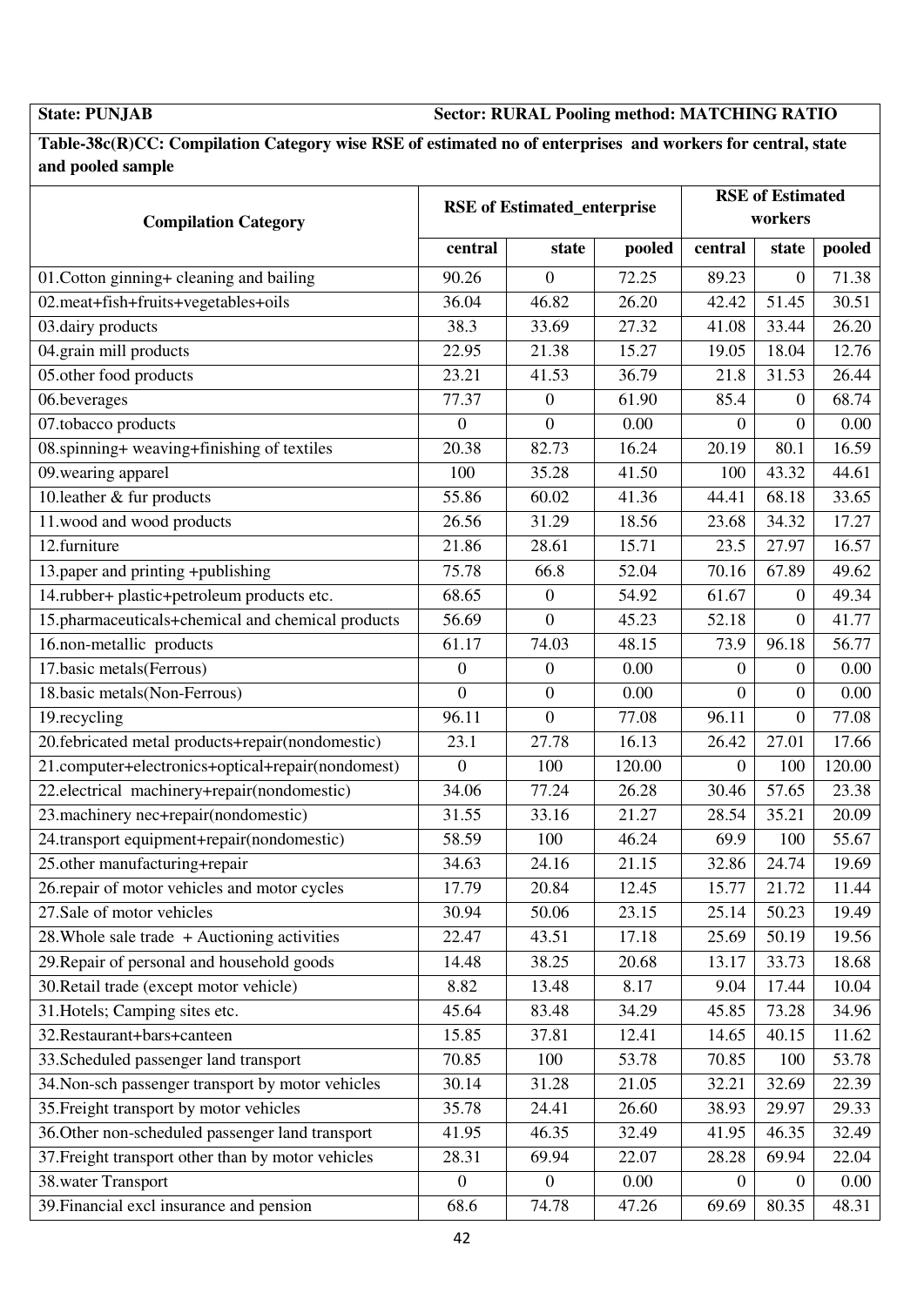**State: PUNJAB** **Sector: RURAL Pooling method: MATCHING RATIO**

**Table-38c(R)CC: Compilation Category wise RSE of estimated no of enterprises and workers for central, state and pooled sample**

| Compilation Category | RSE of Estimated_enterprise | | | RSE of Estimated workers | | |
|---|---|---|---|---|---|---|
| | central | state | pooled | central | state | pooled |
| 01.Cotton ginning+ cleaning and bailing | 90.26 | 0 | 72.25 | 89.23 | 0 | 71.38 |
| 02.meat+fish+fruits+vegetables+oils | 36.04 | 46.82 | 26.20 | 42.42 | 51.45 | 30.51 |
| 03.dairy products | 38.3 | 33.69 | 27.32 | 41.08 | 33.44 | 26.20 |
| 04.grain mill products | 22.95 | 21.38 | 15.27 | 19.05 | 18.04 | 12.76 |
| 05.other food products | 23.21 | 41.53 | 36.79 | 21.8 | 31.53 | 26.44 |
| 06.beverages | 77.37 | 0 | 61.90 | 85.4 | 0 | 68.74 |
| 07.tobacco products | 0 | 0 | 0.00 | 0 | 0 | 0.00 |
| 08.spinning+ weaving+finishing of textiles | 20.38 | 82.73 | 16.24 | 20.19 | 80.1 | 16.59 |
| 09.wearing apparel | 100 | 35.28 | 41.50 | 100 | 43.32 | 44.61 |
| 10.leather & fur products | 55.86 | 60.02 | 41.36 | 44.41 | 68.18 | 33.65 |
| 11.wood and wood products | 26.56 | 31.29 | 18.56 | 23.68 | 34.32 | 17.27 |
| 12.furniture | 21.86 | 28.61 | 15.71 | 23.5 | 27.97 | 16.57 |
| 13.paper and printing +publishing | 75.78 | 66.8 | 52.04 | 70.16 | 67.89 | 49.62 |
| 14.rubber+ plastic+petroleum products etc. | 68.65 | 0 | 54.92 | 61.67 | 0 | 49.34 |
| 15.pharmaceuticals+chemical and chemical products | 56.69 | 0 | 45.23 | 52.18 | 0 | 41.77 |
| 16.non-metallic products | 61.17 | 74.03 | 48.15 | 73.9 | 96.18 | 56.77 |
| 17.basic metals(Ferrous) | 0 | 0 | 0.00 | 0 | 0 | 0.00 |
| 18.basic metals(Non-Ferrous) | 0 | 0 | 0.00 | 0 | 0 | 0.00 |
| 19.recycling | 96.11 | 0 | 77.08 | 96.11 | 0 | 77.08 |
| 20.febricated metal products+repair(nondomestic) | 23.1 | 27.78 | 16.13 | 26.42 | 27.01 | 17.66 |
| 21.computer+electronics+optical+repair(nondomest) | 0 | 100 | 120.00 | 0 | 100 | 120.00 |
| 22.electrical machinery+repair(nondomestic) | 34.06 | 77.24 | 26.28 | 30.46 | 57.65 | 23.38 |
| 23.machinery nec+repair(nondomestic) | 31.55 | 33.16 | 21.27 | 28.54 | 35.21 | 20.09 |
| 24.transport equipment+repair(nondomestic) | 58.59 | 100 | 46.24 | 69.9 | 100 | 55.67 |
| 25.other manufacturing+repair | 34.63 | 24.16 | 21.15 | 32.86 | 24.74 | 19.69 |
| 26.repair of motor vehicles and motor cycles | 17.79 | 20.84 | 12.45 | 15.77 | 21.72 | 11.44 |
| 27.Sale of motor vehicles | 30.94 | 50.06 | 23.15 | 25.14 | 50.23 | 19.49 |
| 28.Whole sale trade + Auctioning activities | 22.47 | 43.51 | 17.18 | 25.69 | 50.19 | 19.56 |
| 29.Repair of personal and household goods | 14.48 | 38.25 | 20.68 | 13.17 | 33.73 | 18.68 |
| 30.Retail trade (except motor vehicle) | 8.82 | 13.48 | 8.17 | 9.04 | 17.44 | 10.04 |
| 31.Hotels; Camping sites etc. | 45.64 | 83.48 | 34.29 | 45.85 | 73.28 | 34.96 |
| 32.Restaurant+bars+canteen | 15.85 | 37.81 | 12.41 | 14.65 | 40.15 | 11.62 |
| 33.Scheduled passenger land transport | 70.85 | 100 | 53.78 | 70.85 | 100 | 53.78 |
| 34.Non-sch passenger transport by motor vehicles | 30.14 | 31.28 | 21.05 | 32.21 | 32.69 | 22.39 |
| 35.Freight transport by motor vehicles | 35.78 | 24.41 | 26.60 | 38.93 | 29.97 | 29.33 |
| 36.Other non-scheduled passenger land transport | 41.95 | 46.35 | 32.49 | 41.95 | 46.35 | 32.49 |
| 37.Freight transport other than by motor vehicles | 28.31 | 69.94 | 22.07 | 28.28 | 69.94 | 22.04 |
| 38.water Transport | 0 | 0 | 0.00 | 0 | 0 | 0.00 |
| 39.Financial excl insurance and pension | 68.6 | 74.78 | 47.26 | 69.69 | 80.35 | 48.31 |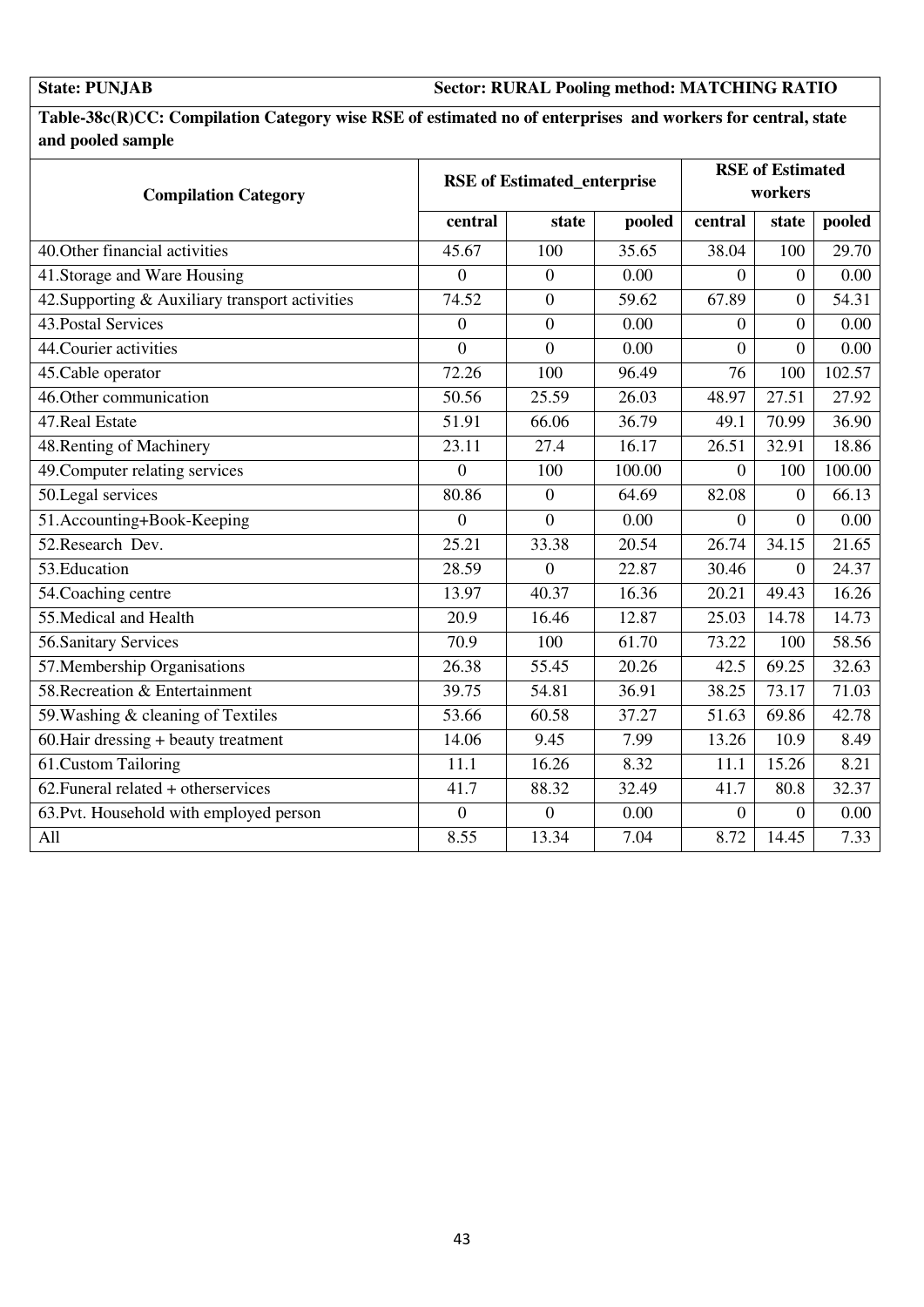**State: PUNJAB** **Sector: RURAL Pooling method: MATCHING RATIO**

**Table-38c(R)CC: Compilation Category wise RSE of estimated no of enterprises and workers for central, state and pooled sample**

| Compilation Category | RSE of Estimated_enterprise | | | RSE of Estimated workers | | |
|---|---|---|---|---|---|---|
| | central | state | pooled | central | state | pooled |
| 40.Other financial activities | 45.67 | 100 | 35.65 | 38.04 | 100 | 29.70 |
| 41.Storage and Ware Housing | 0 | 0 | 0.00 | 0 | 0 | 0.00 |
| 42.Supporting & Auxiliary transport activities | 74.52 | 0 | 59.62 | 67.89 | 0 | 54.31 |
| 43.Postal Services | 0 | 0 | 0.00 | 0 | 0 | 0.00 |
| 44.Courier activities | 0 | 0 | 0.00 | 0 | 0 | 0.00 |
| 45.Cable operator | 72.26 | 100 | 96.49 | 76 | 100 | 102.57 |
| 46.Other communication | 50.56 | 25.59 | 26.03 | 48.97 | 27.51 | 27.92 |
| 47.Real Estate | 51.91 | 66.06 | 36.79 | 49.1 | 70.99 | 36.90 |
| 48.Renting of Machinery | 23.11 | 27.4 | 16.17 | 26.51 | 32.91 | 18.86 |
| 49.Computer relating services | 0 | 100 | 100.00 | 0 | 100 | 100.00 |
| 50.Legal services | 80.86 | 0 | 64.69 | 82.08 | 0 | 66.13 |
| 51.Accounting+Book-Keeping | 0 | 0 | 0.00 | 0 | 0 | 0.00 |
| 52.Research Dev. | 25.21 | 33.38 | 20.54 | 26.74 | 34.15 | 21.65 |
| 53.Education | 28.59 | 0 | 22.87 | 30.46 | 0 | 24.37 |
| 54.Coaching centre | 13.97 | 40.37 | 16.36 | 20.21 | 49.43 | 16.26 |
| 55.Medical and Health | 20.9 | 16.46 | 12.87 | 25.03 | 14.78 | 14.73 |
| 56.Sanitary Services | 70.9 | 100 | 61.70 | 73.22 | 100 | 58.56 |
| 57.Membership Organisations | 26.38 | 55.45 | 20.26 | 42.5 | 69.25 | 32.63 |
| 58.Recreation & Entertainment | 39.75 | 54.81 | 36.91 | 38.25 | 73.17 | 71.03 |
| 59.Washing & cleaning of Textiles | 53.66 | 60.58 | 37.27 | 51.63 | 69.86 | 42.78 |
| 60.Hair dressing + beauty treatment | 14.06 | 9.45 | 7.99 | 13.26 | 10.9 | 8.49 |
| 61.Custom Tailoring | 11.1 | 16.26 | 8.32 | 11.1 | 15.26 | 8.21 |
| 62.Funeral related + otherservices | 41.7 | 88.32 | 32.49 | 41.7 | 80.8 | 32.37 |
| 63.Pvt. Household with employed person | 0 | 0 | 0.00 | 0 | 0 | 0.00 |
| All | 8.55 | 13.34 | 7.04 | 8.72 | 14.45 | 7.33 |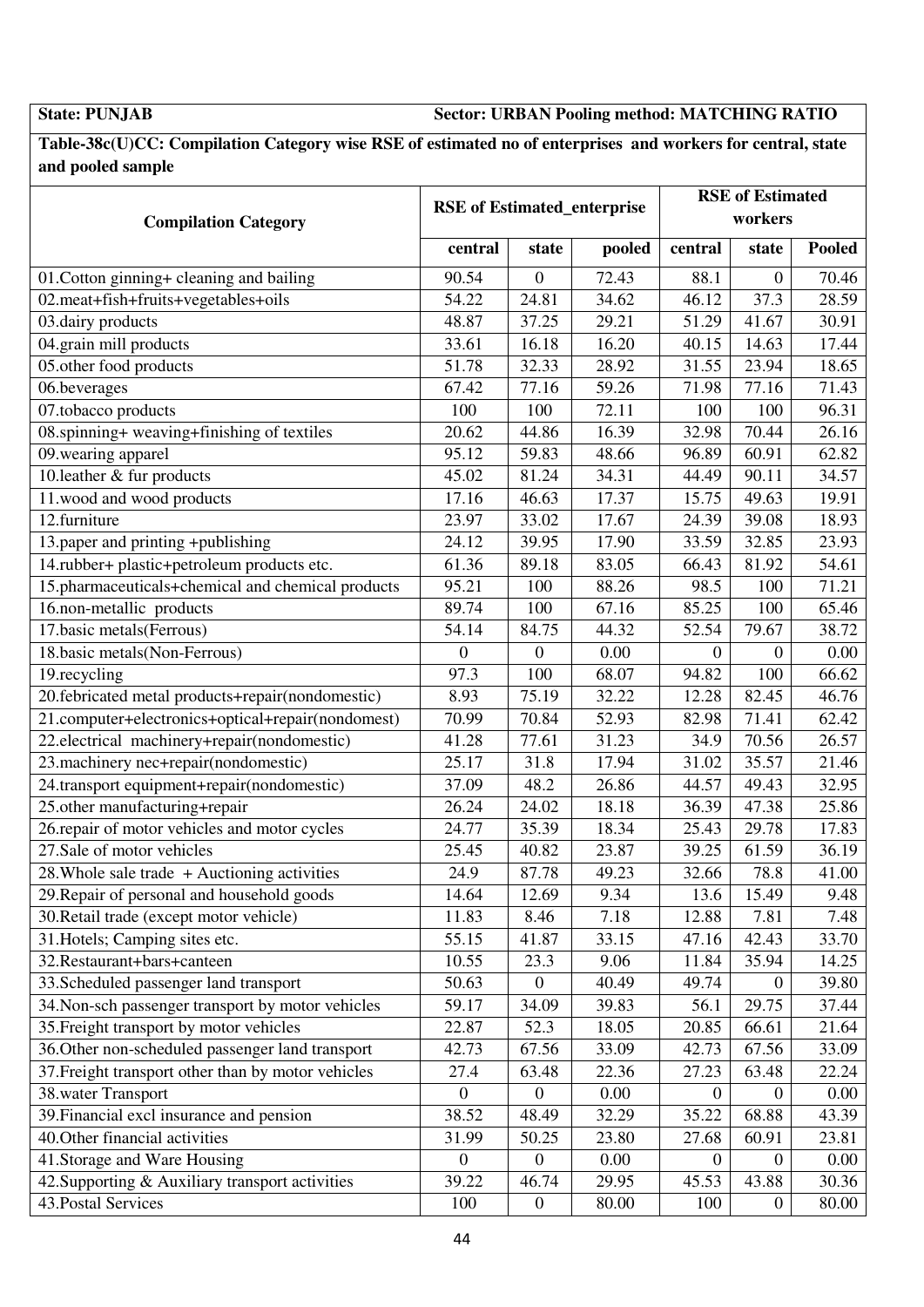**State: PUNJAB** **Sector: URBAN Pooling method: MATCHING RATIO**

**Table-38c(U)CC: Compilation Category wise RSE of estimated no of enterprises and workers for central, state and pooled sample**

| Compilation Category | RSE of Estimated_enterprise | | | RSE of Estimated workers | | |
|---|---|---|---|---|---|---|
| | central | state | pooled | central | state | Pooled |
| 01.Cotton ginning+ cleaning and bailing | 90.54 | 0 | 72.43 | 88.1 | 0 | 70.46 |
| 02.meat+fish+fruits+vegetables+oils | 54.22 | 24.81 | 34.62 | 46.12 | 37.3 | 28.59 |
| 03.dairy products | 48.87 | 37.25 | 29.21 | 51.29 | 41.67 | 30.91 |
| 04.grain mill products | 33.61 | 16.18 | 16.20 | 40.15 | 14.63 | 17.44 |
| 05.other food products | 51.78 | 32.33 | 28.92 | 31.55 | 23.94 | 18.65 |
| 06.beverages | 67.42 | 77.16 | 59.26 | 71.98 | 77.16 | 71.43 |
| 07.tobacco products | 100 | 100 | 72.11 | 100 | 100 | 96.31 |
| 08.spinning+ weaving+finishing of textiles | 20.62 | 44.86 | 16.39 | 32.98 | 70.44 | 26.16 |
| 09.wearing apparel | 95.12 | 59.83 | 48.66 | 96.89 | 60.91 | 62.82 |
| 10.leather & fur products | 45.02 | 81.24 | 34.31 | 44.49 | 90.11 | 34.57 |
| 11.wood and wood products | 17.16 | 46.63 | 17.37 | 15.75 | 49.63 | 19.91 |
| 12.furniture | 23.97 | 33.02 | 17.67 | 24.39 | 39.08 | 18.93 |
| 13.paper and printing +publishing | 24.12 | 39.95 | 17.90 | 33.59 | 32.85 | 23.93 |
| 14.rubber+ plastic+petroleum products etc. | 61.36 | 89.18 | 83.05 | 66.43 | 81.92 | 54.61 |
| 15.pharmaceuticals+chemical and chemical products | 95.21 | 100 | 88.26 | 98.5 | 100 | 71.21 |
| 16.non-metallic products | 89.74 | 100 | 67.16 | 85.25 | 100 | 65.46 |
| 17.basic metals(Ferrous) | 54.14 | 84.75 | 44.32 | 52.54 | 79.67 | 38.72 |
| 18.basic metals(Non-Ferrous) | 0 | 0 | 0.00 | 0 | 0 | 0.00 |
| 19.recycling | 97.3 | 100 | 68.07 | 94.82 | 100 | 66.62 |
| 20.febricated metal products+repair(nondomestic) | 8.93 | 75.19 | 32.22 | 12.28 | 82.45 | 46.76 |
| 21.computer+electronics+optical+repair(nondomest) | 70.99 | 70.84 | 52.93 | 82.98 | 71.41 | 62.42 |
| 22.electrical machinery+repair(nondomestic) | 41.28 | 77.61 | 31.23 | 34.9 | 70.56 | 26.57 |
| 23.machinery nec+repair(nondomestic) | 25.17 | 31.8 | 17.94 | 31.02 | 35.57 | 21.46 |
| 24.transport equipment+repair(nondomestic) | 37.09 | 48.2 | 26.86 | 44.57 | 49.43 | 32.95 |
| 25.other manufacturing+repair | 26.24 | 24.02 | 18.18 | 36.39 | 47.38 | 25.86 |
| 26.repair of motor vehicles and motor cycles | 24.77 | 35.39 | 18.34 | 25.43 | 29.78 | 17.83 |
| 27.Sale of motor vehicles | 25.45 | 40.82 | 23.87 | 39.25 | 61.59 | 36.19 |
| 28.Whole sale trade + Auctioning activities | 24.9 | 87.78 | 49.23 | 32.66 | 78.8 | 41.00 |
| 29.Repair of personal and household goods | 14.64 | 12.69 | 9.34 | 13.6 | 15.49 | 9.48 |
| 30.Retail trade (except motor vehicle) | 11.83 | 8.46 | 7.18 | 12.88 | 7.81 | 7.48 |
| 31.Hotels; Camping sites etc. | 55.15 | 41.87 | 33.15 | 47.16 | 42.43 | 33.70 |
| 32.Restaurant+bars+canteen | 10.55 | 23.3 | 9.06 | 11.84 | 35.94 | 14.25 |
| 33.Scheduled passenger land transport | 50.63 | 0 | 40.49 | 49.74 | 0 | 39.80 |
| 34.Non-sch passenger transport by motor vehicles | 59.17 | 34.09 | 39.83 | 56.1 | 29.75 | 37.44 |
| 35.Freight transport by motor vehicles | 22.87 | 52.3 | 18.05 | 20.85 | 66.61 | 21.64 |
| 36.Other non-scheduled passenger land transport | 42.73 | 67.56 | 33.09 | 42.73 | 67.56 | 33.09 |
| 37.Freight transport other than by motor vehicles | 27.4 | 63.48 | 22.36 | 27.23 | 63.48 | 22.24 |
| 38.water Transport | 0 | 0 | 0.00 | 0 | 0 | 0.00 |
| 39.Financial excl insurance and pension | 38.52 | 48.49 | 32.29 | 35.22 | 68.88 | 43.39 |
| 40.Other financial activities | 31.99 | 50.25 | 23.80 | 27.68 | 60.91 | 23.81 |
| 41.Storage and Ware Housing | 0 | 0 | 0.00 | 0 | 0 | 0.00 |
| 42.Supporting & Auxiliary transport activities | 39.22 | 46.74 | 29.95 | 45.53 | 43.88 | 30.36 |
| 43.Postal Services | 100 | 0 | 80.00 | 100 | 0 | 80.00 |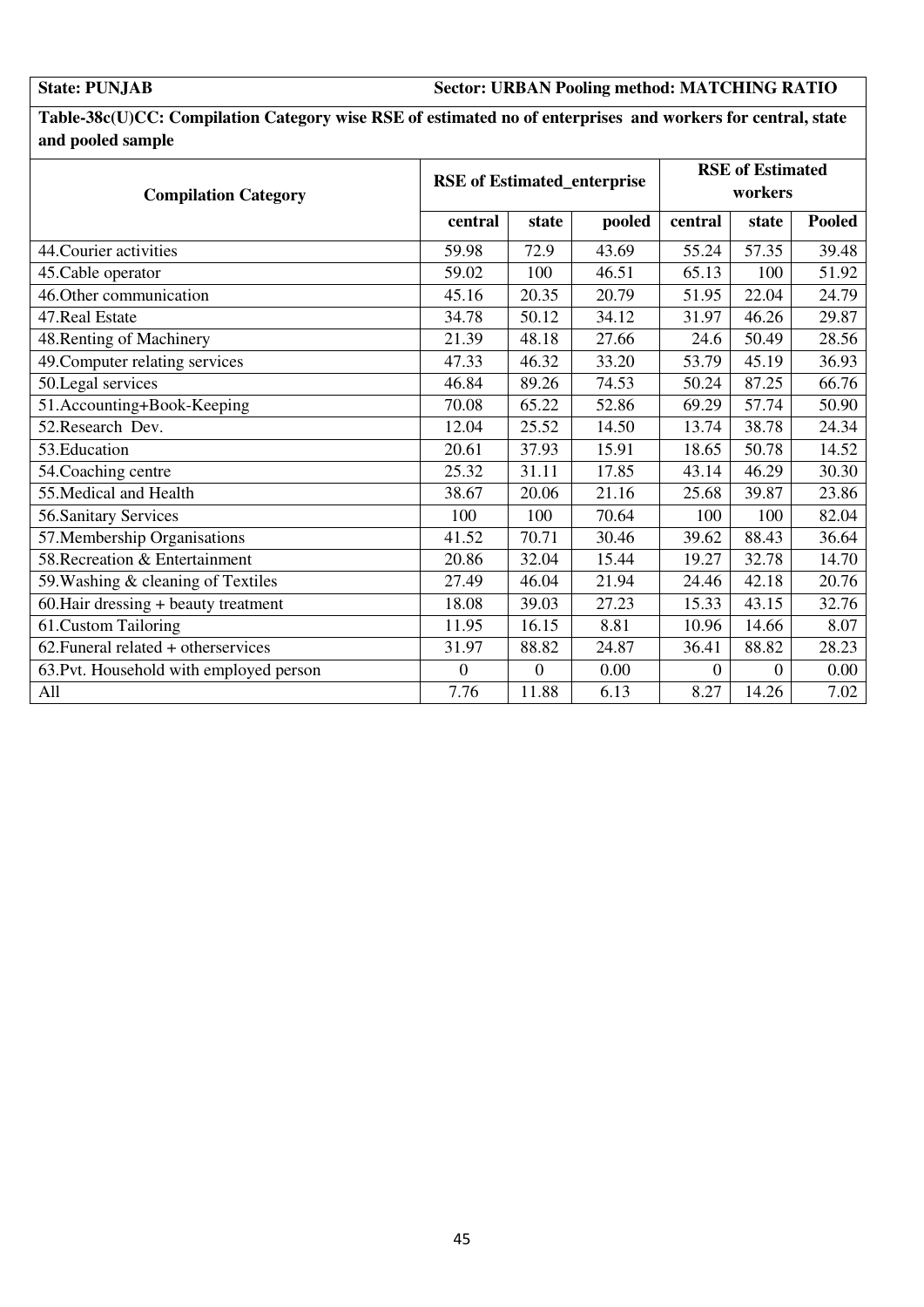**State: PUNJAB** **Sector: URBAN Pooling method: MATCHING RATIO**

**Table-38c(U)CC: Compilation Category wise RSE of estimated no of enterprises and workers for central, state and pooled sample**

| Compilation Category | RSE of Estimated_enterprise | | | RSE of Estimated workers | | |
|---|---|---|---|---|---|---|
| | central | state | pooled | central | state | Pooled |
| 44.Courier activities | 59.98 | 72.9 | 43.69 | 55.24 | 57.35 | 39.48 |
| 45.Cable operator | 59.02 | 100 | 46.51 | 65.13 | 100 | 51.92 |
| 46.Other communication | 45.16 | 20.35 | 20.79 | 51.95 | 22.04 | 24.79 |
| 47.Real Estate | 34.78 | 50.12 | 34.12 | 31.97 | 46.26 | 29.87 |
| 48.Renting of Machinery | 21.39 | 48.18 | 27.66 | 24.6 | 50.49 | 28.56 |
| 49.Computer relating services | 47.33 | 46.32 | 33.20 | 53.79 | 45.19 | 36.93 |
| 50.Legal services | 46.84 | 89.26 | 74.53 | 50.24 | 87.25 | 66.76 |
| 51.Accounting+Book-Keeping | 70.08 | 65.22 | 52.86 | 69.29 | 57.74 | 50.90 |
| 52.Research Dev. | 12.04 | 25.52 | 14.50 | 13.74 | 38.78 | 24.34 |
| 53.Education | 20.61 | 37.93 | 15.91 | 18.65 | 50.78 | 14.52 |
| 54.Coaching centre | 25.32 | 31.11 | 17.85 | 43.14 | 46.29 | 30.30 |
| 55.Medical and Health | 38.67 | 20.06 | 21.16 | 25.68 | 39.87 | 23.86 |
| 56.Sanitary Services | 100 | 100 | 70.64 | 100 | 100 | 82.04 |
| 57.Membership Organisations | 41.52 | 70.71 | 30.46 | 39.62 | 88.43 | 36.64 |
| 58.Recreation & Entertainment | 20.86 | 32.04 | 15.44 | 19.27 | 32.78 | 14.70 |
| 59.Washing & cleaning of Textiles | 27.49 | 46.04 | 21.94 | 24.46 | 42.18 | 20.76 |
| 60.Hair dressing + beauty treatment | 18.08 | 39.03 | 27.23 | 15.33 | 43.15 | 32.76 |
| 61.Custom Tailoring | 11.95 | 16.15 | 8.81 | 10.96 | 14.66 | 8.07 |
| 62.Funeral related + otherservices | 31.97 | 88.82 | 24.87 | 36.41 | 88.82 | 28.23 |
| 63.Pvt. Household with employed person | 0 | 0 | 0.00 | 0 | 0 | 0.00 |
| All | 7.76 | 11.88 | 6.13 | 8.27 | 14.26 | 7.02 |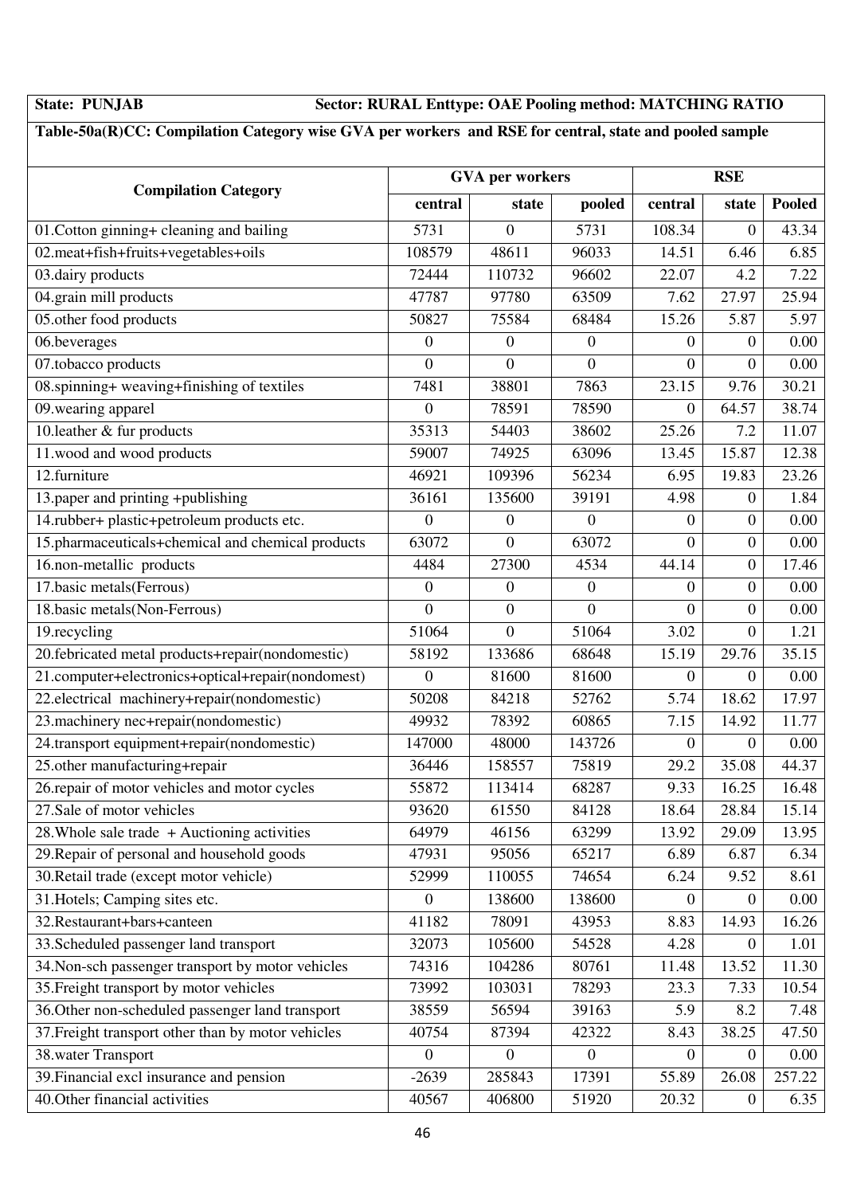**State: PUNJAB Sector: RURAL Enttype: OAE Pooling method: MATCHING RATIO**

**Table-50a(R)CC: Compilation Category wise GVA per workers and RSE for central, state and pooled sample**

| Compilation Category | GVA per workers | | | RSE | | |
|---|---|---|---|---|---|---|
| | central | state | pooled | central | state | Pooled |
| 01.Cotton ginning+ cleaning and bailing | 5731 | 0 | 5731 | 108.34 | 0 | 43.34 |
| 02.meat+fish+fruits+vegetables+oils | 108579 | 48611 | 96033 | 14.51 | 6.46 | 6.85 |
| 03.dairy products | 72444 | 110732 | 96602 | 22.07 | 4.2 | 7.22 |
| 04.grain mill products | 47787 | 97780 | 63509 | 7.62 | 27.97 | 25.94 |
| 05.other food products | 50827 | 75584 | 68484 | 15.26 | 5.87 | 5.97 |
| 06.beverages | 0 | 0 | 0 | 0 | 0 | 0.00 |
| 07.tobacco products | 0 | 0 | 0 | 0 | 0 | 0.00 |
| 08.spinning+ weaving+finishing of textiles | 7481 | 38801 | 7863 | 23.15 | 9.76 | 30.21 |
| 09.wearing apparel | 0 | 78591 | 78590 | 0 | 64.57 | 38.74 |
| 10.leather & fur products | 35313 | 54403 | 38602 | 25.26 | 7.2 | 11.07 |
| 11.wood and wood products | 59007 | 74925 | 63096 | 13.45 | 15.87 | 12.38 |
| 12.furniture | 46921 | 109396 | 56234 | 6.95 | 19.83 | 23.26 |
| 13.paper and printing +publishing | 36161 | 135600 | 39191 | 4.98 | 0 | 1.84 |
| 14.rubber+ plastic+petroleum products etc. | 0 | 0 | 0 | 0 | 0 | 0.00 |
| 15.pharmaceuticals+chemical and chemical products | 63072 | 0 | 63072 | 0 | 0 | 0.00 |
| 16.non-metallic products | 4484 | 27300 | 4534 | 44.14 | 0 | 17.46 |
| 17.basic metals(Ferrous) | 0 | 0 | 0 | 0 | 0 | 0.00 |
| 18.basic metals(Non-Ferrous) | 0 | 0 | 0 | 0 | 0 | 0.00 |
| 19.recycling | 51064 | 0 | 51064 | 3.02 | 0 | 1.21 |
| 20.febricated metal products+repair(nondomestic) | 58192 | 133686 | 68648 | 15.19 | 29.76 | 35.15 |
| 21.computer+electronics+optical+repair(nondomest) | 0 | 81600 | 81600 | 0 | 0 | 0.00 |
| 22.electrical machinery+repair(nondomestic) | 50208 | 84218 | 52762 | 5.74 | 18.62 | 17.97 |
| 23.machinery nec+repair(nondomestic) | 49932 | 78392 | 60865 | 7.15 | 14.92 | 11.77 |
| 24.transport equipment+repair(nondomestic) | 147000 | 48000 | 143726 | 0 | 0 | 0.00 |
| 25.other manufacturing+repair | 36446 | 158557 | 75819 | 29.2 | 35.08 | 44.37 |
| 26.repair of motor vehicles and motor cycles | 55872 | 113414 | 68287 | 9.33 | 16.25 | 16.48 |
| 27.Sale of motor vehicles | 93620 | 61550 | 84128 | 18.64 | 28.84 | 15.14 |
| 28.Whole sale trade + Auctioning activities | 64979 | 46156 | 63299 | 13.92 | 29.09 | 13.95 |
| 29.Repair of personal and household goods | 47931 | 95056 | 65217 | 6.89 | 6.87 | 6.34 |
| 30.Retail trade (except motor vehicle) | 52999 | 110055 | 74654 | 6.24 | 9.52 | 8.61 |
| 31.Hotels; Camping sites etc. | 0 | 138600 | 138600 | 0 | 0 | 0.00 |
| 32.Restaurant+bars+canteen | 41182 | 78091 | 43953 | 8.83 | 14.93 | 16.26 |
| 33.Scheduled passenger land transport | 32073 | 105600 | 54528 | 4.28 | 0 | 1.01 |
| 34.Non-sch passenger transport by motor vehicles | 74316 | 104286 | 80761 | 11.48 | 13.52 | 11.30 |
| 35.Freight transport by motor vehicles | 73992 | 103031 | 78293 | 23.3 | 7.33 | 10.54 |
| 36.Other non-scheduled passenger land transport | 38559 | 56594 | 39163 | 5.9 | 8.2 | 7.48 |
| 37.Freight transport other than by motor vehicles | 40754 | 87394 | 42322 | 8.43 | 38.25 | 47.50 |
| 38.water Transport | 0 | 0 | 0 | 0 | 0 | 0.00 |
| 39.Financial excl insurance and pension | -2639 | 285843 | 17391 | 55.89 | 26.08 | 257.22 |
| 40.Other financial activities | 40567 | 406800 | 51920 | 20.32 | 0 | 6.35 |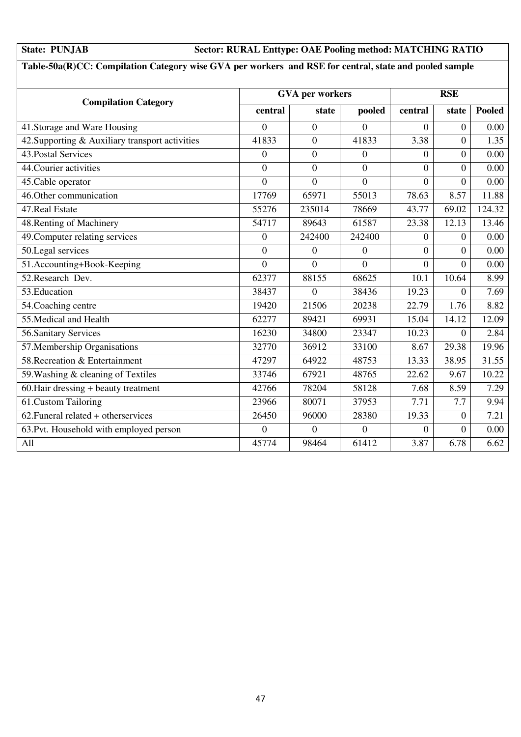**State: PUNJAB** **Sector: RURAL Enttype: OAE Pooling method: MATCHING RATIO**

**Table-50a(R)CC: Compilation Category wise GVA per workers and RSE for central, state and pooled sample**

| Compilation Category | GVA per workers | | | RSE | | |
|---|---|---|---|---|---|---|
| | central | state | pooled | central | state | Pooled |
| 41.Storage and Ware Housing | 0 | 0 | 0 | 0 | 0 | 0.00 |
| 42.Supporting & Auxiliary transport activities | 41833 | 0 | 41833 | 3.38 | 0 | 1.35 |
| 43.Postal Services | 0 | 0 | 0 | 0 | 0 | 0.00 |
| 44.Courier activities | 0 | 0 | 0 | 0 | 0 | 0.00 |
| 45.Cable operator | 0 | 0 | 0 | 0 | 0 | 0.00 |
| 46.Other communication | 17769 | 65971 | 55013 | 78.63 | 8.57 | 11.88 |
| 47.Real Estate | 55276 | 235014 | 78669 | 43.77 | 69.02 | 124.32 |
| 48.Renting of Machinery | 54717 | 89643 | 61587 | 23.38 | 12.13 | 13.46 |
| 49.Computer relating services | 0 | 242400 | 242400 | 0 | 0 | 0.00 |
| 50.Legal services | 0 | 0 | 0 | 0 | 0 | 0.00 |
| 51.Accounting+Book-Keeping | 0 | 0 | 0 | 0 | 0 | 0.00 |
| 52.Research Dev. | 62377 | 88155 | 68625 | 10.1 | 10.64 | 8.99 |
| 53.Education | 38437 | 0 | 38436 | 19.23 | 0 | 7.69 |
| 54.Coaching centre | 19420 | 21506 | 20238 | 22.79 | 1.76 | 8.82 |
| 55.Medical and Health | 62277 | 89421 | 69931 | 15.04 | 14.12 | 12.09 |
| 56.Sanitary Services | 16230 | 34800 | 23347 | 10.23 | 0 | 2.84 |
| 57.Membership Organisations | 32770 | 36912 | 33100 | 8.67 | 29.38 | 19.96 |
| 58.Recreation & Entertainment | 47297 | 64922 | 48753 | 13.33 | 38.95 | 31.55 |
| 59.Washing & cleaning of Textiles | 33746 | 67921 | 48765 | 22.62 | 9.67 | 10.22 |
| 60.Hair dressing + beauty treatment | 42766 | 78204 | 58128 | 7.68 | 8.59 | 7.29 |
| 61.Custom Tailoring | 23966 | 80071 | 37953 | 7.71 | 7.7 | 9.94 |
| 62.Funeral related + otherservices | 26450 | 96000 | 28380 | 19.33 | 0 | 7.21 |
| 63.Pvt. Household with employed person | 0 | 0 | 0 | 0 | 0 | 0.00 |
| All | 45774 | 98464 | 61412 | 3.87 | 6.78 | 6.62 |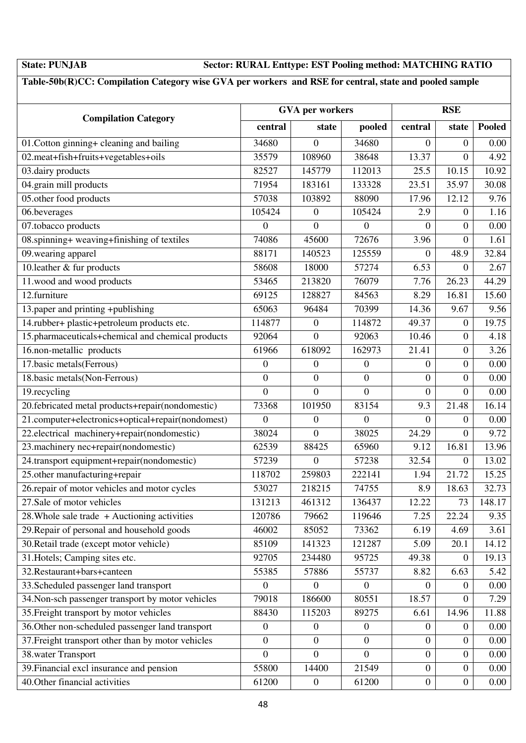**State: PUNJAB** **Sector: RURAL Enttype: EST Pooling method: MATCHING RATIO**

**Table-50b(R)CC: Compilation Category wise GVA per workers and RSE for central, state and pooled sample**

| Compilation Category | GVA per workers | | | RSE | | |
|---|---|---|---|---|---|---|
| | central | state | pooled | central | state | Pooled |
| 01.Cotton ginning+ cleaning and bailing | 34680 | 0 | 34680 | 0 | 0 | 0.00 |
| 02.meat+fish+fruits+vegetables+oils | 35579 | 108960 | 38648 | 13.37 | 0 | 4.92 |
| 03.dairy products | 82527 | 145779 | 112013 | 25.5 | 10.15 | 10.92 |
| 04.grain mill products | 71954 | 183161 | 133328 | 23.51 | 35.97 | 30.08 |
| 05.other food products | 57038 | 103892 | 88090 | 17.96 | 12.12 | 9.76 |
| 06.beverages | 105424 | 0 | 105424 | 2.9 | 0 | 1.16 |
| 07.tobacco products | 0 | 0 | 0 | 0 | 0 | 0.00 |
| 08.spinning+ weaving+finishing of textiles | 74086 | 45600 | 72676 | 3.96 | 0 | 1.61 |
| 09.wearing apparel | 88171 | 140523 | 125559 | 0 | 48.9 | 32.84 |
| 10.leather & fur products | 58608 | 18000 | 57274 | 6.53 | 0 | 2.67 |
| 11.wood and wood products | 53465 | 213820 | 76079 | 7.76 | 26.23 | 44.29 |
| 12.furniture | 69125 | 128827 | 84563 | 8.29 | 16.81 | 15.60 |
| 13.paper and printing +publishing | 65063 | 96484 | 70399 | 14.36 | 9.67 | 9.56 |
| 14.rubber+ plastic+petroleum products etc. | 114877 | 0 | 114872 | 49.37 | 0 | 19.75 |
| 15.pharmaceuticals+chemical and chemical products | 92064 | 0 | 92063 | 10.46 | 0 | 4.18 |
| 16.non-metallic products | 61966 | 618092 | 162973 | 21.41 | 0 | 3.26 |
| 17.basic metals(Ferrous) | 0 | 0 | 0 | 0 | 0 | 0.00 |
| 18.basic metals(Non-Ferrous) | 0 | 0 | 0 | 0 | 0 | 0.00 |
| 19.recycling | 0 | 0 | 0 | 0 | 0 | 0.00 |
| 20.febricated metal products+repair(nondomestic) | 73368 | 101950 | 83154 | 9.3 | 21.48 | 16.14 |
| 21.computer+electronics+optical+repair(nondomest) | 0 | 0 | 0 | 0 | 0 | 0.00 |
| 22.electrical machinery+repair(nondomestic) | 38024 | 0 | 38025 | 24.29 | 0 | 9.72 |
| 23.machinery nec+repair(nondomestic) | 62539 | 88425 | 65960 | 9.12 | 16.81 | 13.96 |
| 24.transport equipment+repair(nondomestic) | 57239 | 0 | 57238 | 32.54 | 0 | 13.02 |
| 25.other manufacturing+repair | 118702 | 259803 | 222141 | 1.94 | 21.72 | 15.25 |
| 26.repair of motor vehicles and motor cycles | 53027 | 218215 | 74755 | 8.9 | 18.63 | 32.73 |
| 27.Sale of motor vehicles | 131213 | 461312 | 136437 | 12.22 | 73 | 148.17 |
| 28.Whole sale trade + Auctioning activities | 120786 | 79662 | 119646 | 7.25 | 22.24 | 9.35 |
| 29.Repair of personal and household goods | 46002 | 85052 | 73362 | 6.19 | 4.69 | 3.61 |
| 30.Retail trade (except motor vehicle) | 85109 | 141323 | 121287 | 5.09 | 20.1 | 14.12 |
| 31.Hotels; Camping sites etc. | 92705 | 234480 | 95725 | 49.38 | 0 | 19.13 |
| 32.Restaurant+bars+canteen | 55385 | 57886 | 55737 | 8.82 | 6.63 | 5.42 |
| 33.Scheduled passenger land transport | 0 | 0 | 0 | 0 | 0 | 0.00 |
| 34.Non-sch passenger transport by motor vehicles | 79018 | 186600 | 80551 | 18.57 | 0 | 7.29 |
| 35.Freight transport by motor vehicles | 88430 | 115203 | 89275 | 6.61 | 14.96 | 11.88 |
| 36.Other non-scheduled passenger land transport | 0 | 0 | 0 | 0 | 0 | 0.00 |
| 37.Freight transport other than by motor vehicles | 0 | 0 | 0 | 0 | 0 | 0.00 |
| 38.water Transport | 0 | 0 | 0 | 0 | 0 | 0.00 |
| 39.Financial excl insurance and pension | 55800 | 14400 | 21549 | 0 | 0 | 0.00 |
| 40.Other financial activities | 61200 | 0 | 61200 | 0 | 0 | 0.00 |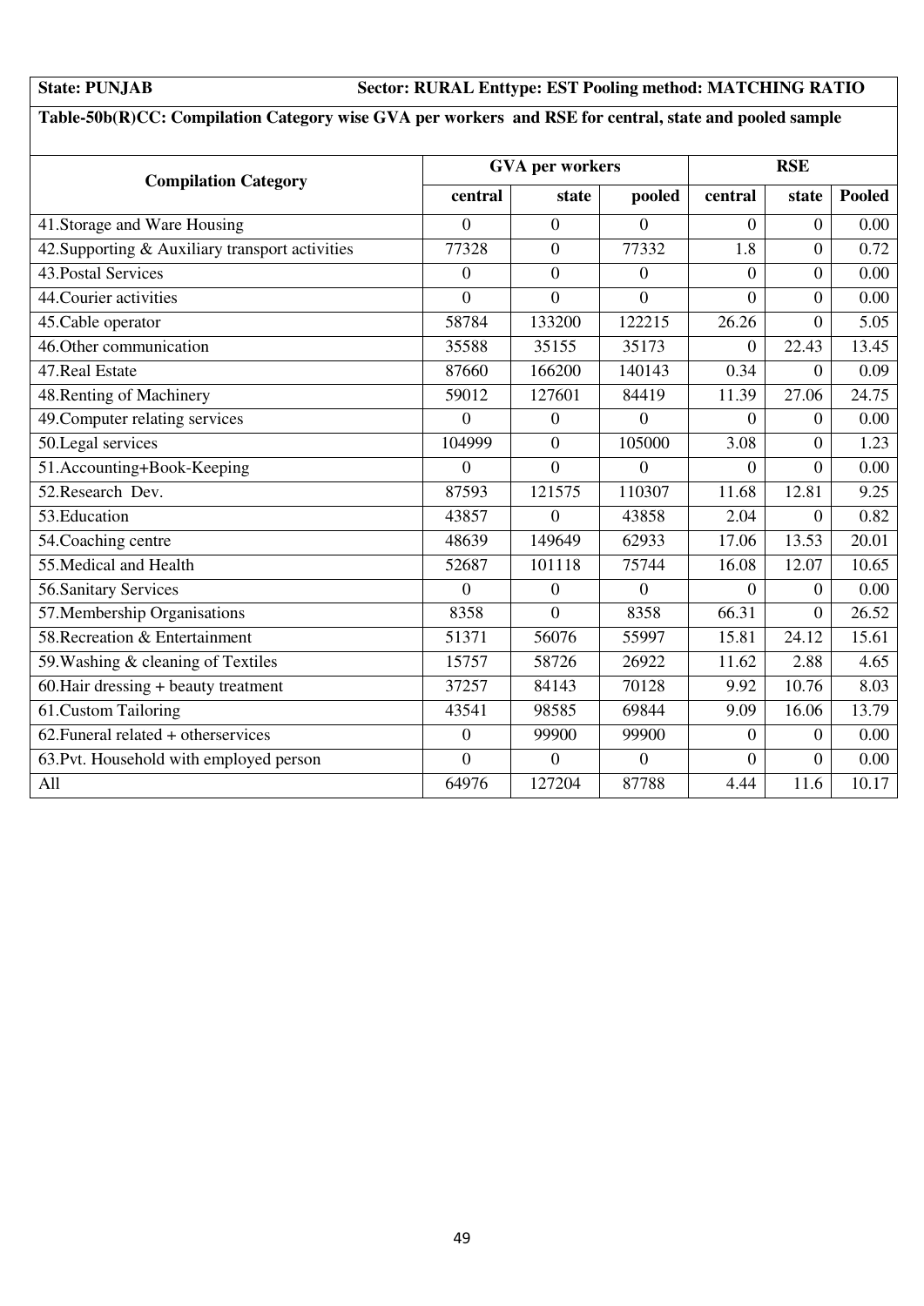**State: PUNJAB** **Sector: RURAL Enttype: EST Pooling method: MATCHING RATIO**

**Table-50b(R)CC: Compilation Category wise GVA per workers and RSE for central, state and pooled sample**

| Compilation Category | GVA per workers | | | RSE | | |
|---|---|---|---|---|---|---|
| | central | state | pooled | central | state | Pooled |
| 41.Storage and Ware Housing | 0 | 0 | 0 | 0 | 0 | 0.00 |
| 42.Supporting & Auxiliary transport activities | 77328 | 0 | 77332 | 1.8 | 0 | 0.72 |
| 43.Postal Services | 0 | 0 | 0 | 0 | 0 | 0.00 |
| 44.Courier activities | 0 | 0 | 0 | 0 | 0 | 0.00 |
| 45.Cable operator | 58784 | 133200 | 122215 | 26.26 | 0 | 5.05 |
| 46.Other communication | 35588 | 35155 | 35173 | 0 | 22.43 | 13.45 |
| 47.Real Estate | 87660 | 166200 | 140143 | 0.34 | 0 | 0.09 |
| 48.Renting of Machinery | 59012 | 127601 | 84419 | 11.39 | 27.06 | 24.75 |
| 49.Computer relating services | 0 | 0 | 0 | 0 | 0 | 0.00 |
| 50.Legal services | 104999 | 0 | 105000 | 3.08 | 0 | 1.23 |
| 51.Accounting+Book-Keeping | 0 | 0 | 0 | 0 | 0 | 0.00 |
| 52.Research Dev. | 87593 | 121575 | 110307 | 11.68 | 12.81 | 9.25 |
| 53.Education | 43857 | 0 | 43858 | 2.04 | 0 | 0.82 |
| 54.Coaching centre | 48639 | 149649 | 62933 | 17.06 | 13.53 | 20.01 |
| 55.Medical and Health | 52687 | 101118 | 75744 | 16.08 | 12.07 | 10.65 |
| 56.Sanitary Services | 0 | 0 | 0 | 0 | 0 | 0.00 |
| 57.Membership Organisations | 8358 | 0 | 8358 | 66.31 | 0 | 26.52 |
| 58.Recreation & Entertainment | 51371 | 56076 | 55997 | 15.81 | 24.12 | 15.61 |
| 59.Washing & cleaning of Textiles | 15757 | 58726 | 26922 | 11.62 | 2.88 | 4.65 |
| 60.Hair dressing + beauty treatment | 37257 | 84143 | 70128 | 9.92 | 10.76 | 8.03 |
| 61.Custom Tailoring | 43541 | 98585 | 69844 | 9.09 | 16.06 | 13.79 |
| 62.Funeral related + otherservices | 0 | 99900 | 99900 | 0 | 0 | 0.00 |
| 63.Pvt. Household with employed person | 0 | 0 | 0 | 0 | 0 | 0.00 |
| All | 64976 | 127204 | 87788 | 4.44 | 11.6 | 10.17 |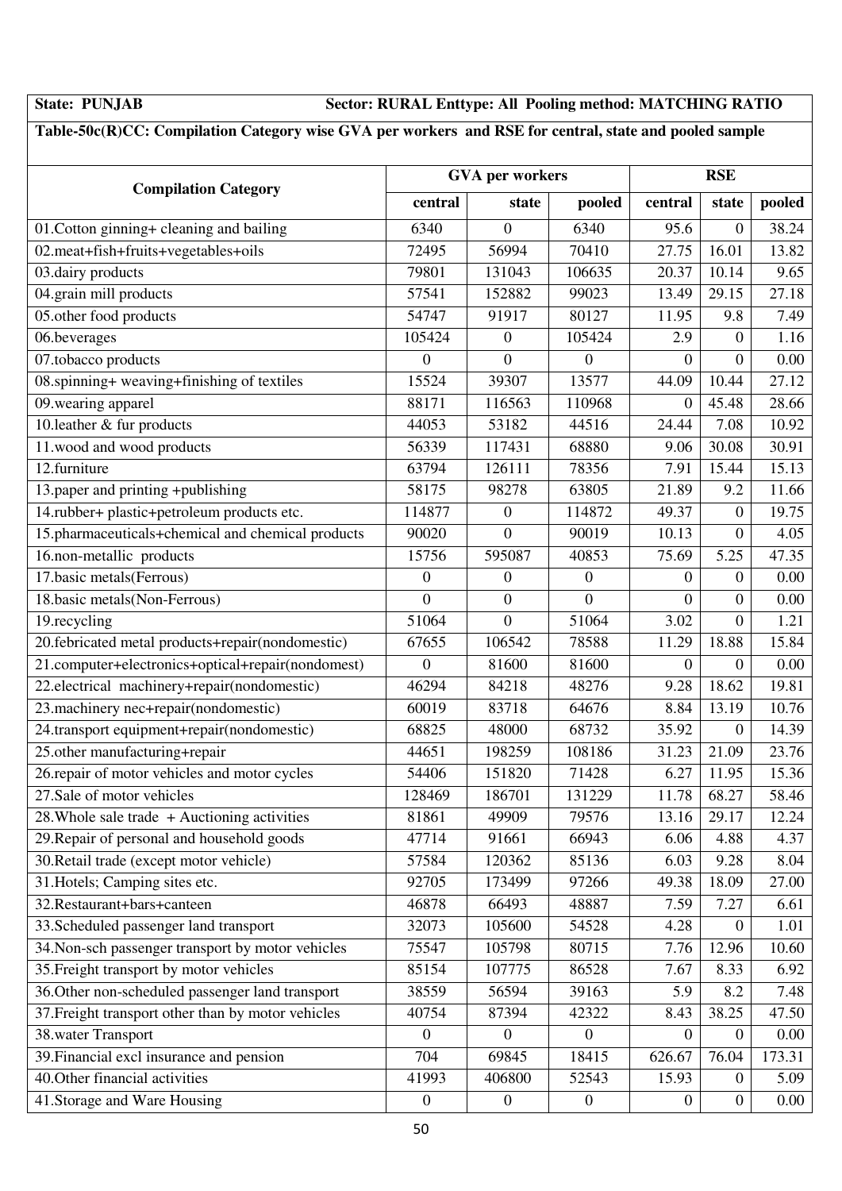**State: PUNJAB** **Sector: RURAL Enttype: All Pooling method: MATCHING RATIO**

**Table-50c(R)CC: Compilation Category wise GVA per workers and RSE for central, state and pooled sample**

| Compilation Category | GVA per workers | | | RSE | | |
|---|---|---|---|---|---|---|
| | central | state | pooled | central | state | pooled |
| 01.Cotton ginning+ cleaning and bailing | 6340 | 0 | 6340 | 95.6 | 0 | 38.24 |
| 02.meat+fish+fruits+vegetables+oils | 72495 | 56994 | 70410 | 27.75 | 16.01 | 13.82 |
| 03.dairy products | 79801 | 131043 | 106635 | 20.37 | 10.14 | 9.65 |
| 04.grain mill products | 57541 | 152882 | 99023 | 13.49 | 29.15 | 27.18 |
| 05.other food products | 54747 | 91917 | 80127 | 11.95 | 9.8 | 7.49 |
| 06.beverages | 105424 | 0 | 105424 | 2.9 | 0 | 1.16 |
| 07.tobacco products | 0 | 0 | 0 | 0 | 0 | 0.00 |
| 08.spinning+ weaving+finishing of textiles | 15524 | 39307 | 13577 | 44.09 | 10.44 | 27.12 |
| 09.wearing apparel | 88171 | 116563 | 110968 | 0 | 45.48 | 28.66 |
| 10.leather & fur products | 44053 | 53182 | 44516 | 24.44 | 7.08 | 10.92 |
| 11.wood and wood products | 56339 | 117431 | 68880 | 9.06 | 30.08 | 30.91 |
| 12.furniture | 63794 | 126111 | 78356 | 7.91 | 15.44 | 15.13 |
| 13.paper and printing +publishing | 58175 | 98278 | 63805 | 21.89 | 9.2 | 11.66 |
| 14.rubber+ plastic+petroleum products etc. | 114877 | 0 | 114872 | 49.37 | 0 | 19.75 |
| 15.pharmaceuticals+chemical and chemical products | 90020 | 0 | 90019 | 10.13 | 0 | 4.05 |
| 16.non-metallic products | 15756 | 595087 | 40853 | 75.69 | 5.25 | 47.35 |
| 17.basic metals(Ferrous) | 0 | 0 | 0 | 0 | 0 | 0.00 |
| 18.basic metals(Non-Ferrous) | 0 | 0 | 0 | 0 | 0 | 0.00 |
| 19.recycling | 51064 | 0 | 51064 | 3.02 | 0 | 1.21 |
| 20.febricated metal products+repair(nondomestic) | 67655 | 106542 | 78588 | 11.29 | 18.88 | 15.84 |
| 21.computer+electronics+optical+repair(nondomest) | 0 | 81600 | 81600 | 0 | 0 | 0.00 |
| 22.electrical machinery+repair(nondomestic) | 46294 | 84218 | 48276 | 9.28 | 18.62 | 19.81 |
| 23.machinery nec+repair(nondomestic) | 60019 | 83718 | 64676 | 8.84 | 13.19 | 10.76 |
| 24.transport equipment+repair(nondomestic) | 68825 | 48000 | 68732 | 35.92 | 0 | 14.39 |
| 25.other manufacturing+repair | 44651 | 198259 | 108186 | 31.23 | 21.09 | 23.76 |
| 26.repair of motor vehicles and motor cycles | 54406 | 151820 | 71428 | 6.27 | 11.95 | 15.36 |
| 27.Sale of motor vehicles | 128469 | 186701 | 131229 | 11.78 | 68.27 | 58.46 |
| 28.Whole sale trade + Auctioning activities | 81861 | 49909 | 79576 | 13.16 | 29.17 | 12.24 |
| 29.Repair of personal and household goods | 47714 | 91661 | 66943 | 6.06 | 4.88 | 4.37 |
| 30.Retail trade (except motor vehicle) | 57584 | 120362 | 85136 | 6.03 | 9.28 | 8.04 |
| 31.Hotels; Camping sites etc. | 92705 | 173499 | 97266 | 49.38 | 18.09 | 27.00 |
| 32.Restaurant+bars+canteen | 46878 | 66493 | 48887 | 7.59 | 7.27 | 6.61 |
| 33.Scheduled passenger land transport | 32073 | 105600 | 54528 | 4.28 | 0 | 1.01 |
| 34.Non-sch passenger transport by motor vehicles | 75547 | 105798 | 80715 | 7.76 | 12.96 | 10.60 |
| 35.Freight transport by motor vehicles | 85154 | 107775 | 86528 | 7.67 | 8.33 | 6.92 |
| 36.Other non-scheduled passenger land transport | 38559 | 56594 | 39163 | 5.9 | 8.2 | 7.48 |
| 37.Freight transport other than by motor vehicles | 40754 | 87394 | 42322 | 8.43 | 38.25 | 47.50 |
| 38.water Transport | 0 | 0 | 0 | 0 | 0 | 0.00 |
| 39.Financial excl insurance and pension | 704 | 69845 | 18415 | 626.67 | 76.04 | 173.31 |
| 40.Other financial activities | 41993 | 406800 | 52543 | 15.93 | 0 | 5.09 |
| 41.Storage and Ware Housing | 0 | 0 | 0 | 0 | 0 | 0.00 |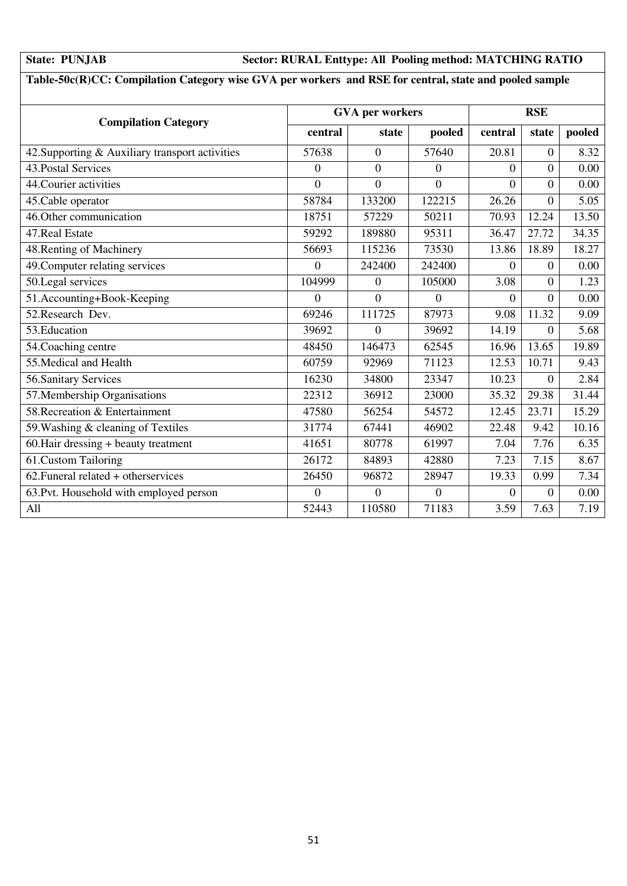**State: PUNJAB** **Sector: RURAL Enttype: All Pooling method: MATCHING RATIO**

**Table-50c(R)CC: Compilation Category wise GVA per workers and RSE for central, state and pooled sample**

| Compilation Category | GVA per workers | | | RSE | | |
|---|---|---|---|---|---|---|
| | central | state | pooled | central | state | pooled |
| 42.Supporting & Auxiliary transport activities | 57638 | 0 | 57640 | 20.81 | 0 | 8.32 |
| 43.Postal Services | 0 | 0 | 0 | 0 | 0 | 0.00 |
| 44.Courier activities | 0 | 0 | 0 | 0 | 0 | 0.00 |
| 45.Cable operator | 58784 | 133200 | 122215 | 26.26 | 0 | 5.05 |
| 46.Other communication | 18751 | 57229 | 50211 | 70.93 | 12.24 | 13.50 |
| 47.Real Estate | 59292 | 189880 | 95311 | 36.47 | 27.72 | 34.35 |
| 48.Renting of Machinery | 56693 | 115236 | 73530 | 13.86 | 18.89 | 18.27 |
| 49.Computer relating services | 0 | 242400 | 242400 | 0 | 0 | 0.00 |
| 50.Legal services | 104999 | 0 | 105000 | 3.08 | 0 | 1.23 |
| 51.Accounting+Book-Keeping | 0 | 0 | 0 | 0 | 0 | 0.00 |
| 52.Research Dev. | 69246 | 111725 | 87973 | 9.08 | 11.32 | 9.09 |
| 53.Education | 39692 | 0 | 39692 | 14.19 | 0 | 5.68 |
| 54.Coaching centre | 48450 | 146473 | 62545 | 16.96 | 13.65 | 19.89 |
| 55.Medical and Health | 60759 | 92969 | 71123 | 12.53 | 10.71 | 9.43 |
| 56.Sanitary Services | 16230 | 34800 | 23347 | 10.23 | 0 | 2.84 |
| 57.Membership Organisations | 22312 | 36912 | 23000 | 35.32 | 29.38 | 31.44 |
| 58.Recreation & Entertainment | 47580 | 56254 | 54572 | 12.45 | 23.71 | 15.29 |
| 59.Washing & cleaning of Textiles | 31774 | 67441 | 46902 | 22.48 | 9.42 | 10.16 |
| 60.Hair dressing + beauty treatment | 41651 | 80778 | 61997 | 7.04 | 7.76 | 6.35 |
| 61.Custom Tailoring | 26172 | 84893 | 42880 | 7.23 | 7.15 | 8.67 |
| 62.Funeral related + otherservices | 26450 | 96872 | 28947 | 19.33 | 0.99 | 7.34 |
| 63.Pvt. Household with employed person | 0 | 0 | 0 | 0 | 0 | 0.00 |
| All | 52443 | 110580 | 71183 | 3.59 | 7.63 | 7.19 |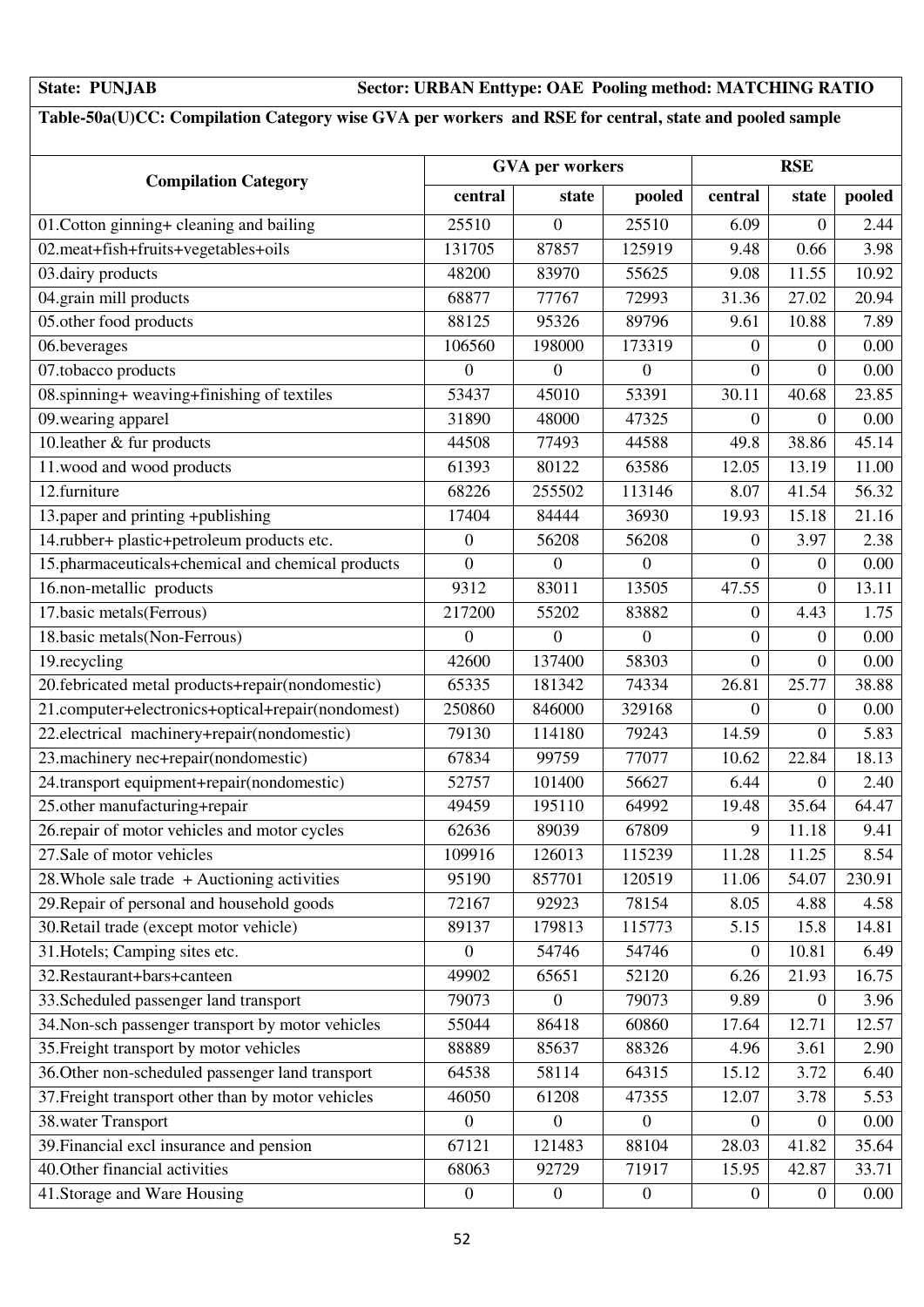**State: PUNJAB** **Sector: URBAN Enttype: OAE Pooling method: MATCHING RATIO**

**Table-50a(U)CC: Compilation Category wise GVA per workers and RSE for central, state and pooled sample**

| Compilation Category | GVA per workers | | | RSE | | |
|---|---|---|---|---|---|---|
| | central | state | pooled | central | state | pooled |
| 01.Cotton ginning+ cleaning and bailing | 25510 | 0 | 25510 | 6.09 | 0 | 2.44 |
| 02.meat+fish+fruits+vegetables+oils | 131705 | 87857 | 125919 | 9.48 | 0.66 | 3.98 |
| 03.dairy products | 48200 | 83970 | 55625 | 9.08 | 11.55 | 10.92 |
| 04.grain mill products | 68877 | 77767 | 72993 | 31.36 | 27.02 | 20.94 |
| 05.other food products | 88125 | 95326 | 89796 | 9.61 | 10.88 | 7.89 |
| 06.beverages | 106560 | 198000 | 173319 | 0 | 0 | 0.00 |
| 07.tobacco products | 0 | 0 | 0 | 0 | 0 | 0.00 |
| 08.spinning+ weaving+finishing of textiles | 53437 | 45010 | 53391 | 30.11 | 40.68 | 23.85 |
| 09.wearing apparel | 31890 | 48000 | 47325 | 0 | 0 | 0.00 |
| 10.leather & fur products | 44508 | 77493 | 44588 | 49.8 | 38.86 | 45.14 |
| 11.wood and wood products | 61393 | 80122 | 63586 | 12.05 | 13.19 | 11.00 |
| 12.furniture | 68226 | 255502 | 113146 | 8.07 | 41.54 | 56.32 |
| 13.paper and printing +publishing | 17404 | 84444 | 36930 | 19.93 | 15.18 | 21.16 |
| 14.rubber+ plastic+petroleum products etc. | 0 | 56208 | 56208 | 0 | 3.97 | 2.38 |
| 15.pharmaceuticals+chemical and chemical products | 0 | 0 | 0 | 0 | 0 | 0.00 |
| 16.non-metallic products | 9312 | 83011 | 13505 | 47.55 | 0 | 13.11 |
| 17.basic metals(Ferrous) | 217200 | 55202 | 83882 | 0 | 4.43 | 1.75 |
| 18.basic metals(Non-Ferrous) | 0 | 0 | 0 | 0 | 0 | 0.00 |
| 19.recycling | 42600 | 137400 | 58303 | 0 | 0 | 0.00 |
| 20.febricated metal products+repair(nondomestic) | 65335 | 181342 | 74334 | 26.81 | 25.77 | 38.88 |
| 21.computer+electronics+optical+repair(nondomest) | 250860 | 846000 | 329168 | 0 | 0 | 0.00 |
| 22.electrical machinery+repair(nondomestic) | 79130 | 114180 | 79243 | 14.59 | 0 | 5.83 |
| 23.machinery nec+repair(nondomestic) | 67834 | 99759 | 77077 | 10.62 | 22.84 | 18.13 |
| 24.transport equipment+repair(nondomestic) | 52757 | 101400 | 56627 | 6.44 | 0 | 2.40 |
| 25.other manufacturing+repair | 49459 | 195110 | 64992 | 19.48 | 35.64 | 64.47 |
| 26.repair of motor vehicles and motor cycles | 62636 | 89039 | 67809 | 9 | 11.18 | 9.41 |
| 27.Sale of motor vehicles | 109916 | 126013 | 115239 | 11.28 | 11.25 | 8.54 |
| 28.Whole sale trade + Auctioning activities | 95190 | 857701 | 120519 | 11.06 | 54.07 | 230.91 |
| 29.Repair of personal and household goods | 72167 | 92923 | 78154 | 8.05 | 4.88 | 4.58 |
| 30.Retail trade (except motor vehicle) | 89137 | 179813 | 115773 | 5.15 | 15.8 | 14.81 |
| 31.Hotels; Camping sites etc. | 0 | 54746 | 54746 | 0 | 10.81 | 6.49 |
| 32.Restaurant+bars+canteen | 49902 | 65651 | 52120 | 6.26 | 21.93 | 16.75 |
| 33.Scheduled passenger land transport | 79073 | 0 | 79073 | 9.89 | 0 | 3.96 |
| 34.Non-sch passenger transport by motor vehicles | 55044 | 86418 | 60860 | 17.64 | 12.71 | 12.57 |
| 35.Freight transport by motor vehicles | 88889 | 85637 | 88326 | 4.96 | 3.61 | 2.90 |
| 36.Other non-scheduled passenger land transport | 64538 | 58114 | 64315 | 15.12 | 3.72 | 6.40 |
| 37.Freight transport other than by motor vehicles | 46050 | 61208 | 47355 | 12.07 | 3.78 | 5.53 |
| 38.water Transport | 0 | 0 | 0 | 0 | 0 | 0.00 |
| 39.Financial excl insurance and pension | 67121 | 121483 | 88104 | 28.03 | 41.82 | 35.64 |
| 40.Other financial activities | 68063 | 92729 | 71917 | 15.95 | 42.87 | 33.71 |
| 41.Storage and Ware Housing | 0 | 0 | 0 | 0 | 0 | 0.00 |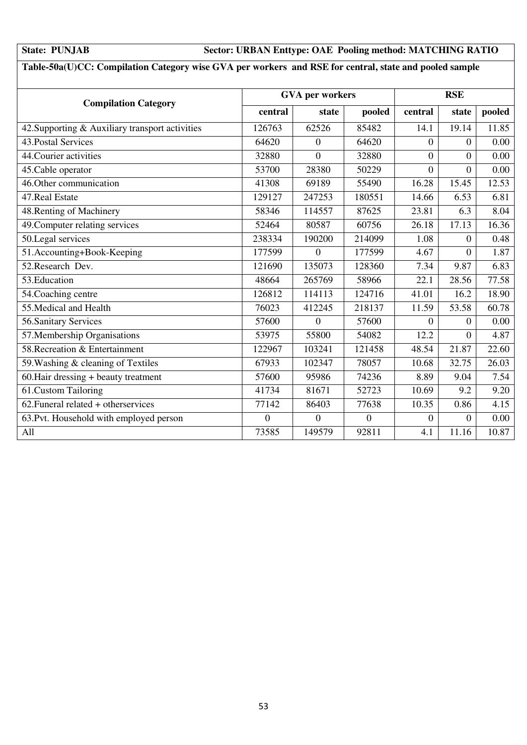**State: PUNJAB** **Sector: URBAN Enttype: OAE Pooling method: MATCHING RATIO**

**Table-50a(U)CC: Compilation Category wise GVA per workers and RSE for central, state and pooled sample**

| Compilation Category | GVA per workers | | | RSE | | |
|---|---|---|---|---|---|---|
| | central | state | pooled | central | state | pooled |
| 42.Supporting & Auxiliary transport activities | 126763 | 62526 | 85482 | 14.1 | 19.14 | 11.85 |
| 43.Postal Services | 64620 | 0 | 64620 | 0 | 0 | 0.00 |
| 44.Courier activities | 32880 | 0 | 32880 | 0 | 0 | 0.00 |
| 45.Cable operator | 53700 | 28380 | 50229 | 0 | 0 | 0.00 |
| 46.Other communication | 41308 | 69189 | 55490 | 16.28 | 15.45 | 12.53 |
| 47.Real Estate | 129127 | 247253 | 180551 | 14.66 | 6.53 | 6.81 |
| 48.Renting of Machinery | 58346 | 114557 | 87625 | 23.81 | 6.3 | 8.04 |
| 49.Computer relating services | 52464 | 80587 | 60756 | 26.18 | 17.13 | 16.36 |
| 50.Legal services | 238334 | 190200 | 214099 | 1.08 | 0 | 0.48 |
| 51.Accounting+Book-Keeping | 177599 | 0 | 177599 | 4.67 | 0 | 1.87 |
| 52.Research Dev. | 121690 | 135073 | 128360 | 7.34 | 9.87 | 6.83 |
| 53.Education | 48664 | 265769 | 58966 | 22.1 | 28.56 | 77.58 |
| 54.Coaching centre | 126812 | 114113 | 124716 | 41.01 | 16.2 | 18.90 |
| 55.Medical and Health | 76023 | 412245 | 218137 | 11.59 | 53.58 | 60.78 |
| 56.Sanitary Services | 57600 | 0 | 57600 | 0 | 0 | 0.00 |
| 57.Membership Organisations | 53975 | 55800 | 54082 | 12.2 | 0 | 4.87 |
| 58.Recreation & Entertainment | 122967 | 103241 | 121458 | 48.54 | 21.87 | 22.60 |
| 59.Washing & cleaning of Textiles | 67933 | 102347 | 78057 | 10.68 | 32.75 | 26.03 |
| 60.Hair dressing + beauty treatment | 57600 | 95986 | 74236 | 8.89 | 9.04 | 7.54 |
| 61.Custom Tailoring | 41734 | 81671 | 52723 | 10.69 | 9.2 | 9.20 |
| 62.Funeral related + otherservices | 77142 | 86403 | 77638 | 10.35 | 0.86 | 4.15 |
| 63.Pvt. Household with employed person | 0 | 0 | 0 | 0 | 0 | 0.00 |
| All | 73585 | 149579 | 92811 | 4.1 | 11.16 | 10.87 |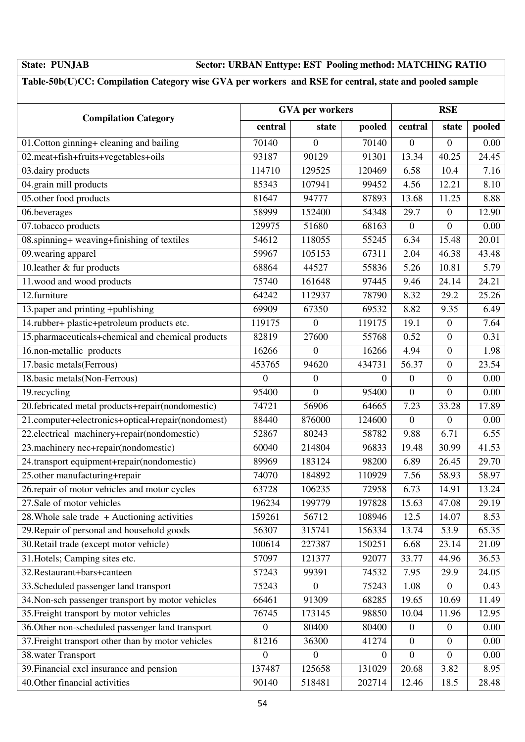**State: PUNJAB** **Sector: URBAN Enttype: EST Pooling method: MATCHING RATIO**

**Table-50b(U)CC: Compilation Category wise GVA per workers and RSE for central, state and pooled sample**

| Compilation Category | GVA per workers | | | RSE | | |
|---|---|---|---|---|---|---|
| | central | state | pooled | central | state | pooled |
| 01.Cotton ginning+ cleaning and bailing | 70140 | 0 | 70140 | 0 | 0 | 0.00 |
| 02.meat+fish+fruits+vegetables+oils | 93187 | 90129 | 91301 | 13.34 | 40.25 | 24.45 |
| 03.dairy products | 114710 | 129525 | 120469 | 6.58 | 10.4 | 7.16 |
| 04.grain mill products | 85343 | 107941 | 99452 | 4.56 | 12.21 | 8.10 |
| 05.other food products | 81647 | 94777 | 87893 | 13.68 | 11.25 | 8.88 |
| 06.beverages | 58999 | 152400 | 54348 | 29.7 | 0 | 12.90 |
| 07.tobacco products | 129975 | 51680 | 68163 | 0 | 0 | 0.00 |
| 08.spinning+ weaving+finishing of textiles | 54612 | 118055 | 55245 | 6.34 | 15.48 | 20.01 |
| 09.wearing apparel | 59967 | 105153 | 67311 | 2.04 | 46.38 | 43.48 |
| 10.leather & fur products | 68864 | 44527 | 55836 | 5.26 | 10.81 | 5.79 |
| 11.wood and wood products | 75740 | 161648 | 97445 | 9.46 | 24.14 | 24.21 |
| 12.furniture | 64242 | 112937 | 78790 | 8.32 | 29.2 | 25.26 |
| 13.paper and printing +publishing | 69909 | 67350 | 69532 | 8.82 | 9.35 | 6.49 |
| 14.rubber+ plastic+petroleum products etc. | 119175 | 0 | 119175 | 19.1 | 0 | 7.64 |
| 15.pharmaceuticals+chemical and chemical products | 82819 | 27600 | 55768 | 0.52 | 0 | 0.31 |
| 16.non-metallic products | 16266 | 0 | 16266 | 4.94 | 0 | 1.98 |
| 17.basic metals(Ferrous) | 453765 | 94620 | 434731 | 56.37 | 0 | 23.54 |
| 18.basic metals(Non-Ferrous) | 0 | 0 | 0 | 0 | 0 | 0.00 |
| 19.recycling | 95400 | 0 | 95400 | 0 | 0 | 0.00 |
| 20.febricated metal products+repair(nondomestic) | 74721 | 56906 | 64665 | 7.23 | 33.28 | 17.89 |
| 21.computer+electronics+optical+repair(nondomest) | 88440 | 876000 | 124600 | 0 | 0 | 0.00 |
| 22.electrical machinery+repair(nondomestic) | 52867 | 80243 | 58782 | 9.88 | 6.71 | 6.55 |
| 23.machinery nec+repair(nondomestic) | 60040 | 214804 | 96833 | 19.48 | 30.99 | 41.53 |
| 24.transport equipment+repair(nondomestic) | 89969 | 183124 | 98200 | 6.89 | 26.45 | 29.70 |
| 25.other manufacturing+repair | 74070 | 184892 | 110929 | 7.56 | 58.93 | 58.97 |
| 26.repair of motor vehicles and motor cycles | 63728 | 106235 | 72958 | 6.73 | 14.91 | 13.24 |
| 27.Sale of motor vehicles | 196234 | 199779 | 197828 | 15.63 | 47.08 | 29.19 |
| 28.Whole sale trade + Auctioning activities | 159261 | 56712 | 108946 | 12.5 | 14.07 | 8.53 |
| 29.Repair of personal and household goods | 56307 | 315741 | 156334 | 13.74 | 53.9 | 65.35 |
| 30.Retail trade (except motor vehicle) | 100614 | 227387 | 150251 | 6.68 | 23.14 | 21.09 |
| 31.Hotels; Camping sites etc. | 57097 | 121377 | 92077 | 33.77 | 44.96 | 36.53 |
| 32.Restaurant+bars+canteen | 57243 | 99391 | 74532 | 7.95 | 29.9 | 24.05 |
| 33.Scheduled passenger land transport | 75243 | 0 | 75243 | 1.08 | 0 | 0.43 |
| 34.Non-sch passenger transport by motor vehicles | 66461 | 91309 | 68285 | 19.65 | 10.69 | 11.49 |
| 35.Freight transport by motor vehicles | 76745 | 173145 | 98850 | 10.04 | 11.96 | 12.95 |
| 36.Other non-scheduled passenger land transport | 0 | 80400 | 80400 | 0 | 0 | 0.00 |
| 37.Freight transport other than by motor vehicles | 81216 | 36300 | 41274 | 0 | 0 | 0.00 |
| 38.water Transport | 0 | 0 | 0 | 0 | 0 | 0.00 |
| 39.Financial excl insurance and pension | 137487 | 125658 | 131029 | 20.68 | 3.82 | 8.95 |
| 40.Other financial activities | 90140 | 518481 | 202714 | 12.46 | 18.5 | 28.48 |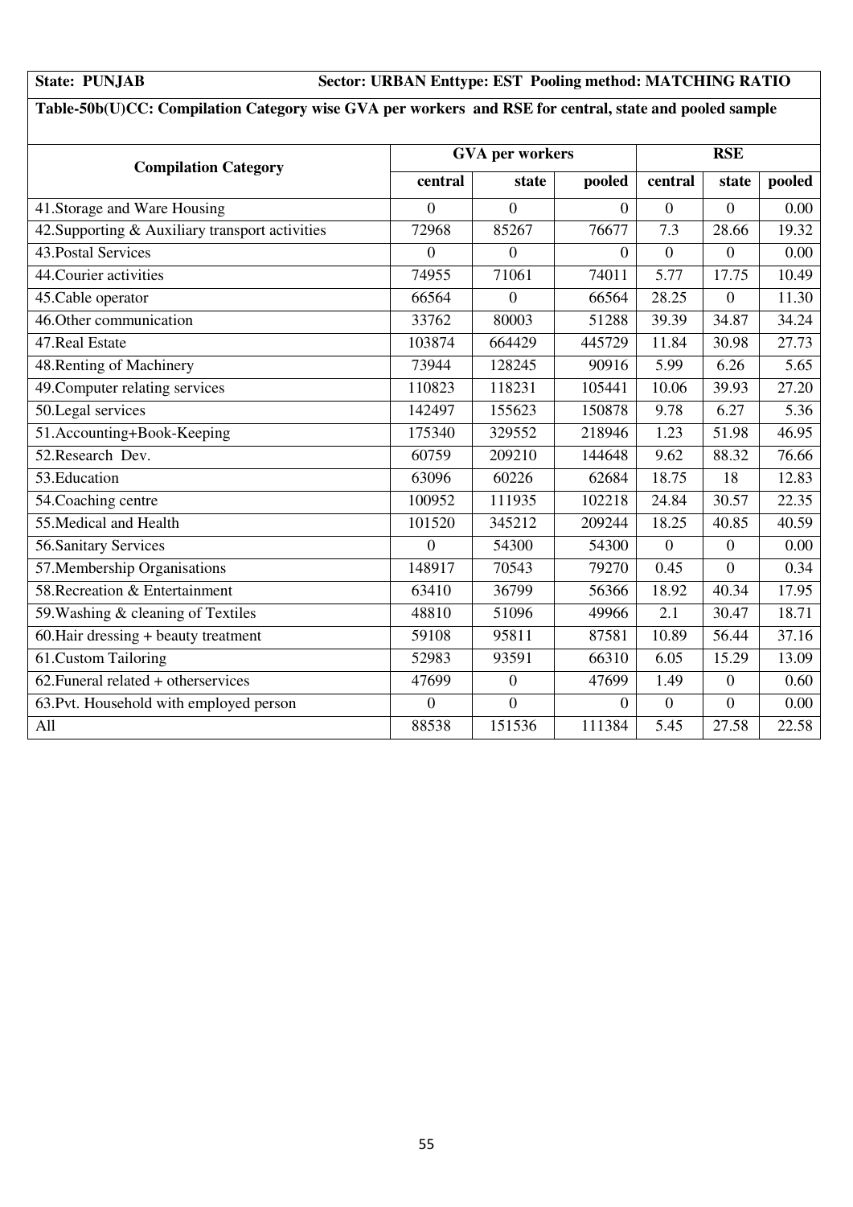**State: PUNJAB** **Sector: URBAN Enttype: EST Pooling method: MATCHING RATIO**

**Table-50b(U)CC: Compilation Category wise GVA per workers and RSE for central, state and pooled sample**

| Compilation Category | GVA per workers | | | RSE | | |
|---|---|---|---|---|---|---|
| | central | state | pooled | central | state | pooled |
| 41.Storage and Ware Housing | 0 | 0 | 0 | 0 | 0 | 0.00 |
| 42.Supporting & Auxiliary transport activities | 72968 | 85267 | 76677 | 7.3 | 28.66 | 19.32 |
| 43.Postal Services | 0 | 0 | 0 | 0 | 0 | 0.00 |
| 44.Courier activities | 74955 | 71061 | 74011 | 5.77 | 17.75 | 10.49 |
| 45.Cable operator | 66564 | 0 | 66564 | 28.25 | 0 | 11.30 |
| 46.Other communication | 33762 | 80003 | 51288 | 39.39 | 34.87 | 34.24 |
| 47.Real Estate | 103874 | 664429 | 445729 | 11.84 | 30.98 | 27.73 |
| 48.Renting of Machinery | 73944 | 128245 | 90916 | 5.99 | 6.26 | 5.65 |
| 49.Computer relating services | 110823 | 118231 | 105441 | 10.06 | 39.93 | 27.20 |
| 50.Legal services | 142497 | 155623 | 150878 | 9.78 | 6.27 | 5.36 |
| 51.Accounting+Book-Keeping | 175340 | 329552 | 218946 | 1.23 | 51.98 | 46.95 |
| 52.Research Dev. | 60759 | 209210 | 144648 | 9.62 | 88.32 | 76.66 |
| 53.Education | 63096 | 60226 | 62684 | 18.75 | 18 | 12.83 |
| 54.Coaching centre | 100952 | 111935 | 102218 | 24.84 | 30.57 | 22.35 |
| 55.Medical and Health | 101520 | 345212 | 209244 | 18.25 | 40.85 | 40.59 |
| 56.Sanitary Services | 0 | 54300 | 54300 | 0 | 0 | 0.00 |
| 57.Membership Organisations | 148917 | 70543 | 79270 | 0.45 | 0 | 0.34 |
| 58.Recreation & Entertainment | 63410 | 36799 | 56366 | 18.92 | 40.34 | 17.95 |
| 59.Washing & cleaning of Textiles | 48810 | 51096 | 49966 | 2.1 | 30.47 | 18.71 |
| 60.Hair dressing + beauty treatment | 59108 | 95811 | 87581 | 10.89 | 56.44 | 37.16 |
| 61.Custom Tailoring | 52983 | 93591 | 66310 | 6.05 | 15.29 | 13.09 |
| 62.Funeral related + otherservices | 47699 | 0 | 47699 | 1.49 | 0 | 0.60 |
| 63.Pvt. Household with employed person | 0 | 0 | 0 | 0 | 0 | 0.00 |
| All | 88538 | 151536 | 111384 | 5.45 | 27.58 | 22.58 |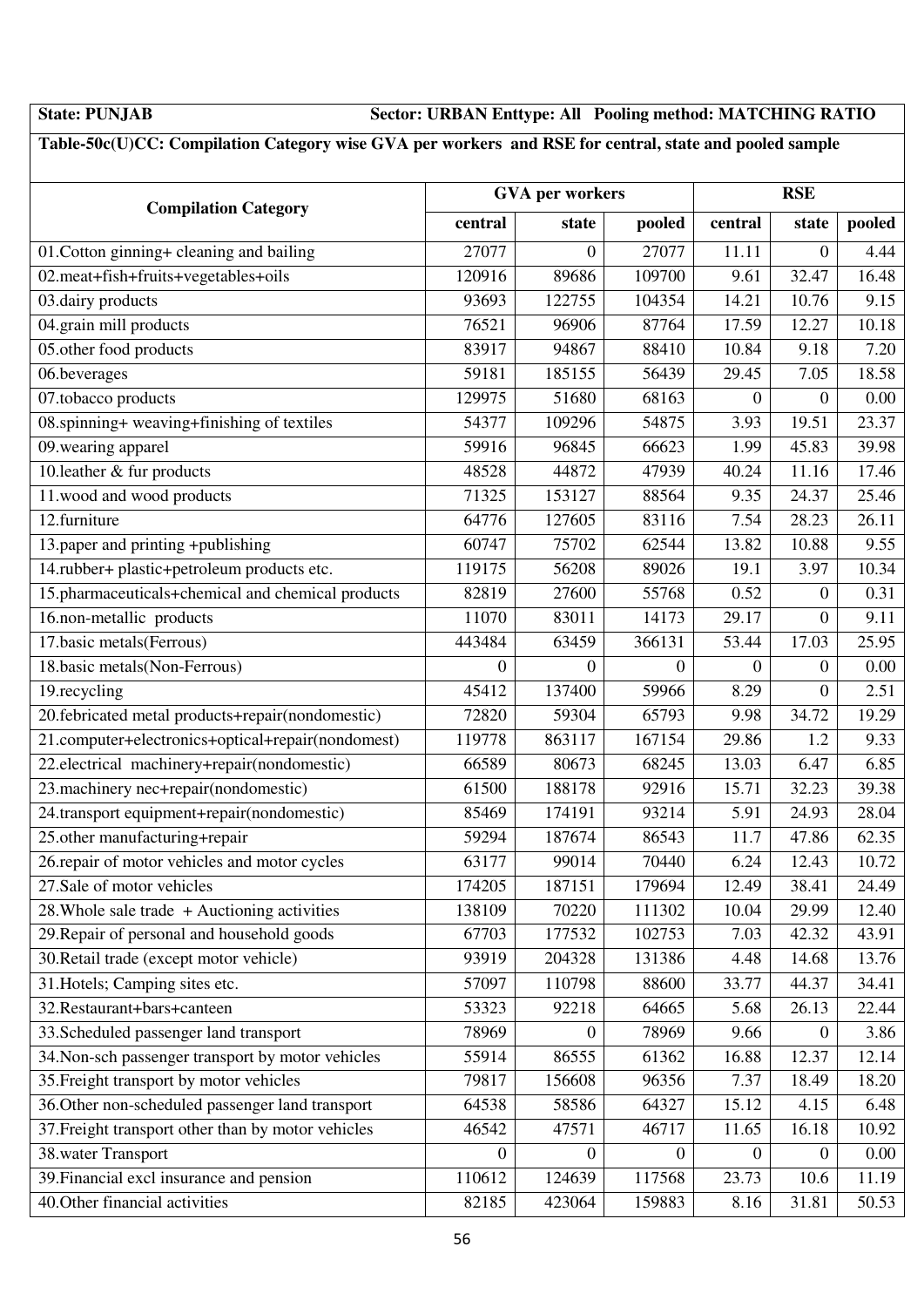**State: PUNJAB** **Sector: URBAN Enttype: All Pooling method: MATCHING RATIO**

**Table-50c(U)CC: Compilation Category wise GVA per workers and RSE for central, state and pooled sample**

| Compilation Category | GVA per workers | | | RSE | | |
|---|---|---|---|---|---|---|
| | central | state | pooled | central | state | pooled |
| 01.Cotton ginning+ cleaning and bailing | 27077 | 0 | 27077 | 11.11 | 0 | 4.44 |
| 02.meat+fish+fruits+vegetables+oils | 120916 | 89686 | 109700 | 9.61 | 32.47 | 16.48 |
| 03.dairy products | 93693 | 122755 | 104354 | 14.21 | 10.76 | 9.15 |
| 04.grain mill products | 76521 | 96906 | 87764 | 17.59 | 12.27 | 10.18 |
| 05.other food products | 83917 | 94867 | 88410 | 10.84 | 9.18 | 7.20 |
| 06.beverages | 59181 | 185155 | 56439 | 29.45 | 7.05 | 18.58 |
| 07.tobacco products | 129975 | 51680 | 68163 | 0 | 0 | 0.00 |
| 08.spinning+ weaving+finishing of textiles | 54377 | 109296 | 54875 | 3.93 | 19.51 | 23.37 |
| 09.wearing apparel | 59916 | 96845 | 66623 | 1.99 | 45.83 | 39.98 |
| 10.leather & fur products | 48528 | 44872 | 47939 | 40.24 | 11.16 | 17.46 |
| 11.wood and wood products | 71325 | 153127 | 88564 | 9.35 | 24.37 | 25.46 |
| 12.furniture | 64776 | 127605 | 83116 | 7.54 | 28.23 | 26.11 |
| 13.paper and printing +publishing | 60747 | 75702 | 62544 | 13.82 | 10.88 | 9.55 |
| 14.rubber+ plastic+petroleum products etc. | 119175 | 56208 | 89026 | 19.1 | 3.97 | 10.34 |
| 15.pharmaceuticals+chemical and chemical products | 82819 | 27600 | 55768 | 0.52 | 0 | 0.31 |
| 16.non-metallic products | 11070 | 83011 | 14173 | 29.17 | 0 | 9.11 |
| 17.basic metals(Ferrous) | 443484 | 63459 | 366131 | 53.44 | 17.03 | 25.95 |
| 18.basic metals(Non-Ferrous) | 0 | 0 | 0 | 0 | 0 | 0.00 |
| 19.recycling | 45412 | 137400 | 59966 | 8.29 | 0 | 2.51 |
| 20.febricated metal products+repair(nondomestic) | 72820 | 59304 | 65793 | 9.98 | 34.72 | 19.29 |
| 21.computer+electronics+optical+repair(nondomest) | 119778 | 863117 | 167154 | 29.86 | 1.2 | 9.33 |
| 22.electrical machinery+repair(nondomestic) | 66589 | 80673 | 68245 | 13.03 | 6.47 | 6.85 |
| 23.machinery nec+repair(nondomestic) | 61500 | 188178 | 92916 | 15.71 | 32.23 | 39.38 |
| 24.transport equipment+repair(nondomestic) | 85469 | 174191 | 93214 | 5.91 | 24.93 | 28.04 |
| 25.other manufacturing+repair | 59294 | 187674 | 86543 | 11.7 | 47.86 | 62.35 |
| 26.repair of motor vehicles and motor cycles | 63177 | 99014 | 70440 | 6.24 | 12.43 | 10.72 |
| 27.Sale of motor vehicles | 174205 | 187151 | 179694 | 12.49 | 38.41 | 24.49 |
| 28.Whole sale trade + Auctioning activities | 138109 | 70220 | 111302 | 10.04 | 29.99 | 12.40 |
| 29.Repair of personal and household goods | 67703 | 177532 | 102753 | 7.03 | 42.32 | 43.91 |
| 30.Retail trade (except motor vehicle) | 93919 | 204328 | 131386 | 4.48 | 14.68 | 13.76 |
| 31.Hotels; Camping sites etc. | 57097 | 110798 | 88600 | 33.77 | 44.37 | 34.41 |
| 32.Restaurant+bars+canteen | 53323 | 92218 | 64665 | 5.68 | 26.13 | 22.44 |
| 33.Scheduled passenger land transport | 78969 | 0 | 78969 | 9.66 | 0 | 3.86 |
| 34.Non-sch passenger transport by motor vehicles | 55914 | 86555 | 61362 | 16.88 | 12.37 | 12.14 |
| 35.Freight transport by motor vehicles | 79817 | 156608 | 96356 | 7.37 | 18.49 | 18.20 |
| 36.Other non-scheduled passenger land transport | 64538 | 58586 | 64327 | 15.12 | 4.15 | 6.48 |
| 37.Freight transport other than by motor vehicles | 46542 | 47571 | 46717 | 11.65 | 16.18 | 10.92 |
| 38.water Transport | 0 | 0 | 0 | 0 | 0 | 0.00 |
| 39.Financial excl insurance and pension | 110612 | 124639 | 117568 | 23.73 | 10.6 | 11.19 |
| 40.Other financial activities | 82185 | 423064 | 159883 | 8.16 | 31.81 | 50.53 |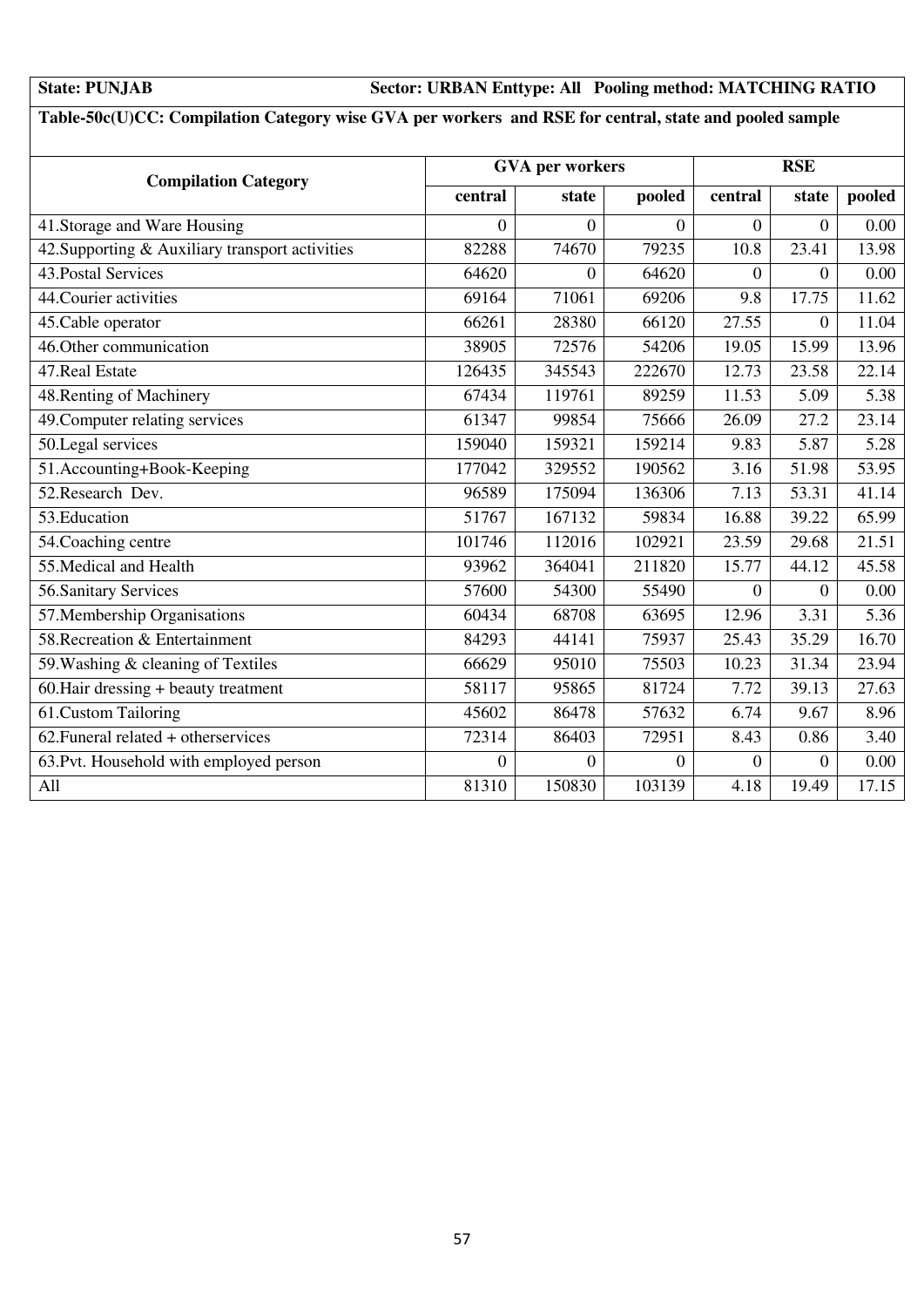**State: PUNJAB** **Sector: URBAN Enttype: All Pooling method: MATCHING RATIO**

**Table-50c(U)CC: Compilation Category wise GVA per workers and RSE for central, state and pooled sample**

| Compilation Category | GVA per workers | | | RSE | | |
|---|---|---|---|---|---|---|
| | central | state | pooled | central | state | pooled |
| 41.Storage and Ware Housing | 0 | 0 | 0 | 0 | 0 | 0.00 |
| 42.Supporting & Auxiliary transport activities | 82288 | 74670 | 79235 | 10.8 | 23.41 | 13.98 |
| 43.Postal Services | 64620 | 0 | 64620 | 0 | 0 | 0.00 |
| 44.Courier activities | 69164 | 71061 | 69206 | 9.8 | 17.75 | 11.62 |
| 45.Cable operator | 66261 | 28380 | 66120 | 27.55 | 0 | 11.04 |
| 46.Other communication | 38905 | 72576 | 54206 | 19.05 | 15.99 | 13.96 |
| 47.Real Estate | 126435 | 345543 | 222670 | 12.73 | 23.58 | 22.14 |
| 48.Renting of Machinery | 67434 | 119761 | 89259 | 11.53 | 5.09 | 5.38 |
| 49.Computer relating services | 61347 | 99854 | 75666 | 26.09 | 27.2 | 23.14 |
| 50.Legal services | 159040 | 159321 | 159214 | 9.83 | 5.87 | 5.28 |
| 51.Accounting+Book-Keeping | 177042 | 329552 | 190562 | 3.16 | 51.98 | 53.95 |
| 52.Research Dev. | 96589 | 175094 | 136306 | 7.13 | 53.31 | 41.14 |
| 53.Education | 51767 | 167132 | 59834 | 16.88 | 39.22 | 65.99 |
| 54.Coaching centre | 101746 | 112016 | 102921 | 23.59 | 29.68 | 21.51 |
| 55.Medical and Health | 93962 | 364041 | 211820 | 15.77 | 44.12 | 45.58 |
| 56.Sanitary Services | 57600 | 54300 | 55490 | 0 | 0 | 0.00 |
| 57.Membership Organisations | 60434 | 68708 | 63695 | 12.96 | 3.31 | 5.36 |
| 58.Recreation & Entertainment | 84293 | 44141 | 75937 | 25.43 | 35.29 | 16.70 |
| 59.Washing & cleaning of Textiles | 66629 | 95010 | 75503 | 10.23 | 31.34 | 23.94 |
| 60.Hair dressing + beauty treatment | 58117 | 95865 | 81724 | 7.72 | 39.13 | 27.63 |
| 61.Custom Tailoring | 45602 | 86478 | 57632 | 6.74 | 9.67 | 8.96 |
| 62.Funeral related + otherservices | 72314 | 86403 | 72951 | 8.43 | 0.86 | 3.40 |
| 63.Pvt. Household with employed person | 0 | 0 | 0 | 0 | 0 | 0.00 |
| All | 81310 | 150830 | 103139 | 4.18 | 19.49 | 17.15 |